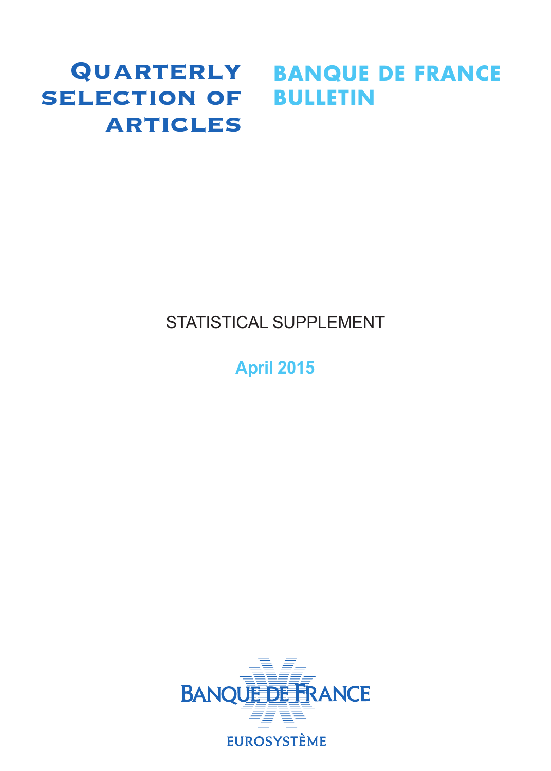# Quarterly Selection of Articles

# Banque de France Bulletin

## STATISTICAL SUPPLEMENT

**April 2015**

BANQUE DE FRANCE

EUROSYSTÈME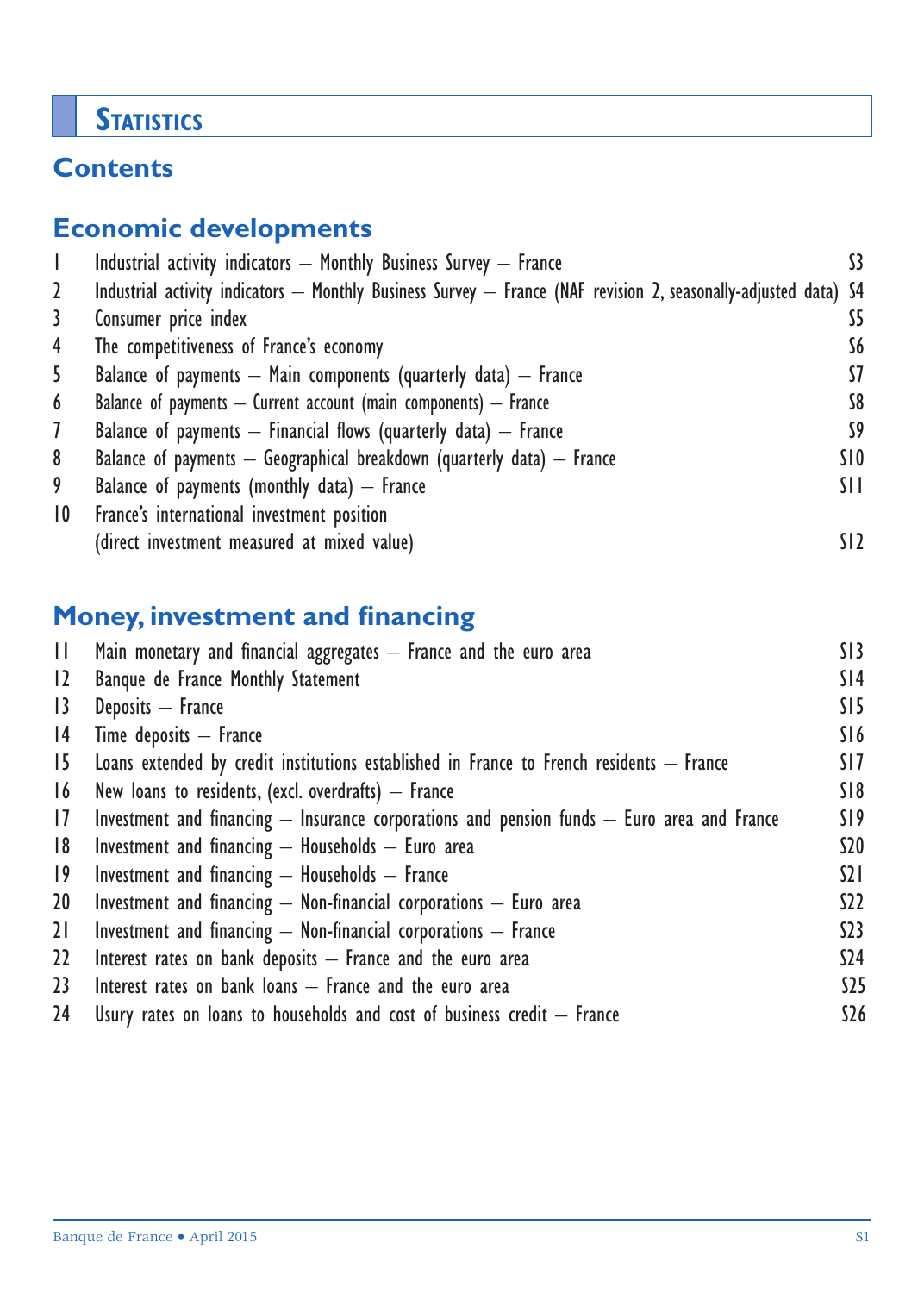# Statistics

## Contents

### Economic developments

| | | |
|---|---|---|
| 1 | Industrial activity indicators – Monthly Business Survey – France | S3 |
| 2 | Industrial activity indicators – Monthly Business Survey – France (NAF revision 2, seasonally-adjusted data) | S4 |
| 3 | Consumer price index | S5 |
| 4 | The competitiveness of France's economy | S6 |
| 5 | Balance of payments – Main components (quarterly data) – France | S7 |
| 6 | Balance of payments – Current account (main components) – France | S8 |
| 7 | Balance of payments – Financial flows (quarterly data) – France | S9 |
| 8 | Balance of payments – Geographical breakdown (quarterly data) – France | S10 |
| 9 | Balance of payments (monthly data) – France | S11 |
| 10 | France's international investment position (direct investment measured at mixed value) | S12 |

### Money, investment and financing

| | | |
|---|---|---|
| 11 | Main monetary and financial aggregates – France and the euro area | S13 |
| 12 | Banque de France Monthly Statement | S14 |
| 13 | Deposits – France | S15 |
| 14 | Time deposits – France | S16 |
| 15 | Loans extended by credit institutions established in France to French residents – France | S17 |
| 16 | New loans to residents, (excl. overdrafts) – France | S18 |
| 17 | Investment and financing – Insurance corporations and pension funds – Euro area and France | S19 |
| 18 | Investment and financing – Households – Euro area | S20 |
| 19 | Investment and financing – Households – France | S21 |
| 20 | Investment and financing – Non-financial corporations – Euro area | S22 |
| 21 | Investment and financing – Non-financial corporations – France | S23 |
| 22 | Interest rates on bank deposits – France and the euro area | S24 |
| 23 | Interest rates on bank loans – France and the euro area | S25 |
| 24 | Usury rates on loans to households and cost of business credit – France | S26 |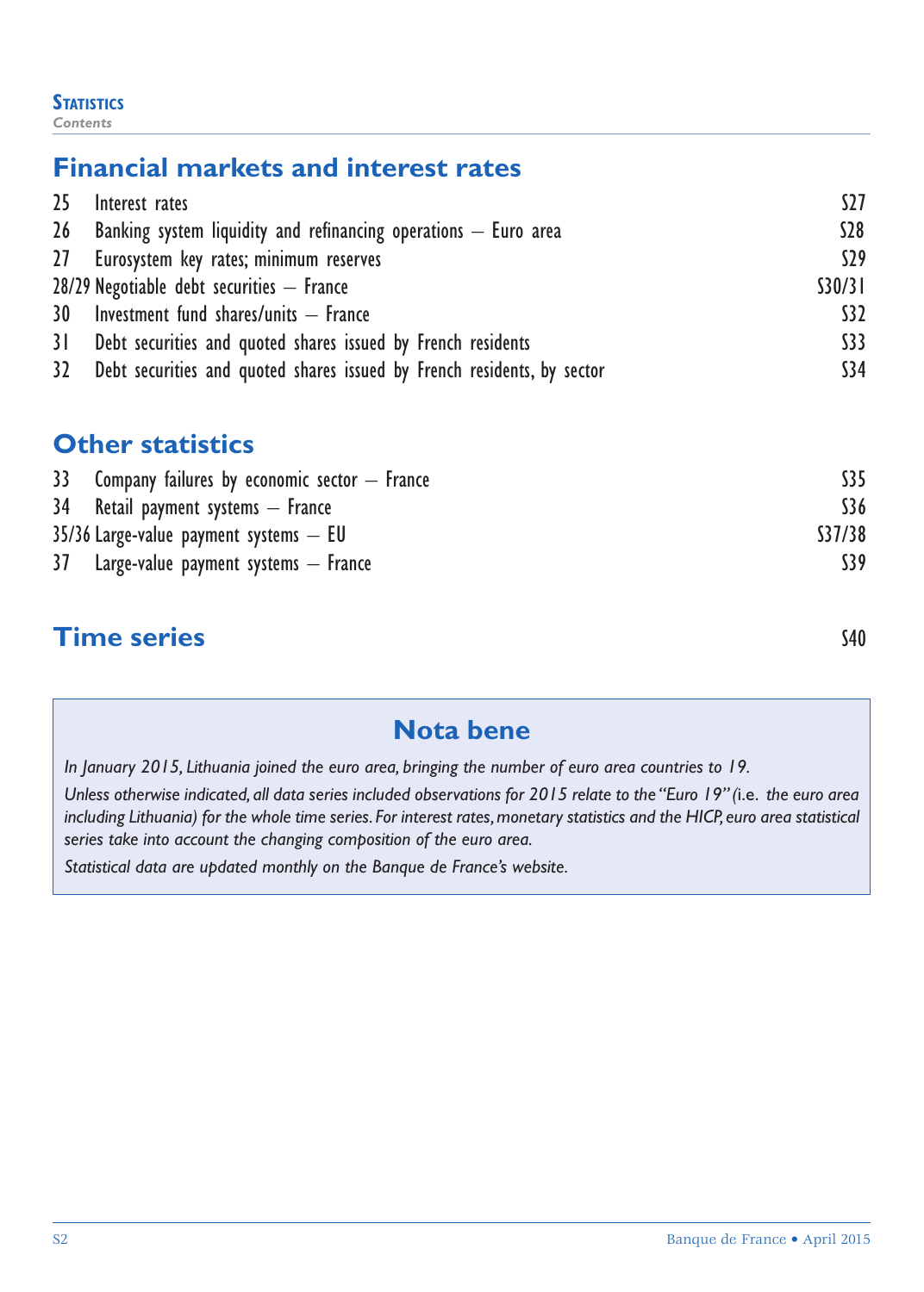## Financial markets and interest rates

| | | |
|---|---|---|
| 25 | Interest rates | S27 |
| 26 | Banking system liquidity and refinancing operations – Euro area | S28 |
| 27 | Eurosystem key rates; minimum reserves | S29 |
| 28/29 | Negotiable debt securities – France | S30/31 |
| 30 | Investment fund shares/units – France | S32 |
| 31 | Debt securities and quoted shares issued by French residents | S33 |
| 32 | Debt securities and quoted shares issued by French residents, by sector | S34 |

## Other statistics

| | | |
|---|---|---|
| 33 | Company failures by economic sector – France | S35 |
| 34 | Retail payment systems – France | S36 |
| 35/36 | Large-value payment systems – EU | S37/38 |
| 37 | Large-value payment systems – France | S39 |

## Time series S40

### Nota bene

*In January 2015, Lithuania joined the euro area, bringing the number of euro area countries to 19.*

*Unless otherwise indicated, all data series included observations for 2015 relate to the "Euro 19" (i.e. the euro area including Lithuania) for the whole time series. For interest rates, monetary statistics and the HICP, euro area statistical series take into account the changing composition of the euro area.*

*Statistical data are updated monthly on the Banque de France's website.*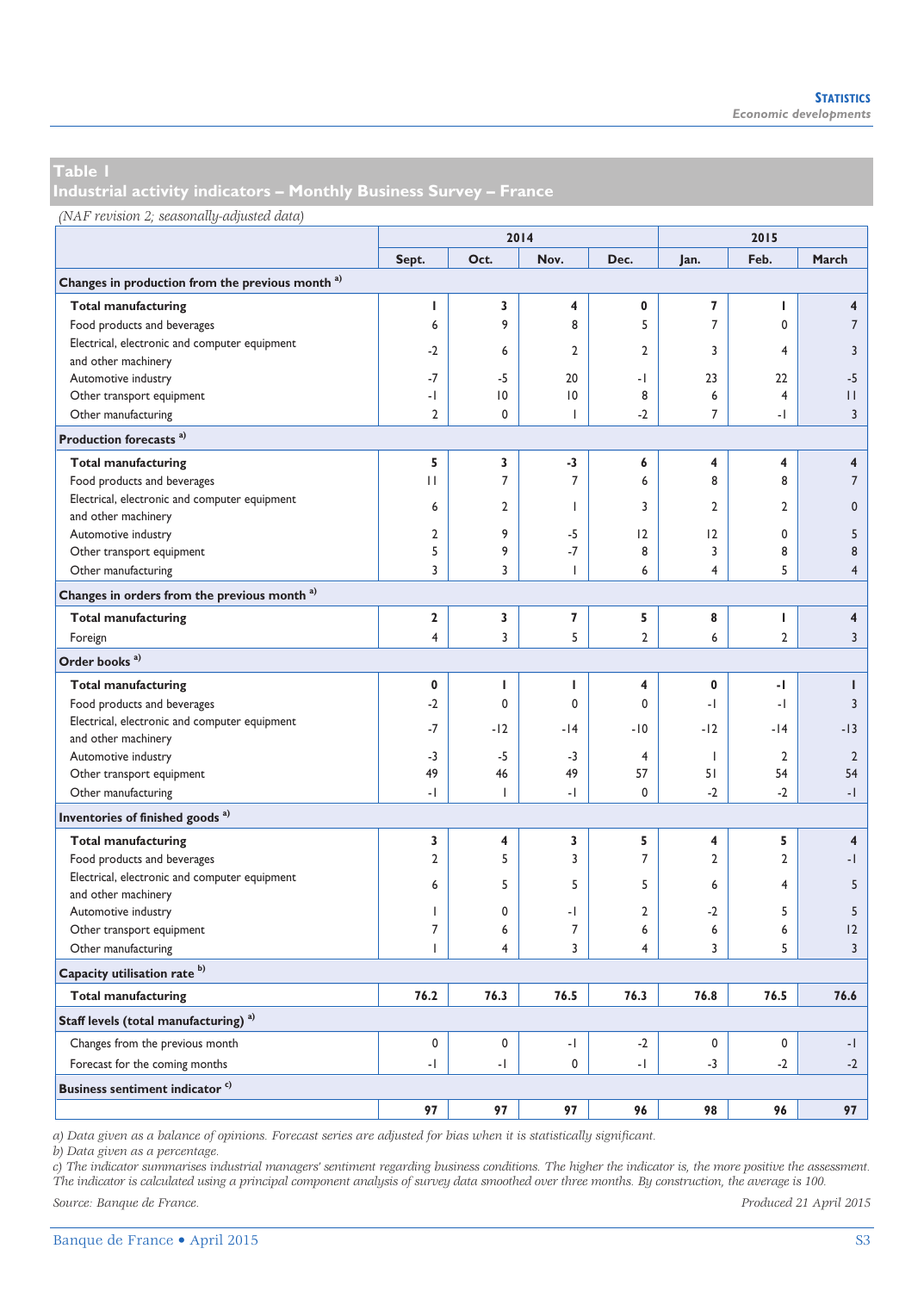## Table 1
## Industrial activity indicators – Monthly Business Survey – France

*(NAF revision 2; seasonally-adjusted data)*

| | 2014 | | | | 2015 | | |
|---|---|---|---|---|---|---|---|
| | Sept. | Oct. | Nov. | Dec. | Jan. | Feb. | March |
| **Changes in production from the previous month** [a] | | | | | | | |
| **Total manufacturing** | **1** | **3** | **4** | **0** | **7** | **1** | **4** |
| Food products and beverages | 6 | 9 | 8 | 5 | 7 | 0 | 7 |
| Electrical, electronic and computer equipment and other machinery | -2 | 6 | 2 | 2 | 3 | 4 | 3 |
| Automotive industry | -7 | -5 | 20 | -1 | 23 | 22 | -5 |
| Other transport equipment | -1 | 10 | 10 | 8 | 6 | 4 | 11 |
| Other manufacturing | 2 | 0 | 1 | -2 | 7 | -1 | 3 |
| **Production forecasts** [a] | | | | | | | |
| **Total manufacturing** | **5** | **3** | **-3** | **6** | **4** | **4** | **4** |
| Food products and beverages | 11 | 7 | 7 | 6 | 8 | 8 | 7 |
| Electrical, electronic and computer equipment and other machinery | 6 | 2 | 1 | 3 | 2 | 2 | 0 |
| Automotive industry | 2 | 9 | -5 | 12 | 12 | 0 | 5 |
| Other transport equipment | 5 | 9 | -7 | 8 | 3 | 8 | 8 |
| Other manufacturing | 3 | 3 | 1 | 6 | 4 | 5 | 4 |
| **Changes in orders from the previous month** [a] | | | | | | | |
| **Total manufacturing** | **2** | **3** | **7** | **5** | **8** | **1** | **4** |
| Foreign | 4 | 3 | 5 | 2 | 6 | 2 | 3 |
| **Order books** [a] | | | | | | | |
| **Total manufacturing** | **0** | **1** | **1** | **4** | **0** | **-1** | **1** |
| Food products and beverages | -2 | 0 | 0 | 0 | -1 | -1 | 3 |
| Electrical, electronic and computer equipment and other machinery | -7 | -12 | -14 | -10 | -12 | -14 | -13 |
| Automotive industry | -3 | -5 | -3 | 4 | 1 | 2 | 2 |
| Other transport equipment | 49 | 46 | 49 | 57 | 51 | 54 | 54 |
| Other manufacturing | -1 | 1 | -1 | 0 | -2 | -2 | -1 |
| **Inventories of finished goods** [a] | | | | | | | |
| **Total manufacturing** | **3** | **4** | **3** | **5** | **4** | **5** | **4** |
| Food products and beverages | 2 | 5 | 3 | 7 | 2 | 2 | -1 |
| Electrical, electronic and computer equipment and other machinery | 6 | 5 | 5 | 5 | 6 | 4 | 5 |
| Automotive industry | 1 | 0 | -1 | 2 | -2 | 5 | 5 |
| Other transport equipment | 7 | 6 | 7 | 6 | 6 | 6 | 12 |
| Other manufacturing | 1 | 4 | 3 | 4 | 3 | 5 | 3 |
| **Capacity utilisation rate** [b] | | | | | | | |
| **Total manufacturing** | **76.2** | **76.3** | **76.5** | **76.3** | **76.8** | **76.5** | **76.6** |
| **Staff levels (total manufacturing)** [a] | | | | | | | |
| Changes from the previous month | 0 | 0 | -1 | -2 | 0 | 0 | -1 |
| Forecast for the coming months | -1 | -1 | 0 | -1 | -3 | -2 | -2 |
| **Business sentiment indicator** [c] | | | | | | | |
| | **97** | **97** | **97** | **96** | **98** | **96** | **97** |

*a) Data given as a balance of opinions. Forecast series are adjusted for bias when it is statistically significant.*
*b) Data given as a percentage.*
*c) The indicator summarises industrial managers' sentiment regarding business conditions. The higher the indicator is, the more positive the assessment. The indicator is calculated using a principal component analysis of survey data smoothed over three months. By construction, the average is 100.*

*Source: Banque de France.* *Produced 21 April 2015*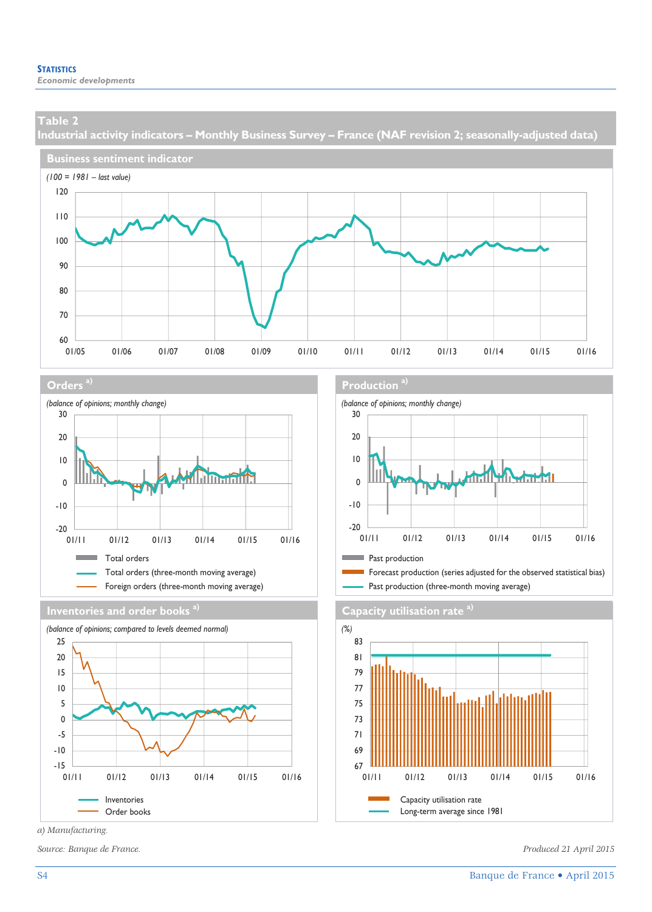## Table 2
## Industrial activity indicators – Monthly Business Survey – France (NAF revision 2; seasonally-adjusted data)

### Business sentiment indicator

*(100 = 1981 – last value)*

### Orders a)

*(balance of opinions; monthly change)*

Total orders
Total orders (three-month moving average)
Foreign orders (three-month moving average)

### Production a)

*(balance of opinions; monthly change)*

Past production
Forecast production (series adjusted for the observed statistical bias)
Past production (three-month moving average)

### Inventories and order books a)

*(balance of opinions; compared to levels deemed normal)*

Inventories
Order books

### Capacity utilisation rate a)

*(%)*

Capacity utilisation rate
Long-term average since 1981

a) Manufacturing.

*Source: Banque de France.*

*Produced 21 April 2015*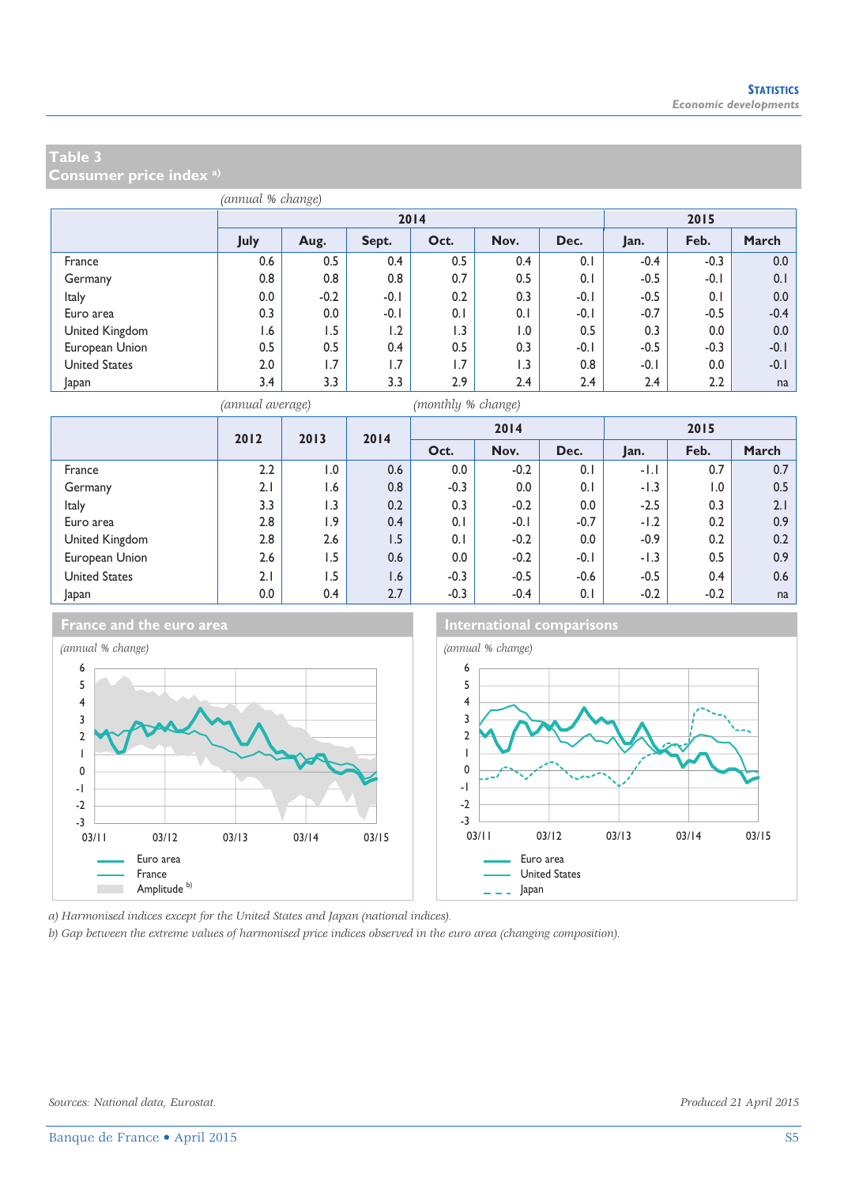## Table 3
## Consumer price index [a)]

*(annual % change)*

| | 2014 | | | | | | 2015 | | |
|---|---|---|---|---|---|---|---|---|---|
| | July | Aug. | Sept. | Oct. | Nov. | Dec. | Jan. | Feb. | March |
| France | 0.6 | 0.5 | 0.4 | 0.5 | 0.4 | 0.1 | -0.4 | -0.3 | 0.0 |
| Germany | 0.8 | 0.8 | 0.8 | 0.7 | 0.5 | 0.1 | -0.5 | -0.1 | 0.1 |
| Italy | 0.0 | -0.2 | -0.1 | 0.2 | 0.3 | -0.1 | -0.5 | 0.1 | 0.0 |
| Euro area | 0.3 | 0.0 | -0.1 | 0.1 | 0.1 | -0.1 | -0.7 | -0.5 | -0.4 |
| United Kingdom | 1.6 | 1.5 | 1.2 | 1.3 | 1.0 | 0.5 | 0.3 | 0.0 | 0.0 |
| European Union | 0.5 | 0.5 | 0.4 | 0.5 | 0.3 | -0.1 | -0.5 | -0.3 | -0.1 |
| United States | 2.0 | 1.7 | 1.7 | 1.7 | 1.3 | 0.8 | -0.1 | 0.0 | -0.1 |
| Japan | 3.4 | 3.3 | 3.3 | 2.9 | 2.4 | 2.4 | 2.4 | 2.2 | na |

*(annual average)* *(monthly % change)*

| | 2012 | 2013 | 2014 | 2014 | | | 2015 | | |
|---|---|---|---|---|---|---|---|---|---|
| | | | | Oct. | Nov. | Dec. | Jan. | Feb. | March |
| France | 2.2 | 1.0 | 0.6 | 0.0 | -0.2 | 0.1 | -1.1 | 0.7 | 0.7 |
| Germany | 2.1 | 1.6 | 0.8 | -0.3 | 0.0 | 0.1 | -1.3 | 1.0 | 0.5 |
| Italy | 3.3 | 1.3 | 0.2 | 0.3 | -0.2 | 0.0 | -2.5 | 0.3 | 2.1 |
| Euro area | 2.8 | 1.9 | 0.4 | 0.1 | -0.1 | -0.7 | -1.2 | 0.2 | 0.9 |
| United Kingdom | 2.8 | 2.6 | 1.5 | 0.1 | -0.2 | 0.0 | -0.9 | 0.2 | 0.2 |
| European Union | 2.6 | 1.5 | 0.6 | 0.0 | -0.2 | -0.1 | -1.3 | 0.5 | 0.9 |
| United States | 2.1 | 1.5 | 1.6 | -0.3 | -0.5 | -0.6 | -0.5 | 0.4 | 0.6 |
| Japan | 0.0 | 0.4 | 2.7 | -0.3 | -0.4 | 0.1 | -0.2 | -0.2 | na |

### France and the euro area

*(annual % change)*

Legend: Euro area; France; Amplitude [b)]

### International comparisons

*(annual % change)*

Legend: Euro area; United States; Japan

*a) Harmonised indices except for the United States and Japan (national indices).*
*b) Gap between the extreme values of harmonised price indices observed in the euro area (changing composition).*

*Sources: National data, Eurostat.*

*Produced 21 April 2015*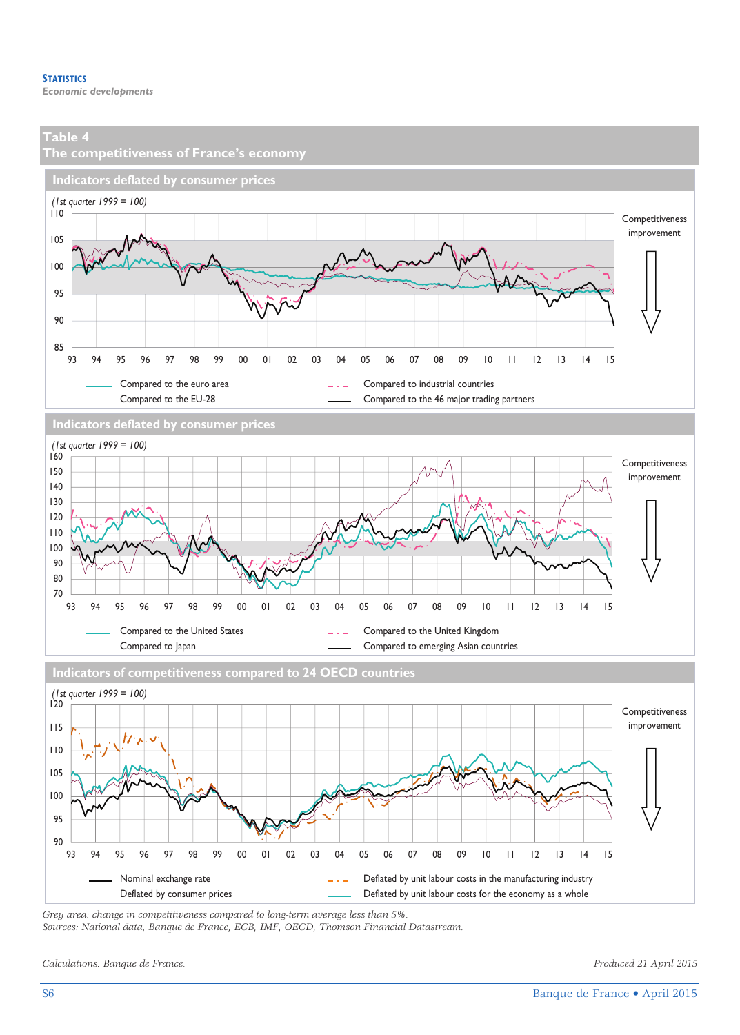## Table 4
## The competitiveness of France's economy

### Indicators deflated by consumer prices

*(1st quarter 1999 = 100)*

Competitiveness improvement

Compared to the euro area
Compared to the EU-28
Compared to industrial countries
Compared to the 46 major trading partners

### Indicators deflated by consumer prices

*(1st quarter 1999 = 100)*

Competitiveness improvement

Compared to the United States
Compared to Japan
Compared to the United Kingdom
Compared to emerging Asian countries

### Indicators of competitiveness compared to 24 OECD countries

*(1st quarter 1999 = 100)*

Competitiveness improvement

Nominal exchange rate
Deflated by consumer prices
Deflated by unit labour costs in the manufacturing industry
Deflated by unit labour costs for the economy as a whole

*Grey area: change in competitiveness compared to long-term average less than 5%.*
*Sources: National data, Banque de France, ECB, IMF, OECD, Thomson Financial Datastream.*

*Calculations: Banque de France.*

*Produced 21 April 2015*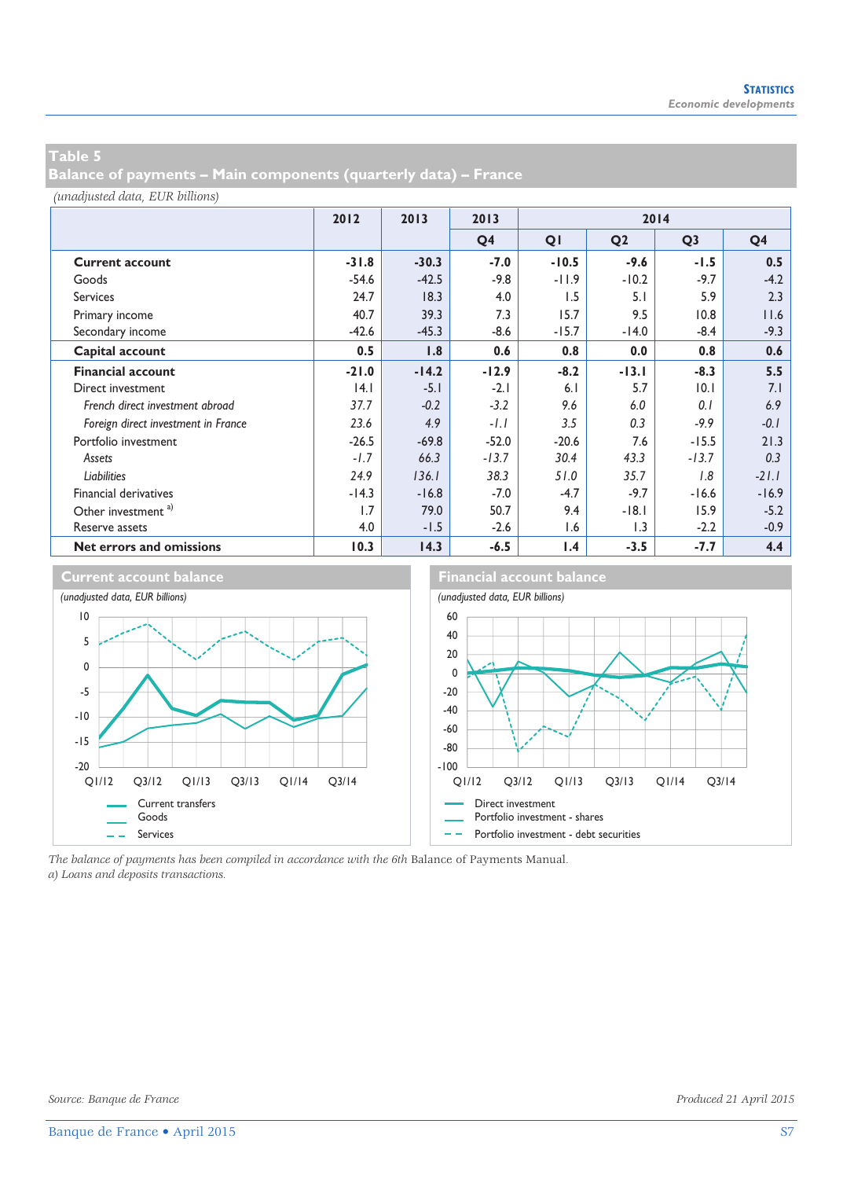## Table 5
## Balance of payments – Main components (quarterly data) – France

*(unadjusted data, EUR billions)*

| | 2012 | 2013 | 2013 | 2014 | | | |
|---|---|---|---|---|---|---|---|
| | | | Q4 | Q1 | Q2 | Q3 | Q4 |
| **Current account** | **-31.8** | **-30.3** | **-7.0** | **-10.5** | **-9.6** | **-1.5** | **0.5** |
| Goods | -54.6 | -42.5 | -9.8 | -11.9 | -10.2 | -9.7 | -4.2 |
| Services | 24.7 | 18.3 | 4.0 | 1.5 | 5.1 | 5.9 | 2.3 |
| Primary income | 40.7 | 39.3 | 7.3 | 15.7 | 9.5 | 10.8 | 11.6 |
| Secondary income | -42.6 | -45.3 | -8.6 | -15.7 | -14.0 | -8.4 | -9.3 |
| **Capital account** | **0.5** | **1.8** | **0.6** | **0.8** | **0.0** | **0.8** | **0.6** |
| **Financial account** | **-21.0** | **-14.2** | **-12.9** | **-8.2** | **-13.1** | **-8.3** | **5.5** |
| Direct investment | 14.1 | -5.1 | -2.1 | 6.1 | 5.7 | 10.1 | 7.1 |
| *French direct investment abroad* | *37.7* | *-0.2* | *-3.2* | *9.6* | *6.0* | *0.1* | *6.9* |
| *Foreign direct investment in France* | *23.6* | *4.9* | *-1.1* | *3.5* | *0.3* | *-9.9* | *-0.1* |
| Portfolio investment | -26.5 | -69.8 | -52.0 | -20.6 | 7.6 | -15.5 | 21.3 |
| *Assets* | *-1.7* | *66.3* | *-13.7* | *30.4* | *43.3* | *-13.7* | *0.3* |
| *Liabilities* | *24.9* | *136.1* | *38.3* | *51.0* | *35.7* | *1.8* | *-21.1* |
| Financial derivatives | -14.3 | -16.8 | -7.0 | -4.7 | -9.7 | -16.6 | -16.9 |
| Other investment [a] | 1.7 | 79.0 | 50.7 | 9.4 | -18.1 | 15.9 | -5.2 |
| Reserve assets | 4.0 | -1.5 | -2.6 | 1.6 | 1.3 | -2.2 | -0.9 |
| **Net errors and omissions** | **10.3** | **14.3** | **-6.5** | **1.4** | **-3.5** | **-7.7** | **4.4** |

### Current account balance

*(unadjusted data, EUR billions)*

Legend: Current transfers; Goods; Services

### Financial account balance

*(unadjusted data, EUR billions)*

Legend: Direct investment; Portfolio investment - shares; Portfolio investment - debt securities

*The balance of payments has been compiled in accordance with the 6th* Balance of Payments Manual.
*a) Loans and deposits transactions.*

*Source: Banque de France*

*Produced 21 April 2015*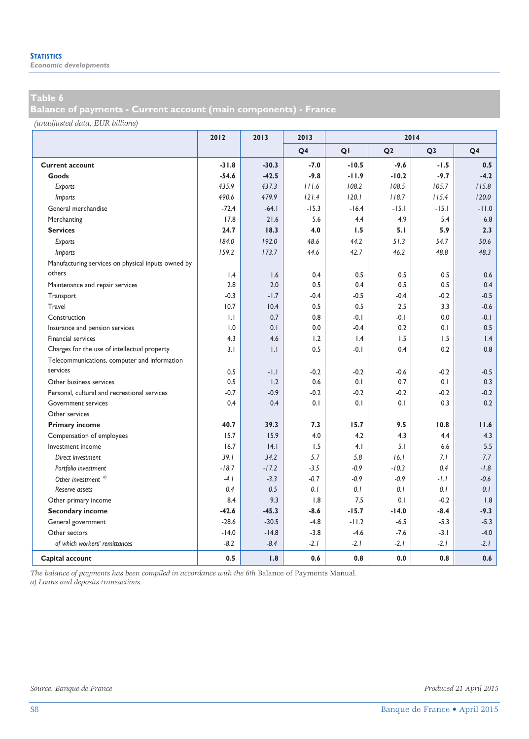## Table 6

## Balance of payments - Current account (main components) - France

*(unadjusted data, EUR billions)*

| | 2012 | 2013 | 2013 | 2014 | | | |
|---|---|---|---|---|---|---|---|
| | | | Q4 | Q1 | Q2 | Q3 | Q4 |
| **Current account** | **-31.8** | **-30.3** | **-7.0** | **-10.5** | **-9.6** | **-1.5** | **0.5** |
| **Goods** | **-54.6** | **-42.5** | **-9.8** | **-11.9** | **-10.2** | **-9.7** | **-4.2** |
| *Exports* | *435.9* | *437.3* | *111.6* | *108.2* | *108.5* | *105.7* | *115.8* |
| *Imports* | *490.6* | *479.9* | *121.4* | *120.1* | *118.7* | *115.4* | *120.0* |
| General merchandise | -72.4 | -64.1 | -15.3 | -16.4 | -15.1 | -15.1 | -11.0 |
| Merchanting | 17.8 | 21.6 | 5.6 | 4.4 | 4.9 | 5.4 | 6.8 |
| **Services** | **24.7** | **18.3** | **4.0** | **1.5** | **5.1** | **5.9** | **2.3** |
| *Exports* | *184.0* | *192.0* | *48.6* | *44.2* | *51.3* | *54.7* | *50.6* |
| *Imports* | *159.2* | *173.7* | *44.6* | *42.7* | *46.2* | *48.8* | *48.3* |
| Manufacturing services on physical inputs owned by others | 1.4 | 1.6 | 0.4 | 0.5 | 0.5 | 0.5 | 0.6 |
| Maintenance and repair services | 2.8 | 2.0 | 0.5 | 0.4 | 0.5 | 0.5 | 0.4 |
| Transport | -0.3 | -1.7 | -0.4 | -0.5 | -0.4 | -0.2 | -0.5 |
| Travel | 10.7 | 10.4 | 0.5 | 0.5 | 2.5 | 3.3 | -0.6 |
| Construction | 1.1 | 0.7 | 0.8 | -0.1 | -0.1 | 0.0 | -0.1 |
| Insurance and pension services | 1.0 | 0.1 | 0.0 | -0.4 | 0.2 | 0.1 | 0.5 |
| Financial services | 4.3 | 4.6 | 1.2 | 1.4 | 1.5 | 1.5 | 1.4 |
| Charges for the use of intellectual property | 3.1 | 1.1 | 0.5 | -0.1 | 0.4 | 0.2 | 0.8 |
| Telecommunications, computer and information services | 0.5 | -1.1 | -0.2 | -0.2 | -0.6 | -0.2 | -0.5 |
| Other business services | 0.5 | 1.2 | 0.6 | 0.1 | 0.7 | 0.1 | 0.3 |
| Personal, cultural and recreational services | -0.7 | -0.9 | -0.2 | -0.2 | -0.2 | -0.2 | -0.2 |
| Government services | 0.4 | 0.4 | 0.1 | 0.1 | 0.1 | 0.3 | 0.2 |
| Other services | | | | | | | |
| **Primary income** | **40.7** | **39.3** | **7.3** | **15.7** | **9.5** | **10.8** | **11.6** |
| Compensation of employees | 15.7 | 15.9 | 4.0 | 4.2 | 4.3 | 4.4 | 4.3 |
| Investment income | 16.7 | 14.1 | 1.5 | 4.1 | 5.1 | 6.6 | 5.5 |
| *Direct investment* | *39.1* | *34.2* | *5.7* | *5.8* | *16.1* | *7.1* | *7.7* |
| *Portfolio investment* | *-18.7* | *-17.2* | *-3.5* | *-0.9* | *-10.3* | *0.4* | *-1.8* |
| *Other investment* [a] | *-4.1* | *-3.3* | *-0.7* | *-0.9* | *-0.9* | *-1.1* | *-0.6* |
| *Reserve assets* | *0.4* | *0.5* | *0.1* | *0.1* | *0.1* | *0.1* | *0.1* |
| Other primary income | 8.4 | 9.3 | 1.8 | 7.5 | 0.1 | -0.2 | 1.8 |
| **Secondary income** | **-42.6** | **-45.3** | **-8.6** | **-15.7** | **-14.0** | **-8.4** | **-9.3** |
| General government | -28.6 | -30.5 | -4.8 | -11.2 | -6.5 | -5.3 | -5.3 |
| Other sectors | -14.0 | -14.8 | -3.8 | -4.6 | -7.6 | -3.1 | -4.0 |
| *of which workers' remittances* | *-8.2* | *-8.4* | *-2.1* | *-2.1* | *-2.1* | *-2.1* | *-2.1* |
| **Capital account** | **0.5** | **1.8** | **0.6** | **0.8** | **0.0** | **0.8** | **0.6** |

*The balance of payments has been compiled in accordance with the 6th* Balance of Payments Manual*.*
*a) Loans and deposits transactions.*

*Source: Banque de France*

*Produced 21 April 2015*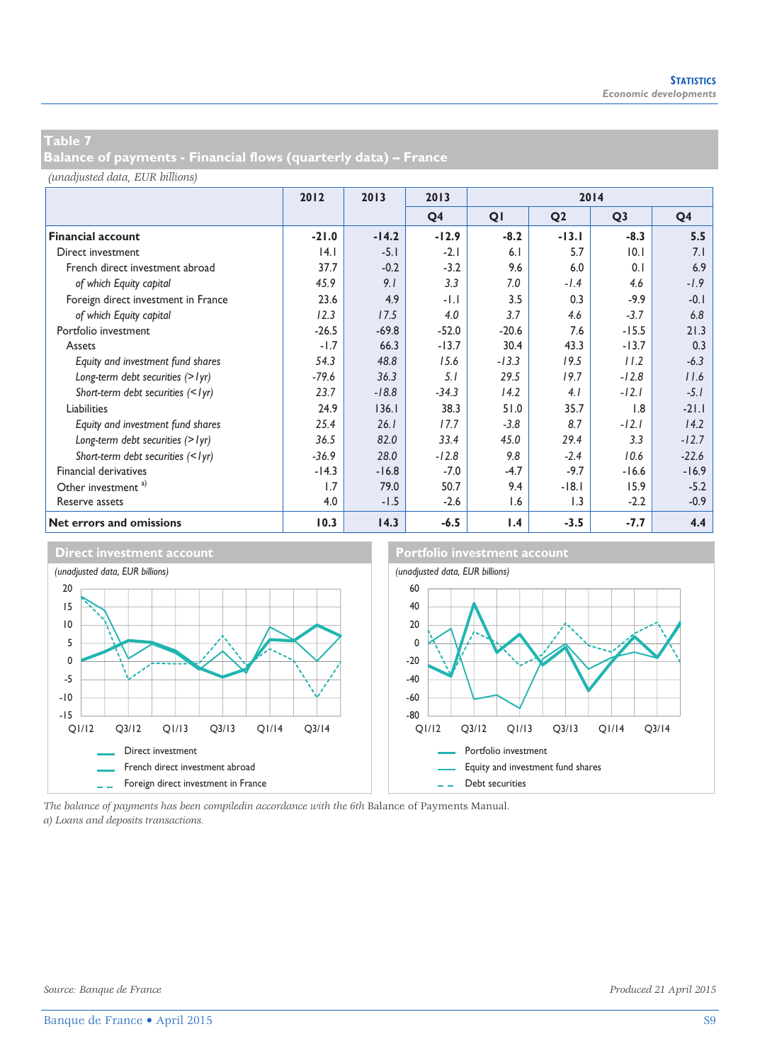## Table 7
## Balance of payments - Financial flows (quarterly data) – France

*(unadjusted data, EUR billions)*

| | 2012 | 2013 | 2013 | 2014 | | | |
|---|---|---|---|---|---|---|---|
| | | | Q4 | Q1 | Q2 | Q3 | Q4 |
| **Financial account** | **-21.0** | **-14.2** | **-12.9** | **-8.2** | **-13.1** | **-8.3** | **5.5** |
| Direct investment | 14.1 | -5.1 | -2.1 | 6.1 | 5.7 | 10.1 | 7.1 |
| French direct investment abroad | 37.7 | -0.2 | -3.2 | 9.6 | 6.0 | 0.1 | 6.9 |
| *of which Equity capital* | *45.9* | *9.1* | *3.3* | *7.0* | *-1.4* | *4.6* | *-1.9* |
| Foreign direct investment in France | 23.6 | 4.9 | -1.1 | 3.5 | 0.3 | -9.9 | -0.1 |
| *of which Equity capital* | *12.3* | *17.5* | *4.0* | *3.7* | *4.6* | *-3.7* | *6.8* |
| Portfolio investment | -26.5 | -69.8 | -52.0 | -20.6 | 7.6 | -15.5 | 21.3 |
| Assets | -1.7 | 66.3 | -13.7 | 30.4 | 43.3 | -13.7 | 0.3 |
| *Equity and investment fund shares* | *54.3* | *48.8* | *15.6* | *-13.3* | *19.5* | *11.2* | *-6.3* |
| *Long-term debt securities (>1yr)* | *-79.6* | *36.3* | *5.1* | *29.5* | *19.7* | *-12.8* | *11.6* |
| *Short-term debt securities (<1yr)* | *23.7* | *-18.8* | *-34.3* | *14.2* | *4.1* | *-12.1* | *-5.1* |
| Liabilities | 24.9 | 136.1 | 38.3 | 51.0 | 35.7 | 1.8 | -21.1 |
| *Equity and investment fund shares* | *25.4* | *26.1* | *17.7* | *-3.8* | *8.7* | *-12.1* | *14.2* |
| *Long-term debt securities (>1yr)* | *36.5* | *82.0* | *33.4* | *45.0* | *29.4* | *3.3* | *-12.7* |
| *Short-term debt securities (<1yr)* | *-36.9* | *28.0* | *-12.8* | *9.8* | *-2.4* | *10.6* | *-22.6* |
| Financial derivatives | -14.3 | -16.8 | -7.0 | -4.7 | -9.7 | -16.6 | -16.9 |
| Other investment [a)] | 1.7 | 79.0 | 50.7 | 9.4 | -18.1 | 15.9 | -5.2 |
| Reserve assets | 4.0 | -1.5 | -2.6 | 1.6 | 1.3 | -2.2 | -0.9 |
| **Net errors and omissions** | **10.3** | **14.3** | **-6.5** | **1.4** | **-3.5** | **-7.7** | **4.4** |

### Direct investment account

*(unadjusted data, EUR billions)*

Legend: Direct investment; French direct investment abroad; Foreign direct investment in France

### Portfolio investment account

*(unadjusted data, EUR billions)*

Legend: Portfolio investment; Equity and investment fund shares; Debt securities

*The balance of payments has been compiledin accordance with the 6th* Balance of Payments Manual*.*
*a) Loans and deposits transactions.*

*Source: Banque de France*

*Produced 21 April 2015*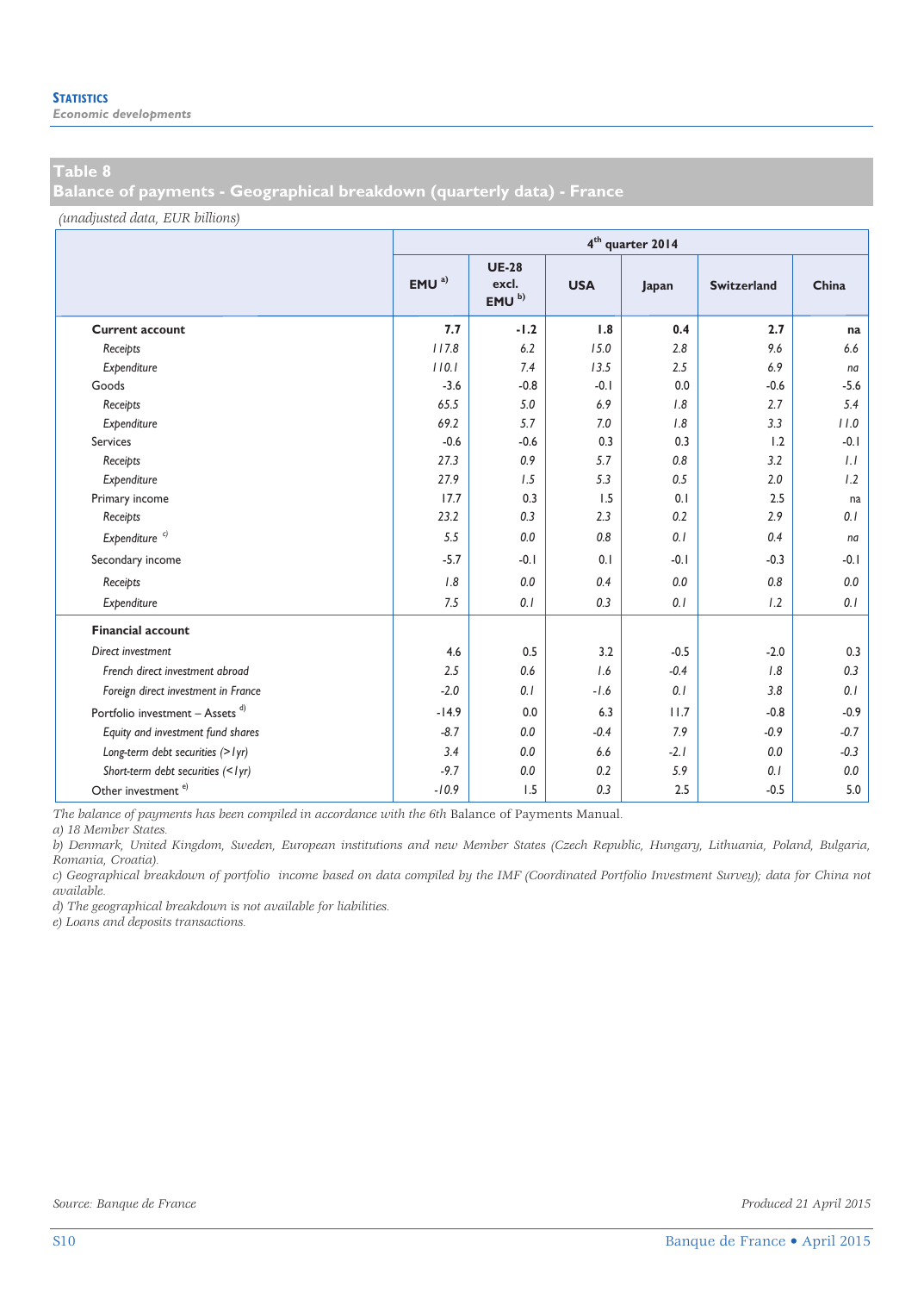## Table 8
## Balance of payments - Geographical breakdown (quarterly data) - France

*(unadjusted data, EUR billions)*

| | 4th quarter 2014 | | | | | |
|---|---|---|---|---|---|---|
| | EMU [a)] | UE-28 excl. EMU [b)] | USA | Japan | Switzerland | China |
| **Current account** | **7.7** | **-1.2** | **1.8** | **0.4** | **2.7** | **na** |
| *Receipts* | *117.8* | *6.2* | *15.0* | *2.8* | *9.6* | *6.6* |
| *Expenditure* | *110.1* | *7.4* | *13.5* | *2.5* | *6.9* | *na* |
| Goods | -3.6 | -0.8 | -0.1 | 0.0 | -0.6 | -5.6 |
| *Receipts* | *65.5* | *5.0* | *6.9* | *1.8* | *2.7* | *5.4* |
| *Expenditure* | *69.2* | *5.7* | *7.0* | *1.8* | *3.3* | *11.0* |
| Services | -0.6 | -0.6 | 0.3 | 0.3 | 1.2 | -0.1 |
| *Receipts* | *27.3* | *0.9* | *5.7* | *0.8* | *3.2* | *1.1* |
| *Expenditure* | *27.9* | *1.5* | *5.3* | *0.5* | *2.0* | *1.2* |
| Primary income | 17.7 | 0.3 | 1.5 | 0.1 | 2.5 | na |
| *Receipts* | *23.2* | *0.3* | *2.3* | *0.2* | *2.9* | *0.1* |
| *Expenditure* [c)] | *5.5* | *0.0* | *0.8* | *0.1* | *0.4* | *na* |
| Secondary income | -5.7 | -0.1 | 0.1 | -0.1 | -0.3 | -0.1 |
| *Receipts* | *1.8* | *0.0* | *0.4* | *0.0* | *0.8* | *0.0* |
| *Expenditure* | *7.5* | *0.1* | *0.3* | *0.1* | *1.2* | *0.1* |
| **Financial account** | | | | | | |
| *Direct investment* | 4.6 | 0.5 | 3.2 | -0.5 | -2.0 | 0.3 |
| *French direct investment abroad* | *2.5* | *0.6* | *1.6* | *-0.4* | *1.8* | *0.3* |
| *Foreign direct investment in France* | *-2.0* | *0.1* | *-1.6* | *0.1* | *3.8* | *0.1* |
| Portfolio investment – Assets [d)] | -14.9 | 0.0 | 6.3 | 11.7 | -0.8 | -0.9 |
| *Equity and investment fund shares* | *-8.7* | *0.0* | *-0.4* | *7.9* | *-0.9* | *-0.7* |
| *Long-term debt securities (>1yr)* | *3.4* | *0.0* | *6.6* | *-2.1* | *0.0* | *-0.3* |
| *Short-term debt securities (<1yr)* | *-9.7* | *0.0* | *0.2* | *5.9* | *0.1* | *0.0* |
| Other investment [e)] | -10.9 | 1.5 | 0.3 | 2.5 | -0.5 | 5.0 |

*The balance of payments has been compiled in accordance with the 6th Balance of Payments Manual.*

*a) 18 Member States.*

*b) Denmark, United Kingdom, Sweden, European institutions and new Member States (Czech Republic, Hungary, Lithuania, Poland, Bulgaria, Romania, Croatia).*

*c) Geographical breakdown of portfolio income based on data compiled by the IMF (Coordinated Portfolio Investment Survey); data for China not available.*

*d) The geographical breakdown is not available for liabilities.*

*e) Loans and deposits transactions.*

*Source: Banque de France* *Produced 21 April 2015*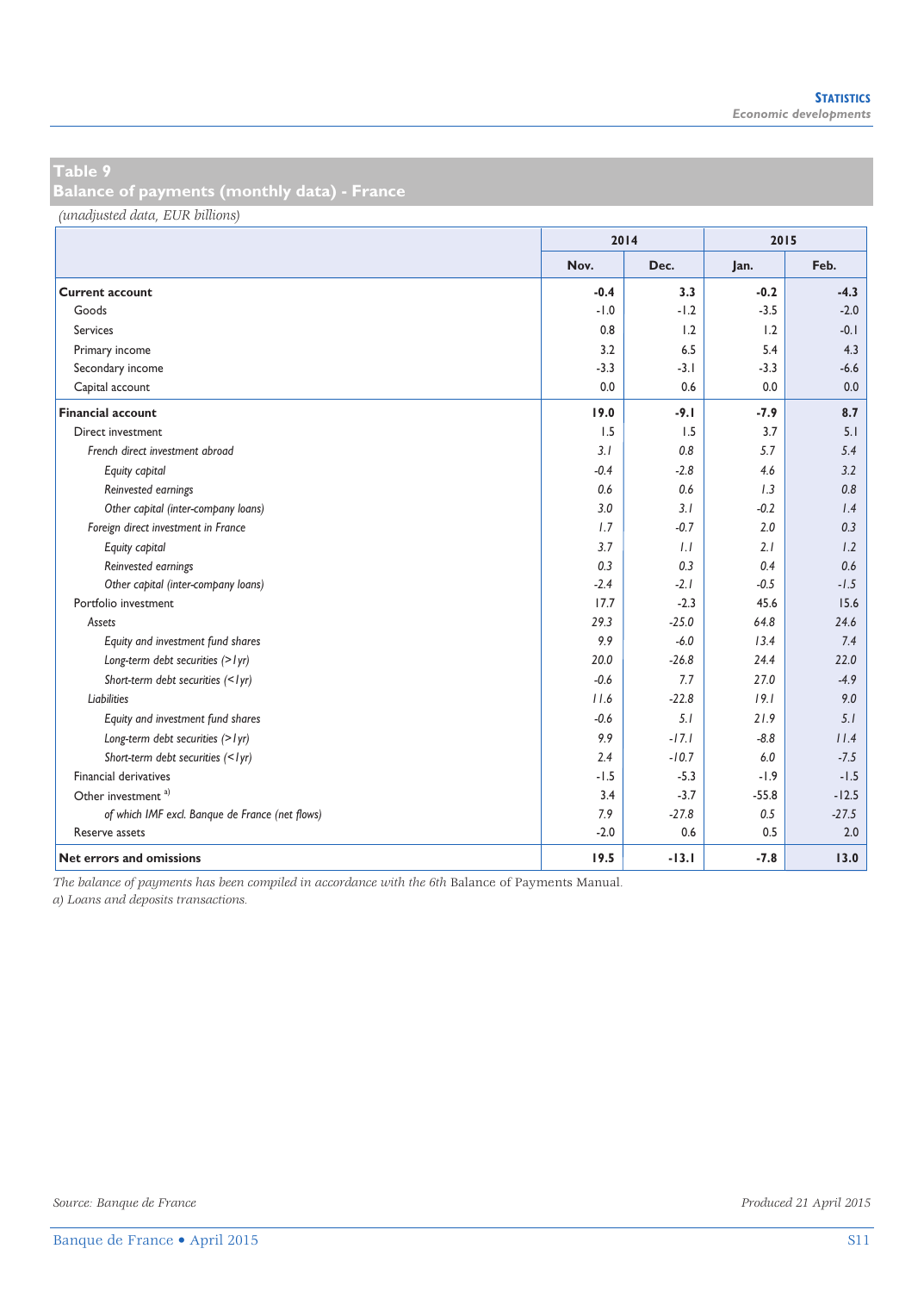## Table 9
## Balance of payments (monthly data) - France

*(unadjusted data, EUR billions)*

| | 2014 | | 2015 | |
|---|---|---|---|---|
| | Nov. | Dec. | Jan. | Feb. |
| **Current account** | **-0.4** | **3.3** | **-0.2** | **-4.3** |
| Goods | -1.0 | -1.2 | -3.5 | -2.0 |
| Services | 0.8 | 1.2 | 1.2 | -0.1 |
| Primary income | 3.2 | 6.5 | 5.4 | 4.3 |
| Secondary income | -3.3 | -3.1 | -3.3 | -6.6 |
| Capital account | 0.0 | 0.6 | 0.0 | 0.0 |
| **Financial account** | **19.0** | **-9.1** | **-7.9** | **8.7** |
| Direct investment | 1.5 | 1.5 | 3.7 | 5.1 |
| *French direct investment abroad* | *3.1* | *0.8* | *5.7* | *5.4* |
| *Equity capital* | *-0.4* | *-2.8* | *4.6* | *3.2* |
| *Reinvested earnings* | *0.6* | *0.6* | *1.3* | *0.8* |
| *Other capital (inter-company loans)* | *3.0* | *3.1* | *-0.2* | *1.4* |
| *Foreign direct investment in France* | *1.7* | *-0.7* | *2.0* | *0.3* |
| *Equity capital* | *3.7* | *1.1* | *2.1* | *1.2* |
| *Reinvested earnings* | *0.3* | *0.3* | *0.4* | *0.6* |
| *Other capital (inter-company loans)* | *-2.4* | *-2.1* | *-0.5* | *-1.5* |
| Portfolio investment | 17.7 | -2.3 | 45.6 | 15.6 |
| *Assets* | *29.3* | *-25.0* | *64.8* | *24.6* |
| *Equity and investment fund shares* | *9.9* | *-6.0* | *13.4* | *7.4* |
| *Long-term debt securities (>1yr)* | *20.0* | *-26.8* | *24.4* | *22.0* |
| *Short-term debt securities (<1yr)* | *-0.6* | *7.7* | *27.0* | *-4.9* |
| *Liabilities* | *11.6* | *-22.8* | *19.1* | *9.0* |
| *Equity and investment fund shares* | *-0.6* | *5.1* | *21.9* | *5.1* |
| *Long-term debt securities (>1yr)* | *9.9* | *-17.1* | *-8.8* | *11.4* |
| *Short-term debt securities (<1yr)* | *2.4* | *-10.7* | *6.0* | *-7.5* |
| Financial derivatives | -1.5 | -5.3 | -1.9 | -1.5 |
| Other investment [a] | 3.4 | -3.7 | -55.8 | -12.5 |
| *of which IMF excl. Banque de France (net flows)* | *7.9* | *-27.8* | *0.5* | *-27.5* |
| Reserve assets | -2.0 | 0.6 | 0.5 | 2.0 |
| **Net errors and omissions** | **19.5** | **-13.1** | **-7.8** | **13.0** |

*The balance of payments has been compiled in accordance with the 6th* Balance of Payments Manual*.*
*a) Loans and deposits transactions.*

*Source: Banque de France*

*Produced 21 April 2015*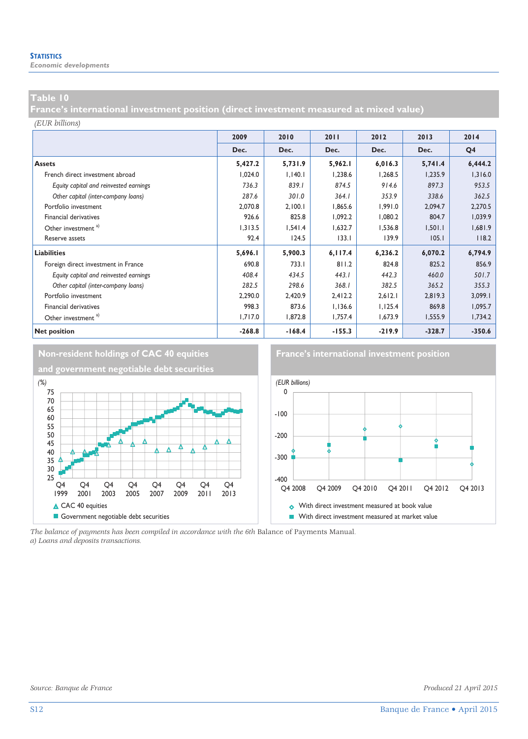## Table 10
## France's international investment position (direct investment measured at mixed value)

*(EUR billions)*

| | 2009 Dec. | 2010 Dec. | 2011 Dec. | 2012 Dec. | 2013 Dec. | 2014 Q4 |
|---|---|---|---|---|---|---|
| **Assets** | **5,427.2** | **5,731.9** | **5,962.1** | **6,016.3** | **5,741.4** | **6,444.2** |
| French direct investment abroad | 1,024.0 | 1,140.1 | 1,238.6 | 1,268.5 | 1,235.9 | 1,316.0 |
| *Equity capital and reinvested earnings* | *736.3* | *839.1* | *874.5* | *914.6* | *897.3* | *953.5* |
| *Other capital (inter-company loans)* | *287.6* | *301.0* | *364.1* | *353.9* | *338.6* | *362.5* |
| Portfolio investment | 2,070.8 | 2,100.1 | 1,865.6 | 1,991.0 | 2,094.7 | 2,270.5 |
| Financial derivatives | 926.6 | 825.8 | 1,092.2 | 1,080.2 | 804.7 | 1,039.9 |
| Other investment [a] | 1,313.5 | 1,541.4 | 1,632.7 | 1,536.8 | 1,501.1 | 1,681.9 |
| Reserve assets | 92.4 | 124.5 | 133.1 | 139.9 | 105.1 | 118.2 |
| **Liabilities** | **5,696.1** | **5,900.3** | **6,117.4** | **6,236.2** | **6,070.2** | **6,794.9** |
| Foreign direct investment in France | 690.8 | 733.1 | 811.2 | 824.8 | 825.2 | 856.9 |
| *Equity capital and reinvested earnings* | *408.4* | *434.5* | *443.1* | *442.3* | *460.0* | *501.7* |
| *Other capital (inter-company loans)* | *282.5* | *298.6* | *368.1* | *382.5* | *365.2* | *355.3* |
| Portfolio investment | 2,290.0 | 2,420.9 | 2,412.2 | 2,612.1 | 2,819.3 | 3,099.1 |
| Financial derivatives | 998.3 | 873.6 | 1,136.6 | 1,125.4 | 869.8 | 1,095.7 |
| Other investment [a] | 1,717.0 | 1,872.8 | 1,757.4 | 1,673.9 | 1,555.9 | 1,734.2 |
| **Net position** | **-268.8** | **-168.4** | **-155.3** | **-219.9** | **-328.7** | **-350.6** |

### Non-resident holdings of CAC 40 equities and government negotiable debt securities

*(%)*

CAC 40 equities
Government negotiable debt securities

### France's international investment position

*(EUR billions)*

With direct investment measured at book value
With direct investment measured at market value

*The balance of payments has been compiled in accordance with the 6th* Balance of Payments Manual.
*a) Loans and deposits transactions.*

*Source: Banque de France*

*Produced 21 April 2015*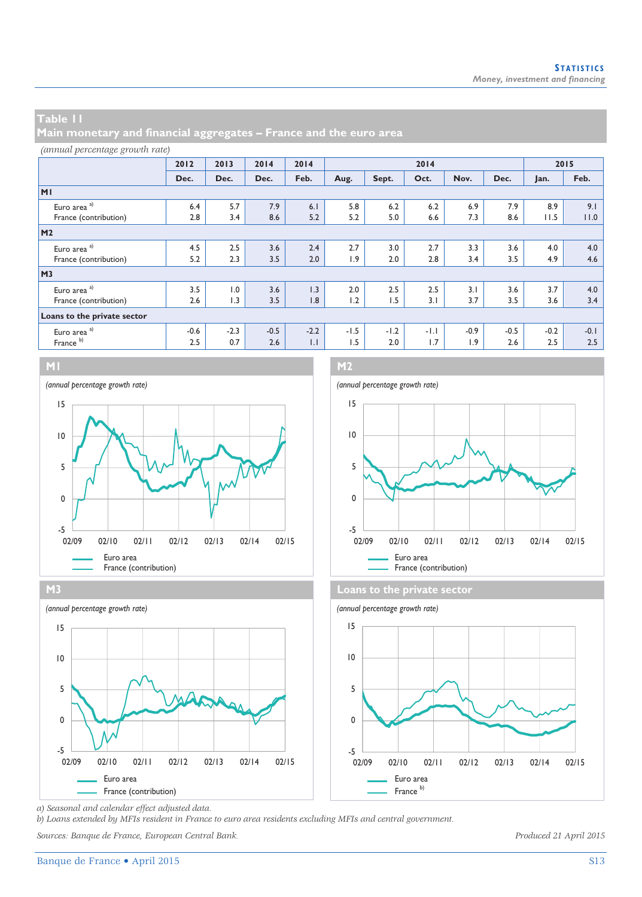## Table 11
## Main monetary and financial aggregates – France and the euro area

*(annual percentage growth rate)*

| | 2012 | 2013 | 2014 | 2014 | 2014 | | | | | 2015 | |
|---|---|---|---|---|---|---|---|---|---|---|---|
| | Dec. | Dec. | Dec. | Feb. | Aug. | Sept. | Oct. | Nov. | Dec. | Jan. | Feb. |
| **M1** | | | | | | | | | | | |
| Euro area [a] | 6.4 | 5.7 | 7.9 | 6.1 | 5.8 | 6.2 | 6.2 | 6.9 | 7.9 | 8.9 | 9.1 |
| France (contribution) | 2.8 | 3.4 | 8.6 | 5.2 | 5.2 | 5.0 | 6.6 | 7.3 | 8.6 | 11.5 | 11.0 |
| **M2** | | | | | | | | | | | |
| Euro area [a] | 4.5 | 2.5 | 3.6 | 2.4 | 2.7 | 3.0 | 2.7 | 3.3 | 3.6 | 4.0 | 4.0 |
| France (contribution) | 5.2 | 2.3 | 3.5 | 2.0 | 1.9 | 2.0 | 2.8 | 3.4 | 3.5 | 4.9 | 4.6 |
| **M3** | | | | | | | | | | | |
| Euro area [a] | 3.5 | 1.0 | 3.6 | 1.3 | 2.0 | 2.5 | 2.5 | 3.1 | 3.6 | 3.7 | 4.0 |
| France (contribution) | 2.6 | 1.3 | 3.5 | 1.8 | 1.2 | 1.5 | 3.1 | 3.7 | 3.5 | 3.6 | 3.4 |
| **Loans to the private sector** | | | | | | | | | | | |
| Euro area [a] | -0.6 | -2.3 | -0.5 | -2.2 | -1.5 | -1.2 | -1.1 | -0.9 | -0.5 | -0.2 | -0.1 |
| France [b] | 2.5 | 0.7 | 2.6 | 1.1 | 1.5 | 2.0 | 1.7 | 1.9 | 2.6 | 2.5 | 2.5 |

### M1
*(annual percentage growth rate)*

Euro area
France (contribution)

### M2
*(annual percentage growth rate)*

Euro area
France (contribution)

### M3
*(annual percentage growth rate)*

Euro area
France (contribution)

### Loans to the private sector
*(annual percentage growth rate)*

Euro area
France [b]

*a) Seasonal and calendar effect adjusted data.*
*b) Loans extended by MFIs resident in France to euro area residents excluding MFIs and central government.*

*Sources: Banque de France, European Central Bank.*

*Produced 21 April 2015*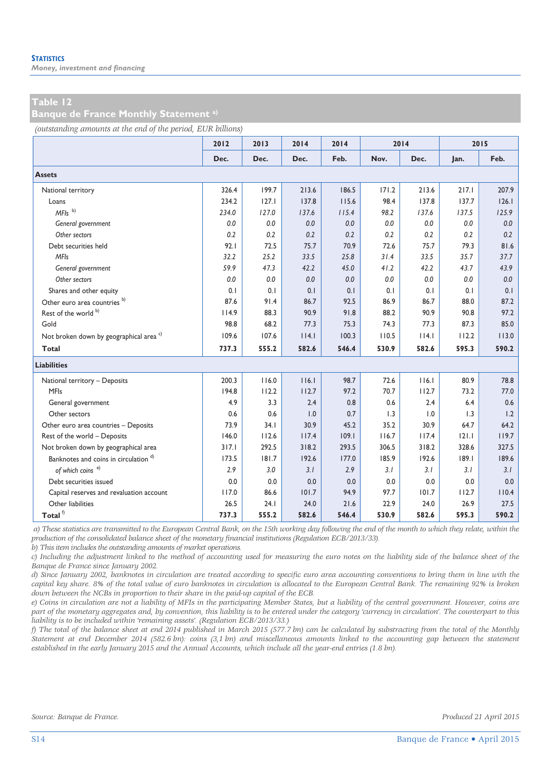## Table 12
## Banque de France Monthly Statement [a)]

*(outstanding amounts at the end of the period, EUR billions)*

| | 2012 | 2013 | 2014 | 2014 | 2014 | | 2015 | |
|---|---|---|---|---|---|---|---|---|
| | Dec. | Dec. | Dec. | Feb. | Nov. | Dec. | Jan. | Feb. |
| **Assets** | | | | | | | | |
| National territory | 326.4 | 199.7 | 213.6 | 186.5 | 171.2 | 213.6 | 217.1 | 207.9 |
| Loans | 234.2 | 127.1 | 137.8 | 115.6 | 98.4 | 137.8 | 137.7 | 126.1 |
| *MFIs* [b)] | *234.0* | *127.0* | *137.6* | *115.4* | *98.2* | *137.6* | *137.5* | *125.9* |
| *General government* | *0.0* | *0.0* | *0.0* | *0.0* | *0.0* | *0.0* | *0.0* | *0.0* |
| *Other sectors* | *0.2* | *0.2* | *0.2* | *0.2* | *0.2* | *0.2* | *0.2* | *0.2* |
| Debt securities held | 92.1 | 72.5 | 75.7 | 70.9 | 72.6 | 75.7 | 79.3 | 81.6 |
| *MFIs* | *32.2* | *25.2* | *33.5* | *25.8* | *31.4* | *33.5* | *35.7* | *37.7* |
| *General government* | *59.9* | *47.3* | *42.2* | *45.0* | *41.2* | *42.2* | *43.7* | *43.9* |
| *Other sectors* | *0.0* | *0.0* | *0.0* | *0.0* | *0.0* | *0.0* | *0.0* | *0.0* |
| Shares and other equity | 0.1 | 0.1 | 0.1 | 0.1 | 0.1 | 0.1 | 0.1 | 0.1 |
| Other euro area countries [b)] | 87.6 | 91.4 | 86.7 | 92.5 | 86.9 | 86.7 | 88.0 | 87.2 |
| Rest of the world [b)] | 114.9 | 88.3 | 90.9 | 91.8 | 88.2 | 90.9 | 90.8 | 97.2 |
| Gold | 98.8 | 68.2 | 77.3 | 75.3 | 74.3 | 77.3 | 87.3 | 85.0 |
| Not broken down by geographical area [c)] | 109.6 | 107.6 | 114.1 | 100.3 | 110.5 | 114.1 | 112.2 | 113.0 |
| **Total** | **737.3** | **555.2** | **582.6** | **546.4** | **530.9** | **582.6** | **595.3** | **590.2** |
| **Liabilities** | | | | | | | | |
| National territory – Deposits | 200.3 | 116.0 | 116.1 | 98.7 | 72.6 | 116.1 | 80.9 | 78.8 |
| MFIs | 194.8 | 112.2 | 112.7 | 97.2 | 70.7 | 112.7 | 73.2 | 77.0 |
| General government | 4.9 | 3.3 | 2.4 | 0.8 | 0.6 | 2.4 | 6.4 | 0.6 |
| Other sectors | 0.6 | 0.6 | 1.0 | 0.7 | 1.3 | 1.0 | 1.3 | 1.2 |
| Other euro area countries – Deposits | 73.9 | 34.1 | 30.9 | 45.2 | 35.2 | 30.9 | 64.7 | 64.2 |
| Rest of the world – Deposits | 146.0 | 112.6 | 117.4 | 109.1 | 116.7 | 117.4 | 121.1 | 119.7 |
| Not broken down by geographical area | 317.1 | 292.5 | 318.2 | 293.5 | 306.5 | 318.2 | 328.6 | 327.5 |
| Banknotes and coins in circulation [d)] | 173.5 | 181.7 | 192.6 | 177.0 | 185.9 | 192.6 | 189.1 | 189.6 |
| *of which coins* [e)] | *2.9* | *3.0* | *3.1* | *2.9* | *3.1* | *3.1* | *3.1* | *3.1* |
| Debt securities issued | 0.0 | 0.0 | 0.0 | 0.0 | 0.0 | 0.0 | 0.0 | 0.0 |
| Capital reserves and revaluation account | 117.0 | 86.6 | 101.7 | 94.9 | 97.7 | 101.7 | 112.7 | 110.4 |
| Other liabilities | 26.5 | 24.1 | 24.0 | 21.6 | 22.9 | 24.0 | 26.9 | 27.5 |
| **Total** [f)] | **737.3** | **555.2** | **582.6** | **546.4** | **530.9** | **582.6** | **595.3** | **590.2** |

*a) These statistics are transmitted to the European Central Bank, on the 15th working day following the end of the month to which they relate, within the production of the consolidated balance sheet of the monetary financial institutions (Regulation ECB/2013/33).*

*b) This item includes the outstanding amounts of market operations.*

*c) Including the adjustment linked to the method of accounting used for measuring the euro notes on the liability side of the balance sheet of the Banque de France since January 2002.*

*d) Since January 2002, banknotes in circulation are treated according to specific euro area accounting conventions to bring them in line with the capital key share. 8% of the total value of euro banknotes in circulation is allocated to the European Central Bank. The remaining 92% is broken down between the NCBs in proportion to their share in the paid-up capital of the ECB.*

*e) Coins in circulation are not a liability of MFIs in the participating Member States, but a liability of the central government. However, coins are part of the monetary aggregates and, by convention, this liability is to be entered under the category 'currency in circulation'. The counterpart to this liability is to be included within 'remaining assets'. (Regulation ECB/2013/33.)*

*f) The total of the balance sheet at end 2014 published in March 2015 (577.7 bn) can be calculated by substracting from the total of the Monthly Statement at end December 2014 (582.6 bn): coins (3,1 bn) and miscellaneous amounts linked to the accounting gap between the statement established in the early January 2015 and the Annual Accounts, which include all the year-end entries (1.8 bn).*

*Source: Banque de France.*

*Produced 21 April 2015*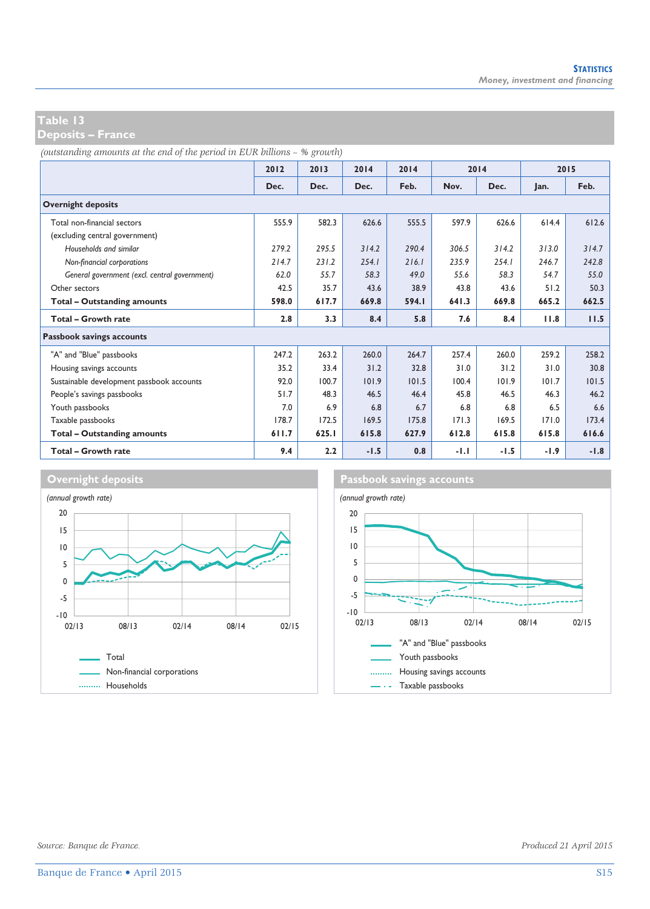## Table 13
## Deposits – France

*(outstanding amounts at the end of the period in EUR billions – % growth)*

| | 2012 | 2013 | 2014 | 2014 | 2014 | | 2015 | |
|---|---|---|---|---|---|---|---|---|
| | Dec. | Dec. | Dec. | Feb. | Nov. | Dec. | Jan. | Feb. |
| **Overnight deposits** | | | | | | | | |
| Total non-financial sectors (excluding central government) | 555.9 | 582.3 | 626.6 | 555.5 | 597.9 | 626.6 | 614.4 | 612.6 |
| *Households and similar* | *279.2* | *295.5* | *314.2* | *290.4* | *306.5* | *314.2* | *313.0* | *314.7* |
| *Non-financial corporations* | *214.7* | *231.2* | *254.1* | *216.1* | *235.9* | *254.1* | *246.7* | *242.8* |
| *General government (excl. central government)* | *62.0* | *55.7* | *58.3* | *49.0* | *55.6* | *58.3* | *54.7* | *55.0* |
| Other sectors | 42.5 | 35.7 | 43.6 | 38.9 | 43.8 | 43.6 | 51.2 | 50.3 |
| **Total – Outstanding amounts** | **598.0** | **617.7** | **669.8** | **594.1** | **641.3** | **669.8** | **665.2** | **662.5** |
| **Total – Growth rate** | **2.8** | **3.3** | **8.4** | **5.8** | **7.6** | **8.4** | **11.8** | **11.5** |
| **Passbook savings accounts** | | | | | | | | |
| "A" and "Blue" passbooks | 247.2 | 263.2 | 260.0 | 264.7 | 257.4 | 260.0 | 259.2 | 258.2 |
| Housing savings accounts | 35.2 | 33.4 | 31.2 | 32.8 | 31.0 | 31.2 | 31.0 | 30.8 |
| Sustainable development passbook accounts | 92.0 | 100.7 | 101.9 | 101.5 | 100.4 | 101.9 | 101.7 | 101.5 |
| People's savings passbooks | 51.7 | 48.3 | 46.5 | 46.4 | 45.8 | 46.5 | 46.3 | 46.2 |
| Youth passbooks | 7.0 | 6.9 | 6.8 | 6.7 | 6.8 | 6.8 | 6.5 | 6.6 |
| Taxable passbooks | 178.7 | 172.5 | 169.5 | 175.8 | 171.3 | 169.5 | 171.0 | 173.4 |
| **Total – Outstanding amounts** | **611.7** | **625.1** | **615.8** | **627.9** | **612.8** | **615.8** | **615.8** | **616.6** |
| **Total – Growth rate** | **9.4** | **2.2** | **-1.5** | **0.8** | **-1.1** | **-1.5** | **-1.9** | **-1.8** |

### Overnight deposits

*(annual growth rate)*

Legend: Total; Non-financial corporations; Households

### Passbook savings accounts

*(annual growth rate)*

Legend: "A" and "Blue" passbooks; Youth passbooks; Housing savings accounts; Taxable passbooks

*Source: Banque de France.*

*Produced 21 April 2015*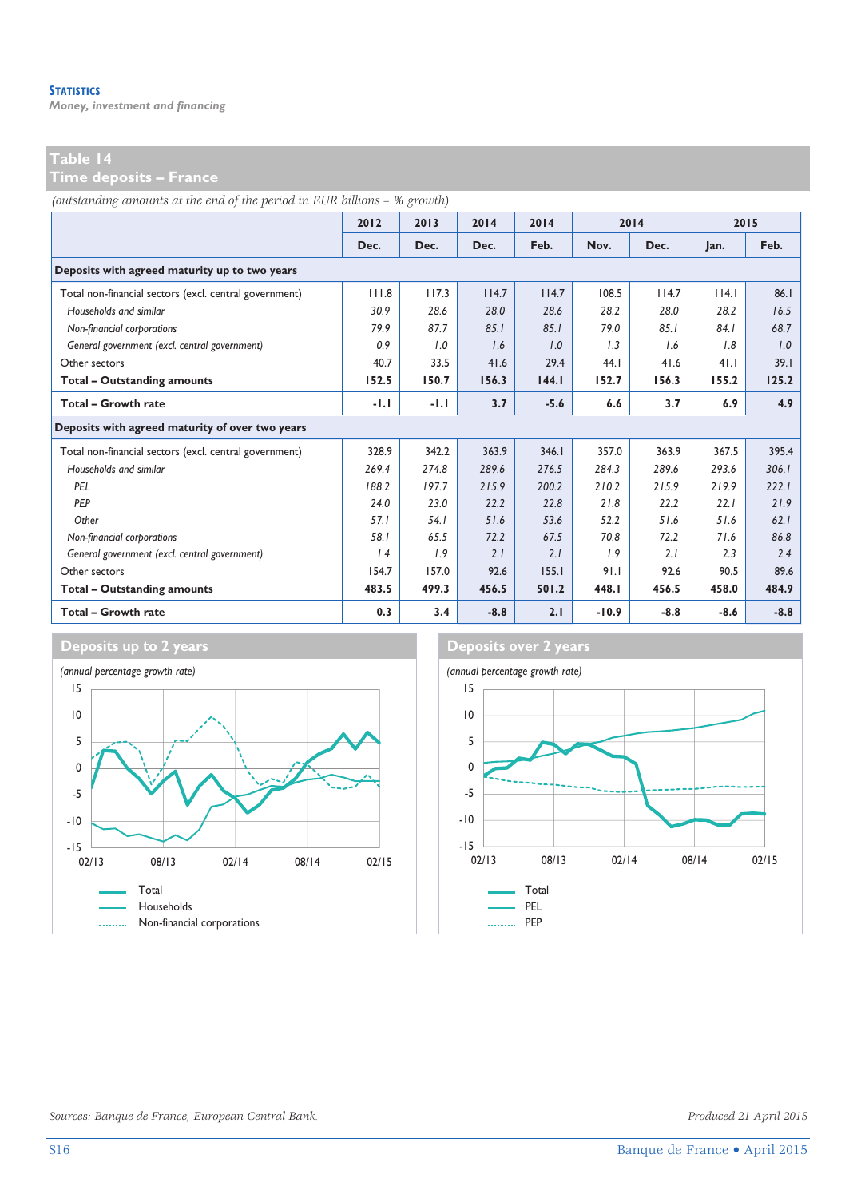**Statistics**
*Money, investment and financing*

## Table 14
## Time deposits – France

*(outstanding amounts at the end of the period in EUR billions – % growth)*

| | 2012 | 2013 | 2014 | 2014 | 2014 | | 2015 | |
|---|---|---|---|---|---|---|---|---|
| | Dec. | Dec. | Dec. | Feb. | Nov. | Dec. | Jan. | Feb. |
| **Deposits with agreed maturity up to two years** | | | | | | | | |
| Total non-financial sectors (excl. central government) | 111.8 | 117.3 | 114.7 | 114.7 | 108.5 | 114.7 | 114.1 | 86.1 |
| *Households and similar* | *30.9* | *28.6* | *28.0* | *28.6* | *28.2* | *28.0* | *28.2* | *16.5* |
| *Non-financial corporations* | *79.9* | *87.7* | *85.1* | *85.1* | *79.0* | *85.1* | *84.1* | *68.7* |
| *General government (excl. central government)* | *0.9* | *1.0* | *1.6* | *1.0* | *1.3* | *1.6* | *1.8* | *1.0* |
| Other sectors | 40.7 | 33.5 | 41.6 | 29.4 | 44.1 | 41.6 | 41.1 | 39.1 |
| **Total – Outstanding amounts** | **152.5** | **150.7** | **156.3** | **144.1** | **152.7** | **156.3** | **155.2** | **125.2** |
| **Total – Growth rate** | **-1.1** | **-1.1** | **3.7** | **-5.6** | **6.6** | **3.7** | **6.9** | **4.9** |
| **Deposits with agreed maturity of over two years** | | | | | | | | |
| Total non-financial sectors (excl. central government) | 328.9 | 342.2 | 363.9 | 346.1 | 357.0 | 363.9 | 367.5 | 395.4 |
| *Households and similar* | *269.4* | *274.8* | *289.6* | *276.5* | *284.3* | *289.6* | *293.6* | *306.1* |
| *PEL* | *188.2* | *197.7* | *215.9* | *200.2* | *210.2* | *215.9* | *219.9* | *222.1* |
| *PEP* | *24.0* | *23.0* | *22.2* | *22.8* | *21.8* | *22.2* | *22.1* | *21.9* |
| *Other* | *57.1* | *54.1* | *51.6* | *53.6* | *52.2* | *51.6* | *51.6* | *62.1* |
| *Non-financial corporations* | *58.1* | *65.5* | *72.2* | *67.5* | *70.8* | *72.2* | *71.6* | *86.8* |
| *General government (excl. central government)* | *1.4* | *1.9* | *2.1* | *2.1* | *1.9* | *2.1* | *2.3* | *2.4* |
| Other sectors | 154.7 | 157.0 | 92.6 | 155.1 | 91.1 | 92.6 | 90.5 | 89.6 |
| **Total – Outstanding amounts** | **483.5** | **499.3** | **456.5** | **501.2** | **448.1** | **456.5** | **458.0** | **484.9** |
| **Total – Growth rate** | **0.3** | **3.4** | **-8.8** | **2.1** | **-10.9** | **-8.8** | **-8.6** | **-8.8** |

### Deposits up to 2 years

*(annual percentage growth rate)*

Legend: Total; Households; Non-financial corporations

### Deposits over 2 years

*(annual percentage growth rate)*

Legend: Total; PEL; PEP

*Sources: Banque de France, European Central Bank.*

*Produced 21 April 2015*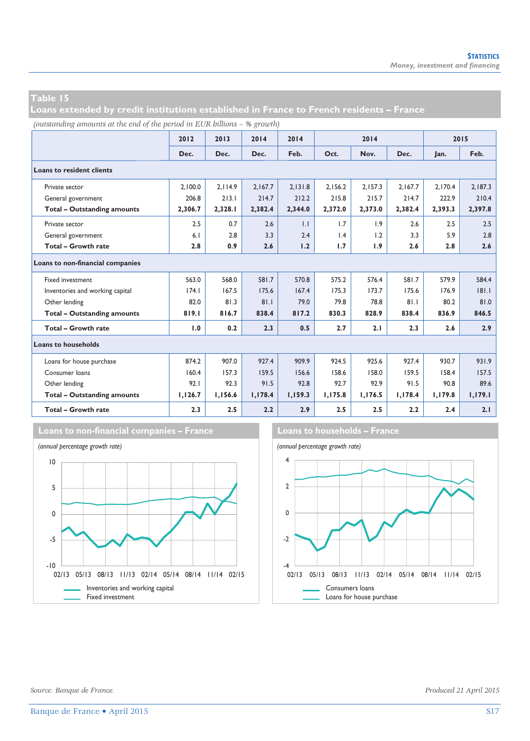## Table 15
## Loans extended by credit institutions established in France to French residents – France

*(outstanding amounts at the end of the period in EUR billions – % growth)*

| | 2012 | 2013 | 2014 | 2014 | 2014 | | | 2015 | |
|---|---|---|---|---|---|---|---|---|---|
| | Dec. | Dec. | Dec. | Feb. | Oct. | Nov. | Dec. | Jan. | Feb. |
| **Loans to resident clients** | | | | | | | | | |
| Private sector | 2,100.0 | 2,114.9 | 2,167.7 | 2,131.8 | 2,156.2 | 2,157.3 | 2,167.7 | 2,170.4 | 2,187.3 |
| General government | 206.8 | 213.1 | 214.7 | 212.2 | 215.8 | 215.7 | 214.7 | 222.9 | 210.4 |
| **Total – Outstanding amounts** | **2,306.7** | **2,328.1** | **2,382.4** | **2,344.0** | **2,372.0** | **2,373.0** | **2,382.4** | **2,393.3** | **2,397.8** |
| Private sector | 2.5 | 0.7 | 2.6 | 1.1 | 1.7 | 1.9 | 2.6 | 2.5 | 2.5 |
| General government | 6.1 | 2.8 | 3.3 | 2.4 | 1.4 | 1.2 | 3.3 | 5.9 | 2.8 |
| **Total – Growth rate** | **2.8** | **0.9** | **2.6** | **1.2** | **1.7** | **1.9** | **2.6** | **2.8** | **2.6** |
| **Loans to non-financial companies** | | | | | | | | | |
| Fixed investment | 563.0 | 568.0 | 581.7 | 570.8 | 575.2 | 576.4 | 581.7 | 579.9 | 584.4 |
| Inventories and working capital | 174.1 | 167.5 | 175.6 | 167.4 | 175.3 | 173.7 | 175.6 | 176.9 | 181.1 |
| Other lending | 82.0 | 81.3 | 81.1 | 79.0 | 79.8 | 78.8 | 81.1 | 80.2 | 81.0 |
| **Total – Outstanding amounts** | **819.1** | **816.7** | **838.4** | **817.2** | **830.3** | **828.9** | **838.4** | **836.9** | **846.5** |
| **Total – Growth rate** | **1.0** | **0.2** | **2.3** | **0.5** | **2.7** | **2.1** | **2.3** | **2.6** | **2.9** |
| **Loans to households** | | | | | | | | | |
| Loans for house purchase | 874.2 | 907.0 | 927.4 | 909.9 | 924.5 | 925.6 | 927.4 | 930.7 | 931.9 |
| Consumer loans | 160.4 | 157.3 | 159.5 | 156.6 | 158.6 | 158.0 | 159.5 | 158.4 | 157.5 |
| Other lending | 92.1 | 92.3 | 91.5 | 92.8 | 92.7 | 92.9 | 91.5 | 90.8 | 89.6 |
| **Total – Outstanding amounts** | **1,126.7** | **1,156.6** | **1,178.4** | **1,159.3** | **1,175.8** | **1,176.5** | **1,178.4** | **1,179.8** | **1,179.1** |
| **Total – Growth rate** | **2.3** | **2.5** | **2.2** | **2.9** | **2.5** | **2.5** | **2.2** | **2.4** | **2.1** |

### Loans to non-financial companies – France

*(annual percentage growth rate)*

Inventories and working capital
Fixed investment

### Loans to households – France

*(annual percentage growth rate)*

Consumers loans
Loans for house purchase

*Source: Banque de France.*

*Produced 21 April 2015*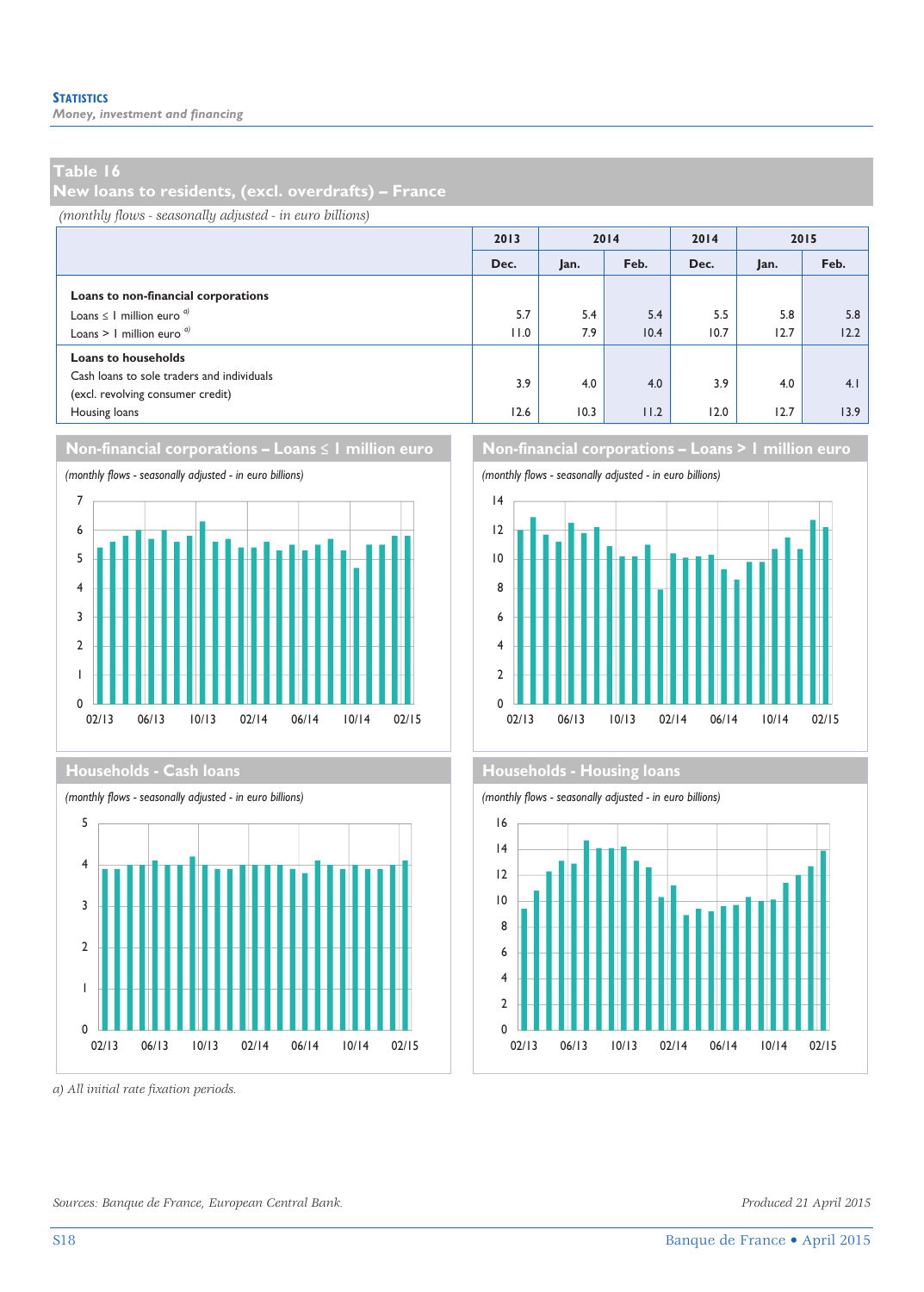## Table 16
## New loans to residents, (excl. overdrafts) – France

*(monthly flows - seasonally adjusted - in euro billions)*

| | 2013 | 2014 | | 2014 | 2015 | |
|---|---|---|---|---|---|---|
| | Dec. | Jan. | Feb. | Dec. | Jan. | Feb. |
| **Loans to non-financial corporations** | | | | | | |
| Loans ≤ 1 million euro [a] | 5.7 | 5.4 | 5.4 | 5.5 | 5.8 | 5.8 |
| Loans > 1 million euro [a] | 11.0 | 7.9 | 10.4 | 10.7 | 12.7 | 12.2 |
| **Loans to households** | | | | | | |
| Cash loans to sole traders and individuals (excl. revolving consumer credit) | 3.9 | 4.0 | 4.0 | 3.9 | 4.0 | 4.1 |
| Housing loans | 12.6 | 10.3 | 11.2 | 12.0 | 12.7 | 13.9 |

### Non-financial corporations – Loans ≤ 1 million euro

*(monthly flows - seasonally adjusted - in euro billions)*

### Non-financial corporations – Loans > 1 million euro

*(monthly flows - seasonally adjusted - in euro billions)*

### Households - Cash loans

*(monthly flows - seasonally adjusted - in euro billions)*

### Households - Housing loans

*(monthly flows - seasonally adjusted - in euro billions)*

*a) All initial rate fixation periods.*

*Sources: Banque de France, European Central Bank.*

*Produced 21 April 2015*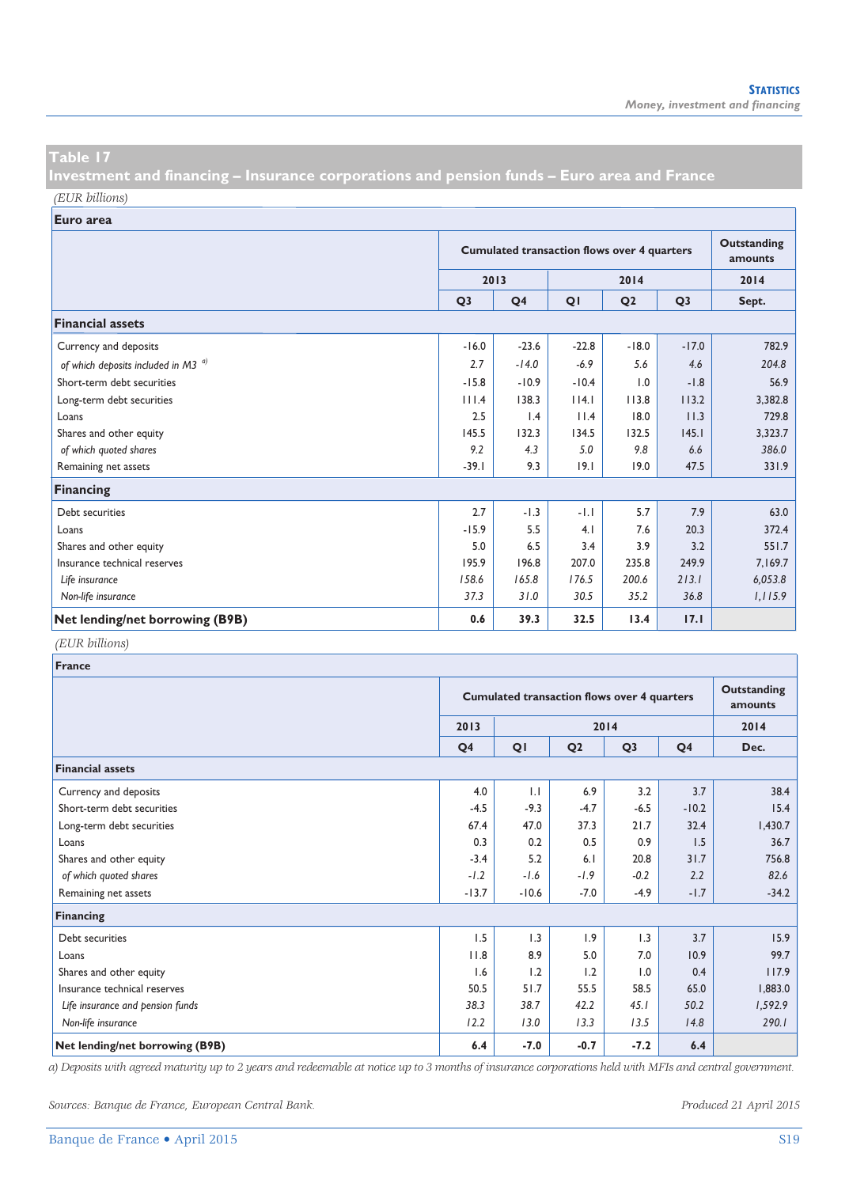## Table 17

## Investment and financing – Insurance corporations and pension funds – Euro area and France

(EUR billions)

**Euro area**

| | Cumulated transaction flows over 4 quarters | | | | | Outstanding amounts |
|---|---|---|---|---|---|---|
| | 2013 | | 2014 | | | 2014 |
| | Q3 | Q4 | Q1 | Q2 | Q3 | Sept. |
| **Financial assets** | | | | | | |
| Currency and deposits | -16.0 | -23.6 | -22.8 | -18.0 | -17.0 | 782.9 |
| *of which deposits included in M3* [a] | *2.7* | *-14.0* | *-6.9* | *5.6* | *4.6* | *204.8* |
| Short-term debt securities | -15.8 | -10.9 | -10.4 | 1.0 | -1.8 | 56.9 |
| Long-term debt securities | 111.4 | 138.3 | 114.1 | 113.8 | 113.2 | 3,382.8 |
| Loans | 2.5 | 1.4 | 11.4 | 18.0 | 11.3 | 729.8 |
| Shares and other equity | 145.5 | 132.3 | 134.5 | 132.5 | 145.1 | 3,323.7 |
| *of which quoted shares* | *9.2* | *4.3* | *5.0* | *9.8* | *6.6* | *386.0* |
| Remaining net assets | -39.1 | 9.3 | 19.1 | 19.0 | 47.5 | 331.9 |
| **Financing** | | | | | | |
| Debt securities | 2.7 | -1.3 | -1.1 | 5.7 | 7.9 | 63.0 |
| Loans | -15.9 | 5.5 | 4.1 | 7.6 | 20.3 | 372.4 |
| Shares and other equity | 5.0 | 6.5 | 3.4 | 3.9 | 3.2 | 551.7 |
| Insurance technical reserves | 195.9 | 196.8 | 207.0 | 235.8 | 249.9 | 7,169.7 |
| *Life insurance* | *158.6* | *165.8* | *176.5* | *200.6* | *213.1* | *6,053.8* |
| *Non-life insurance* | *37.3* | *31.0* | *30.5* | *35.2* | *36.8* | *1,115.9* |
| **Net lending/net borrowing (B9B)** | **0.6** | **39.3** | **32.5** | **13.4** | **17.1** | |

(EUR billions)

**France**

| | Cumulated transaction flows over 4 quarters | | | | | Outstanding amounts |
|---|---|---|---|---|---|---|
| | 2013 | 2014 | | | | 2014 |
| | Q4 | Q1 | Q2 | Q3 | Q4 | Dec. |
| **Financial assets** | | | | | | |
| Currency and deposits | 4.0 | 1.1 | 6.9 | 3.2 | 3.7 | 38.4 |
| Short-term debt securities | -4.5 | -9.3 | -4.7 | -6.5 | -10.2 | 15.4 |
| Long-term debt securities | 67.4 | 47.0 | 37.3 | 21.7 | 32.4 | 1,430.7 |
| Loans | 0.3 | 0.2 | 0.5 | 0.9 | 1.5 | 36.7 |
| Shares and other equity | -3.4 | 5.2 | 6.1 | 20.8 | 31.7 | 756.8 |
| *of which quoted shares* | *-1.2* | *-1.6* | *-1.9* | *-0.2* | *2.2* | *82.6* |
| Remaining net assets | -13.7 | -10.6 | -7.0 | -4.9 | -1.7 | -34.2 |
| **Financing** | | | | | | |
| Debt securities | 1.5 | 1.3 | 1.9 | 1.3 | 3.7 | 15.9 |
| Loans | 11.8 | 8.9 | 5.0 | 7.0 | 10.9 | 99.7 |
| Shares and other equity | 1.6 | 1.2 | 1.2 | 1.0 | 0.4 | 117.9 |
| Insurance technical reserves | 50.5 | 51.7 | 55.5 | 58.5 | 65.0 | 1,883.0 |
| *Life insurance and pension funds* | *38.3* | *38.7* | *42.2* | *45.1* | *50.2* | *1,592.9* |
| *Non-life insurance* | *12.2* | *13.0* | *13.3* | *13.5* | *14.8* | *290.1* |
| **Net lending/net borrowing (B9B)** | **6.4** | **-7.0** | **-0.7** | **-7.2** | **6.4** | |

*a) Deposits with agreed maturity up to 2 years and redeemable at notice up to 3 months of insurance corporations held with MFIs and central government.*

*Sources: Banque de France, European Central Bank.*

*Produced 21 April 2015*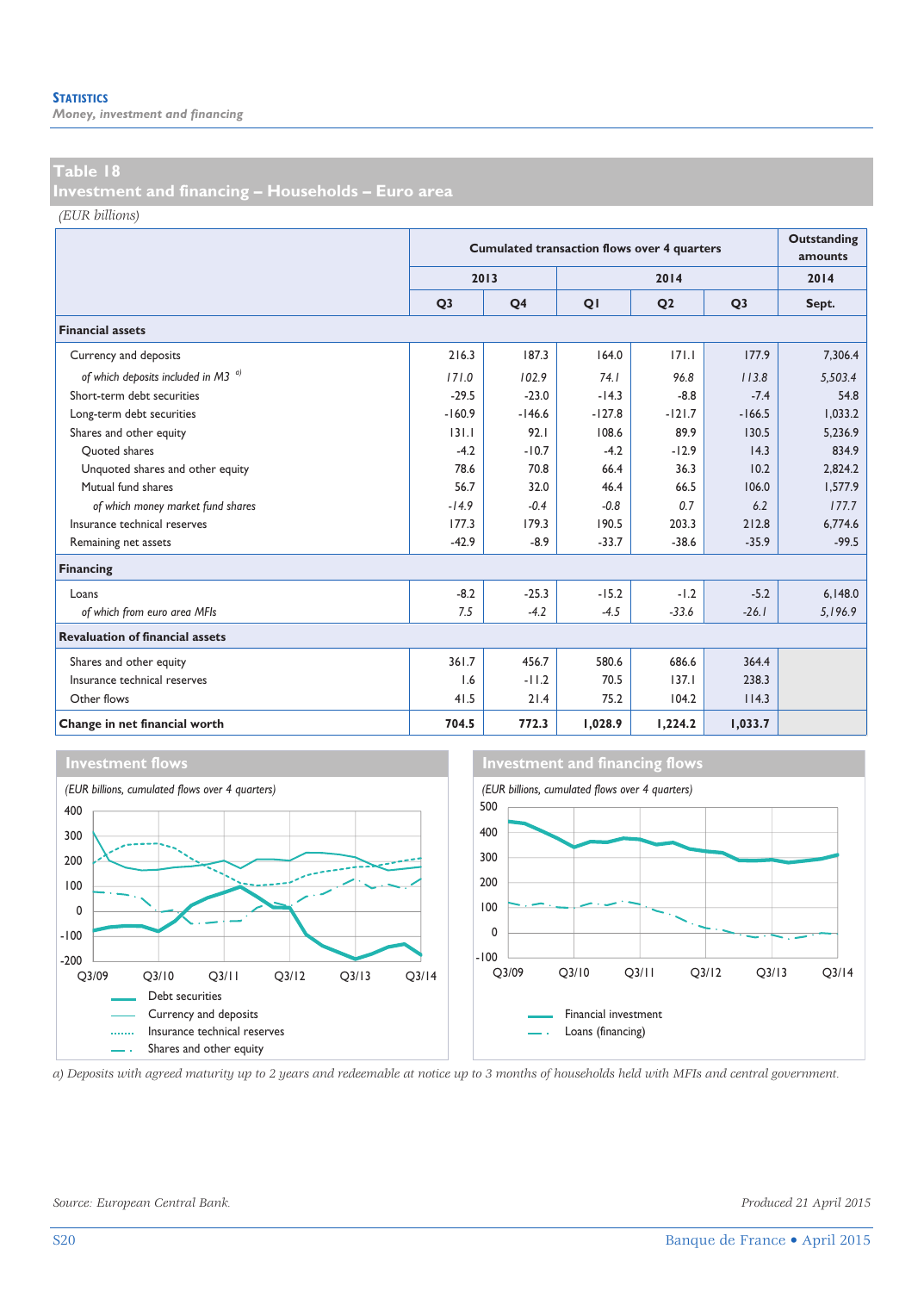**Statistics**
*Money, investment and financing*

## Table 18
## Investment and financing – Households – Euro area

*(EUR billions)*

| | Cumulated transaction flows over 4 quarters | | | | | Outstanding amounts |
|---|---|---|---|---|---|---|
| | 2013 | | 2014 | | | 2014 |
| | Q3 | Q4 | Q1 | Q2 | Q3 | Sept. |
| **Financial assets** | | | | | | |
| Currency and deposits | 216.3 | 187.3 | 164.0 | 171.1 | 177.9 | 7,306.4 |
| *of which deposits included in M3* [a] | *171.0* | *102.9* | *74.1* | *96.8* | *113.8* | *5,503.4* |
| Short-term debt securities | -29.5 | -23.0 | -14.3 | -8.8 | -7.4 | 54.8 |
| Long-term debt securities | -160.9 | -146.6 | -127.8 | -121.7 | -166.5 | 1,033.2 |
| Shares and other equity | 131.1 | 92.1 | 108.6 | 89.9 | 130.5 | 5,236.9 |
| Quoted shares | -4.2 | -10.7 | -4.2 | -12.9 | 14.3 | 834.9 |
| Unquoted shares and other equity | 78.6 | 70.8 | 66.4 | 36.3 | 10.2 | 2,824.2 |
| Mutual fund shares | 56.7 | 32.0 | 46.4 | 66.5 | 106.0 | 1,577.9 |
| *of which money market fund shares* | *-14.9* | *-0.4* | *-0.8* | *0.7* | *6.2* | *177.7* |
| Insurance technical reserves | 177.3 | 179.3 | 190.5 | 203.3 | 212.8 | 6,774.6 |
| Remaining net assets | -42.9 | -8.9 | -33.7 | -38.6 | -35.9 | -99.5 |
| **Financing** | | | | | | |
| Loans | -8.2 | -25.3 | -15.2 | -1.2 | -5.2 | 6,148.0 |
| *of which from euro area MFIs* | *7.5* | *-4.2* | *-4.5* | *-33.6* | *-26.1* | *5,196.9* |
| **Revaluation of financial assets** | | | | | | |
| Shares and other equity | 361.7 | 456.7 | 580.6 | 686.6 | 364.4 | |
| Insurance technical reserves | 1.6 | -11.2 | 70.5 | 137.1 | 238.3 | |
| Other flows | 41.5 | 21.4 | 75.2 | 104.2 | 114.3 | |
| **Change in net financial worth** | **704.5** | **772.3** | **1,028.9** | **1,224.2** | **1,033.7** | |

**Investment flows**

*(EUR billions, cumulated flows over 4 quarters)*

Legend: Debt securities; Currency and deposits; Insurance technical reserves; Shares and other equity

**Investment and financing flows**

*(EUR billions, cumulated flows over 4 quarters)*

Legend: Financial investment; Loans (financing)

*a) Deposits with agreed maturity up to 2 years and redeemable at notice up to 3 months of households held with MFIs and central government.*

*Source: European Central Bank.*

*Produced 21 April 2015*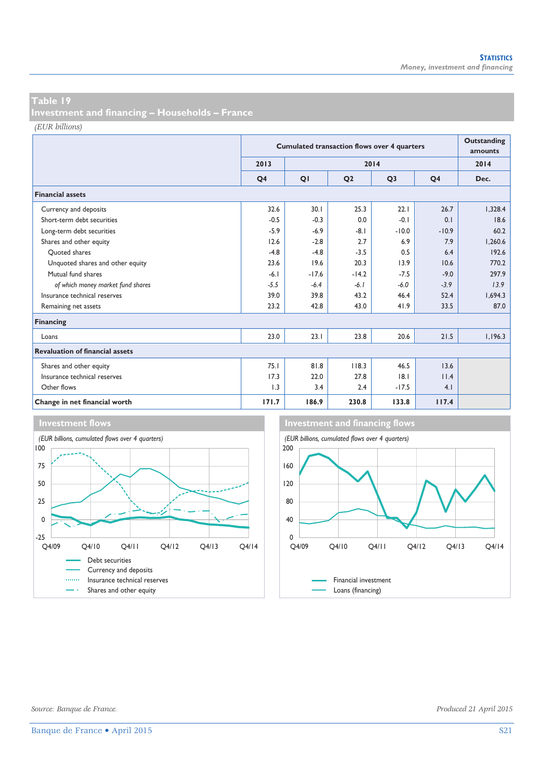## Table 19
## Investment and financing – Households – France

*(EUR billions)*

| | Cumulated transaction flows over 4 quarters | | | | | Outstanding amounts |
|---|---|---|---|---|---|---|
| | 2013 | 2014 | | | | 2014 |
| | Q4 | Q1 | Q2 | Q3 | Q4 | Dec. |
| **Financial assets** | | | | | | |
| Currency and deposits | 32.6 | 30.1 | 25.3 | 22.1 | 26.7 | 1,328.4 |
| Short-term debt securities | -0.5 | -0.3 | 0.0 | -0.1 | 0.1 | 18.6 |
| Long-term debt securities | -5.9 | -6.9 | -8.1 | -10.0 | -10.9 | 60.2 |
| Shares and other equity | 12.6 | -2.8 | 2.7 | 6.9 | 7.9 | 1,260.6 |
| Quoted shares | -4.8 | -4.8 | -3.5 | 0.5 | 6.4 | 192.6 |
| Unquoted shares and other equity | 23.6 | 19.6 | 20.3 | 13.9 | 10.6 | 770.2 |
| Mutual fund shares | -6.1 | -17.6 | -14.2 | -7.5 | -9.0 | 297.9 |
| *of which money market fund shares* | *-5.5* | *-6.4* | *-6.1* | *-6.0* | *-3.9* | *13.9* |
| Insurance technical reserves | 39.0 | 39.8 | 43.2 | 46.4 | 52.4 | 1,694.3 |
| Remaining net assets | 23.2 | 42.8 | 43.0 | 41.9 | 33.5 | 87.0 |
| **Financing** | | | | | | |
| Loans | 23.0 | 23.1 | 23.8 | 20.6 | 21.5 | 1,196.3 |
| **Revaluation of financial assets** | | | | | | |
| Shares and other equity | 75.1 | 81.8 | 118.3 | 46.5 | 13.6 | |
| Insurance technical reserves | 17.3 | 22.0 | 27.8 | 18.1 | 11.4 | |
| Other flows | 1.3 | 3.4 | 2.4 | -17.5 | 4.1 | |
| **Change in net financial worth** | **171.7** | **186.9** | **230.8** | **133.8** | **117.4** | |

### Investment flows

*(EUR billions, cumulated flows over 4 quarters)*

Legend: Debt securities; Currency and deposits; Insurance technical reserves; Shares and other equity

### Investment and financing flows

*(EUR billions, cumulated flows over 4 quarters)*

Legend: Financial investment; Loans (financing)

*Source: Banque de France.*

*Produced 21 April 2015*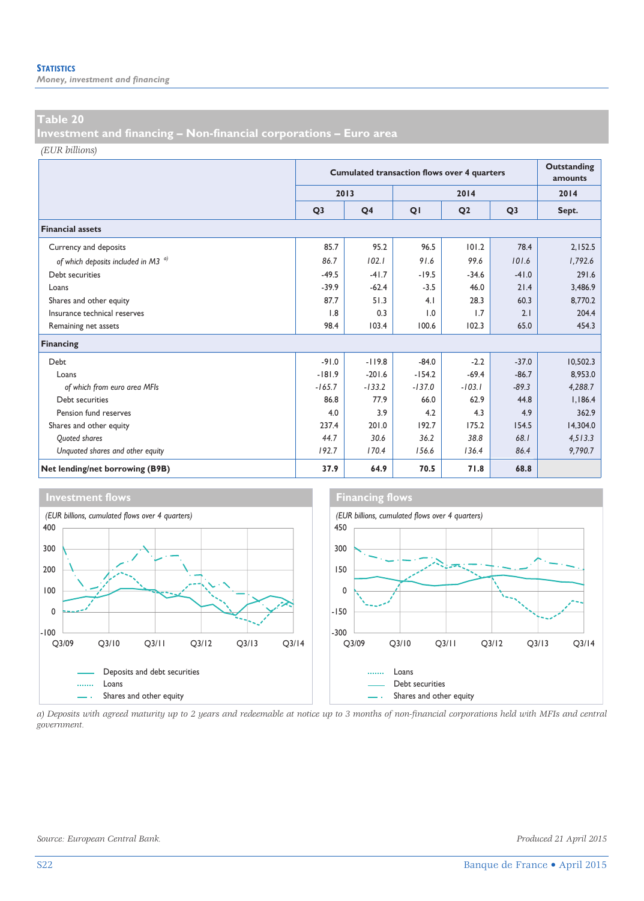## Table 20
## Investment and financing – Non-financial corporations – Euro area

*(EUR billions)*

| | Cumulated transaction flows over 4 quarters | | | | | Outstanding amounts |
|---|---|---|---|---|---|---|
| | 2013 | | 2014 | | | 2014 |
| | Q3 | Q4 | Q1 | Q2 | Q3 | Sept. |
| **Financial assets** | | | | | | |
| Currency and deposits | 85.7 | 95.2 | 96.5 | 101.2 | 78.4 | 2,152.5 |
| *of which deposits included in M3* [a] | *86.7* | *102.1* | *91.6* | *99.6* | *101.6* | *1,792.6* |
| Debt securities | -49.5 | -41.7 | -19.5 | -34.6 | -41.0 | 291.6 |
| Loans | -39.9 | -62.4 | -3.5 | 46.0 | 21.4 | 3,486.9 |
| Shares and other equity | 87.7 | 51.3 | 4.1 | 28.3 | 60.3 | 8,770.2 |
| Insurance technical reserves | 1.8 | 0.3 | 1.0 | 1.7 | 2.1 | 204.4 |
| Remaining net assets | 98.4 | 103.4 | 100.6 | 102.3 | 65.0 | 454.3 |
| **Financing** | | | | | | |
| Debt | -91.0 | -119.8 | -84.0 | -2.2 | -37.0 | 10,502.3 |
| Loans | -181.9 | -201.6 | -154.2 | -69.4 | -86.7 | 8,953.0 |
| *of which from euro area MFIs* | *-165.7* | *-133.2* | *-137.0* | *-103.1* | *-89.3* | *4,288.7* |
| Debt securities | 86.8 | 77.9 | 66.0 | 62.9 | 44.8 | 1,186.4 |
| Pension fund reserves | 4.0 | 3.9 | 4.2 | 4.3 | 4.9 | 362.9 |
| Shares and other equity | 237.4 | 201.0 | 192.7 | 175.2 | 154.5 | 14,304.0 |
| *Quoted shares* | *44.7* | *30.6* | *36.2* | *38.8* | *68.1* | *4,513.3* |
| *Unquoted shares and other equity* | *192.7* | *170.4* | *156.6* | *136.4* | *86.4* | *9,790.7* |
| **Net lending/net borrowing (B9B)** | **37.9** | **64.9** | **70.5** | **71.8** | **68.8** | |

### Investment flows

*(EUR billions, cumulated flows over 4 quarters)*

Deposits and debt securities
Loans
Shares and other equity

### Financing flows

*(EUR billions, cumulated flows over 4 quarters)*

Loans
Debt securities
Shares and other equity

*a) Deposits with agreed maturity up to 2 years and redeemable at notice up to 3 months of non-financial corporations held with MFIs and central government.*

*Source: European Central Bank.*

*Produced 21 April 2015*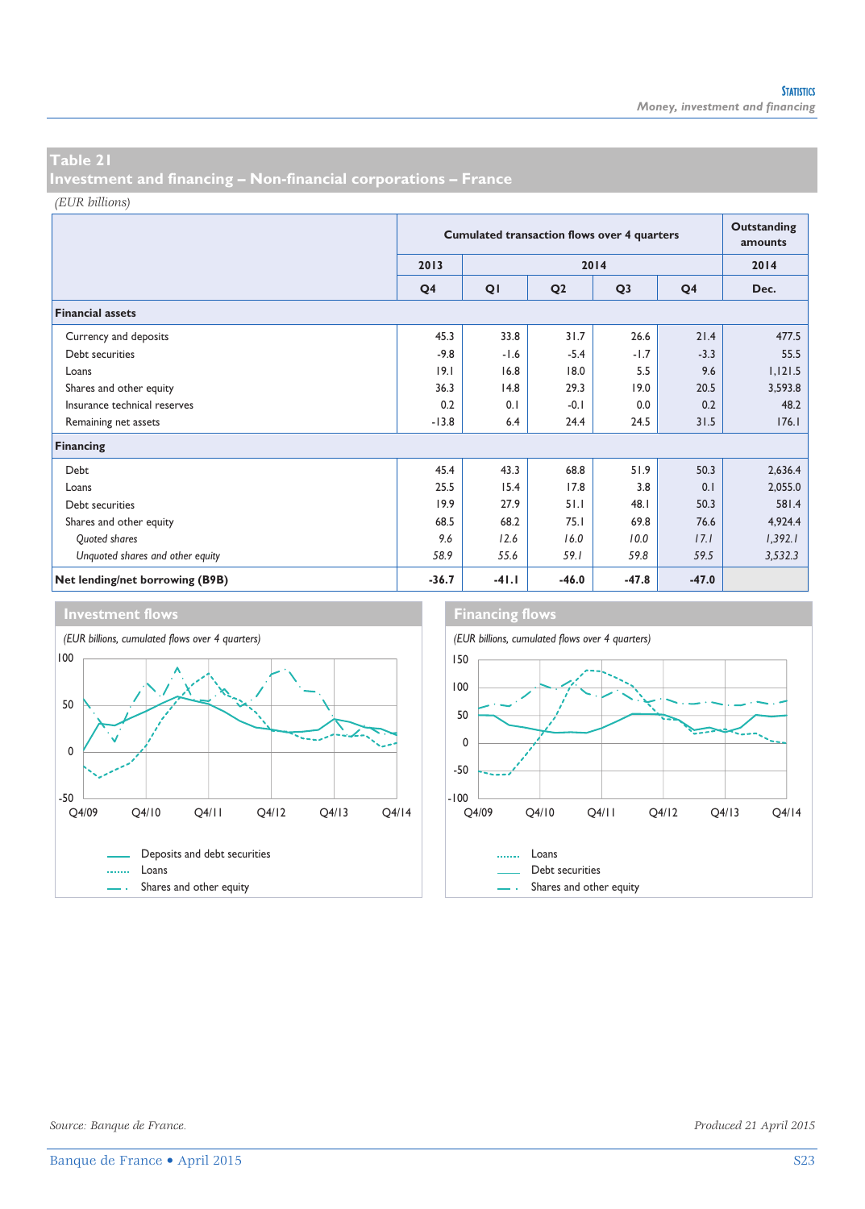## Table 21
## Investment and financing – Non-financial corporations – France

*(EUR billions)*

| | Cumulated transaction flows over 4 quarters | | | | | Outstanding amounts |
|---|---|---|---|---|---|---|
| | 2013 | 2014 | | | | 2014 |
| | Q4 | Q1 | Q2 | Q3 | Q4 | Dec. |
| **Financial assets** | | | | | | |
| Currency and deposits | 45.3 | 33.8 | 31.7 | 26.6 | 21.4 | 477.5 |
| Debt securities | -9.8 | -1.6 | -5.4 | -1.7 | -3.3 | 55.5 |
| Loans | 19.1 | 16.8 | 18.0 | 5.5 | 9.6 | 1,121.5 |
| Shares and other equity | 36.3 | 14.8 | 29.3 | 19.0 | 20.5 | 3,593.8 |
| Insurance technical reserves | 0.2 | 0.1 | -0.1 | 0.0 | 0.2 | 48.2 |
| Remaining net assets | -13.8 | 6.4 | 24.4 | 24.5 | 31.5 | 176.1 |
| **Financing** | | | | | | |
| Debt | 45.4 | 43.3 | 68.8 | 51.9 | 50.3 | 2,636.4 |
| Loans | 25.5 | 15.4 | 17.8 | 3.8 | 0.1 | 2,055.0 |
| Debt securities | 19.9 | 27.9 | 51.1 | 48.1 | 50.3 | 581.4 |
| Shares and other equity | 68.5 | 68.2 | 75.1 | 69.8 | 76.6 | 4,924.4 |
| *Quoted shares* | *9.6* | *12.6* | *16.0* | *10.0* | *17.1* | *1,392.1* |
| *Unquoted shares and other equity* | *58.9* | *55.6* | *59.1* | *59.8* | *59.5* | *3,532.3* |
| **Net lending/net borrowing (B9B)** | **-36.7** | **-41.1** | **-46.0** | **-47.8** | **-47.0** | |

### Investment flows

*(EUR billions, cumulated flows over 4 quarters)*

Legend: Deposits and debt securities; Loans; Shares and other equity

### Financing flows

*(EUR billions, cumulated flows over 4 quarters)*

Legend: Loans; Debt securities; Shares and other equity

*Source: Banque de France.*

*Produced 21 April 2015*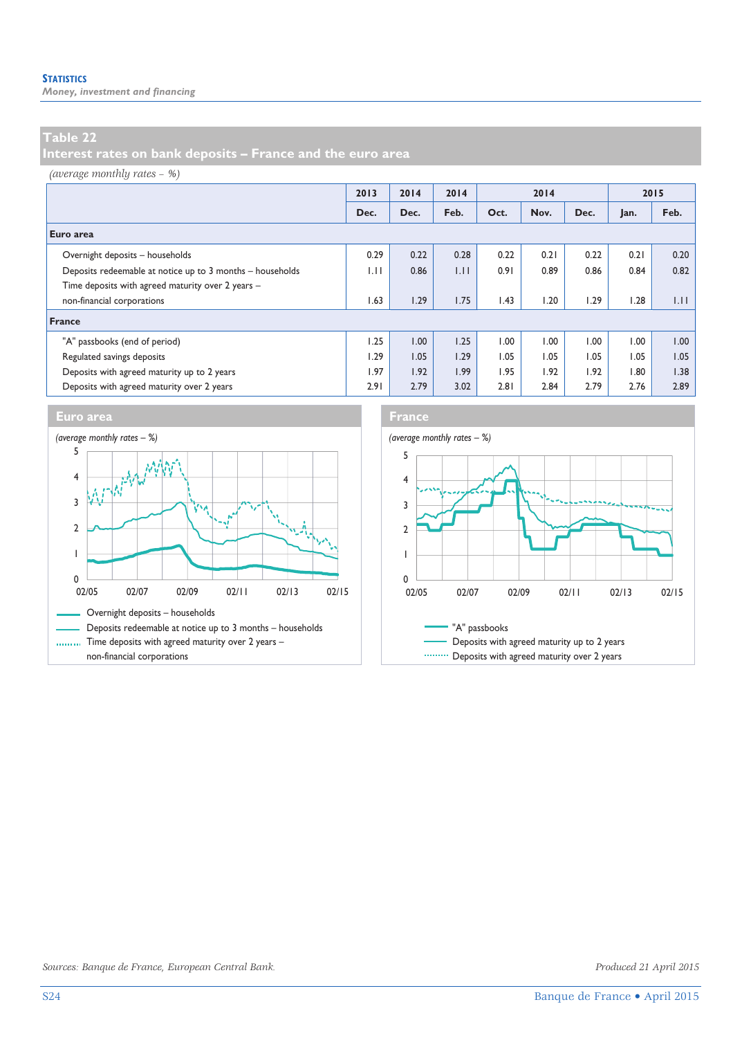## Table 22
## Interest rates on bank deposits – France and the euro area

*(average monthly rates – %)*

| | 2013 | 2014 | 2014 | 2014 | | | 2015 | |
|---|---|---|---|---|---|---|---|---|
| | Dec. | Dec. | Feb. | Oct. | Nov. | Dec. | Jan. | Feb. |
| **Euro area** | | | | | | | | |
| Overnight deposits – households | 0.29 | 0.22 | 0.28 | 0.22 | 0.21 | 0.22 | 0.21 | 0.20 |
| Deposits redeemable at notice up to 3 months – households | 1.11 | 0.86 | 1.11 | 0.91 | 0.89 | 0.86 | 0.84 | 0.82 |
| Time deposits with agreed maturity over 2 years – non-financial corporations | 1.63 | 1.29 | 1.75 | 1.43 | 1.20 | 1.29 | 1.28 | 1.11 |
| **France** | | | | | | | | |
| "A" passbooks (end of period) | 1.25 | 1.00 | 1.25 | 1.00 | 1.00 | 1.00 | 1.00 | 1.00 |
| Regulated savings deposits | 1.29 | 1.05 | 1.29 | 1.05 | 1.05 | 1.05 | 1.05 | 1.05 |
| Deposits with agreed maturity up to 2 years | 1.97 | 1.92 | 1.99 | 1.95 | 1.92 | 1.92 | 1.80 | 1.38 |
| Deposits with agreed maturity over 2 years | 2.91 | 2.79 | 3.02 | 2.81 | 2.84 | 2.79 | 2.76 | 2.89 |

### Euro area

*(average monthly rates – %)*

- Overnight deposits – households
- Deposits redeemable at notice up to 3 months – households
- Time deposits with agreed maturity over 2 years – non-financial corporations

### France

*(average monthly rates – %)*

- "A" passbooks
- Deposits with agreed maturity up to 2 years
- Deposits with agreed maturity over 2 years

*Sources: Banque de France, European Central Bank.*

*Produced 21 April 2015*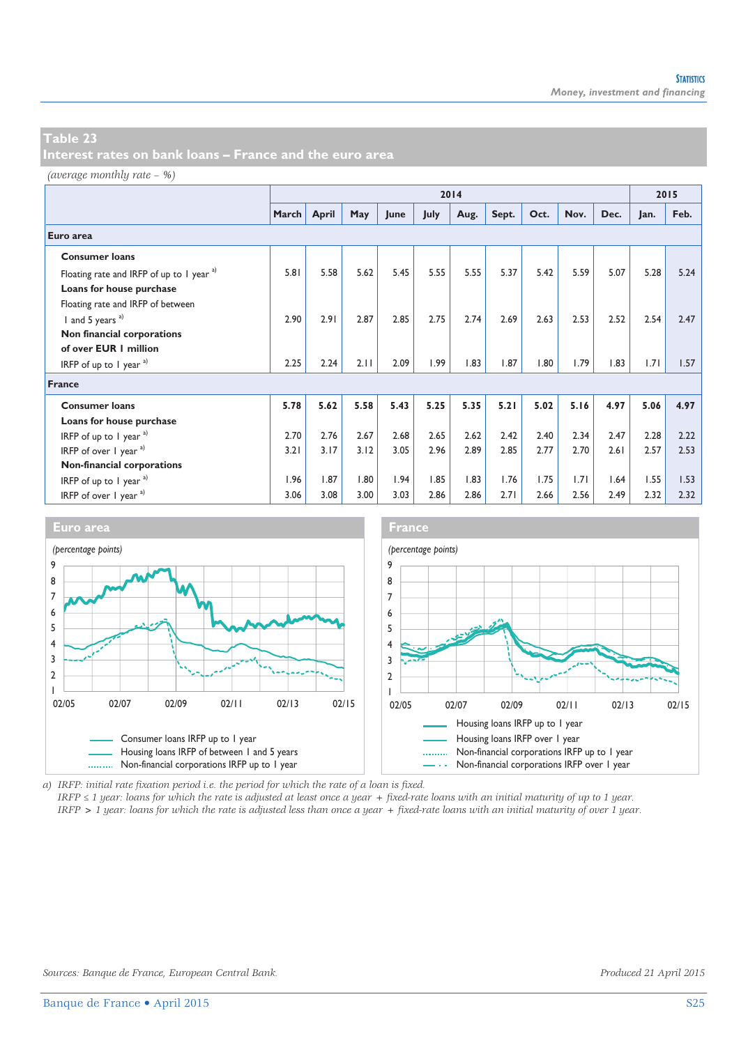## Table 23
## Interest rates on bank loans – France and the euro area

*(average monthly rate – %)*

| | 2014 | | | | | | | | | | 2015 | |
|---|---|---|---|---|---|---|---|---|---|---|---|---|
| | March | April | May | June | July | Aug. | Sept. | Oct. | Nov. | Dec. | Jan. | Feb. |
| **Euro area** | | | | | | | | | | | | |
| **Consumer loans** | | | | | | | | | | | | |
| Floating rate and IRFP of up to 1 year [a] | 5.81 | 5.58 | 5.62 | 5.45 | 5.55 | 5.55 | 5.37 | 5.42 | 5.59 | 5.07 | 5.28 | 5.24 |
| **Loans for house purchase** | | | | | | | | | | | | |
| Floating rate and IRFP of between 1 and 5 years [a] | 2.90 | 2.91 | 2.87 | 2.85 | 2.75 | 2.74 | 2.69 | 2.63 | 2.53 | 2.52 | 2.54 | 2.47 |
| **Non financial corporations of over EUR 1 million** | | | | | | | | | | | | |
| IRFP of up to 1 year [a] | 2.25 | 2.24 | 2.11 | 2.09 | 1.99 | 1.83 | 1.87 | 1.80 | 1.79 | 1.83 | 1.71 | 1.57 |
| **France** | | | | | | | | | | | | |
| **Consumer loans** | **5.78** | **5.62** | **5.58** | **5.43** | **5.25** | **5.35** | **5.21** | **5.02** | **5.16** | **4.97** | **5.06** | **4.97** |
| **Loans for house purchase** | | | | | | | | | | | | |
| IRFP of up to 1 year [a] | 2.70 | 2.76 | 2.67 | 2.68 | 2.65 | 2.62 | 2.42 | 2.40 | 2.34 | 2.47 | 2.28 | 2.22 |
| IRFP of over 1 year [a] | 3.21 | 3.17 | 3.12 | 3.05 | 2.96 | 2.89 | 2.85 | 2.77 | 2.70 | 2.61 | 2.57 | 2.53 |
| **Non-financial corporations** | | | | | | | | | | | | |
| IRFP of up to 1 year [a] | 1.96 | 1.87 | 1.80 | 1.94 | 1.85 | 1.83 | 1.76 | 1.75 | 1.71 | 1.64 | 1.55 | 1.53 |
| IRFP of over 1 year [a] | 3.06 | 3.08 | 3.00 | 3.03 | 2.86 | 2.86 | 2.71 | 2.66 | 2.56 | 2.49 | 2.32 | 2.32 |

### Euro area

*(percentage points)*

Legend: Consumer loans IRFP up to 1 year; Housing loans IRFP of between 1 and 5 years; Non-financial corporations IRFP up to 1 year

### France

*(percentage points)*

Legend: Housing loans IRFP up to 1 year; Housing loans IRFP over 1 year; Non-financial corporations IRFP up to 1 year; Non-financial corporations IRFP over 1 year

a) IRFP: initial rate fixation period i.e. the period for which the rate of a loan is fixed.
IRFP ≤ 1 year: loans for which the rate is adjusted at least once a year + fixed-rate loans with an initial maturity of up to 1 year.
IRFP > 1 year: loans for which the rate is adjusted less than once a year + fixed-rate loans with an initial maturity of over 1 year.

*Sources: Banque de France, European Central Bank.*

*Produced 21 April 2015*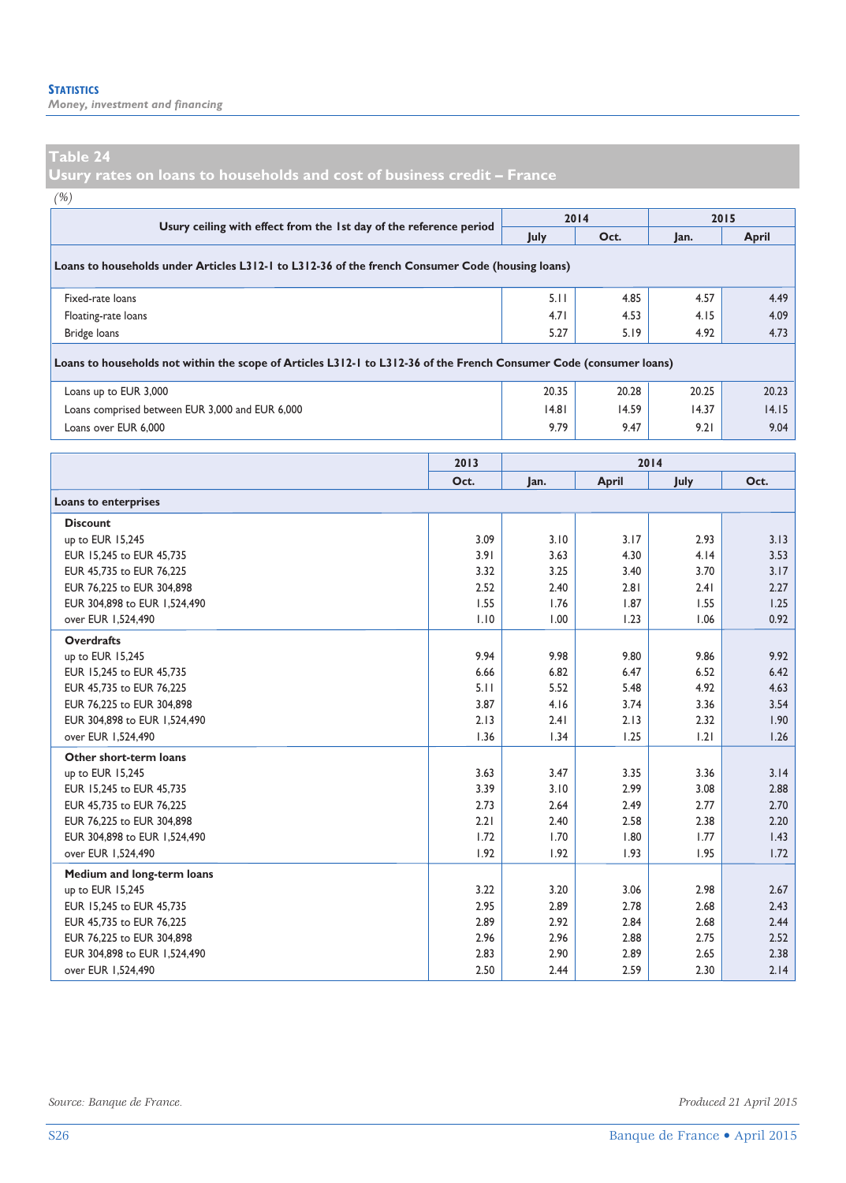## Table 24
## Usury rates on loans to households and cost of business credit – France

*(%)*

| Usury ceiling with effect from the 1st day of the reference period | 2014 | | 2015 | |
|---|---|---|---|---|
| | July | Oct. | Jan. | April |
| **Loans to households under Articles L312-1 to L312-36 of the french Consumer Code (housing loans)** | | | | |
| Fixed-rate loans | 5.11 | 4.85 | 4.57 | 4.49 |
| Floating-rate loans | 4.71 | 4.53 | 4.15 | 4.09 |
| Bridge loans | 5.27 | 5.19 | 4.92 | 4.73 |
| **Loans to households not within the scope of Articles L312-1 to L312-36 of the French Consumer Code (consumer loans)** | | | | |
| Loans up to EUR 3,000 | 20.35 | 20.28 | 20.25 | 20.23 |
| Loans comprised between EUR 3,000 and EUR 6,000 | 14.81 | 14.59 | 14.37 | 14.15 |
| Loans over EUR 6,000 | 9.79 | 9.47 | 9.21 | 9.04 |

| | 2013 | 2014 | | | |
|---|---|---|---|---|---|
| | Oct. | Jan. | April | July | Oct. |
| **Loans to enterprises** | | | | | |
| **Discount** | | | | | |
| up to EUR 15,245 | 3.09 | 3.10 | 3.17 | 2.93 | 3.13 |
| EUR 15,245 to EUR 45,735 | 3.91 | 3.63 | 4.30 | 4.14 | 3.53 |
| EUR 45,735 to EUR 76,225 | 3.32 | 3.25 | 3.40 | 3.70 | 3.17 |
| EUR 76,225 to EUR 304,898 | 2.52 | 2.40 | 2.81 | 2.41 | 2.27 |
| EUR 304,898 to EUR 1,524,490 | 1.55 | 1.76 | 1.87 | 1.55 | 1.25 |
| over EUR 1,524,490 | 1.10 | 1.00 | 1.23 | 1.06 | 0.92 |
| **Overdrafts** | | | | | |
| up to EUR 15,245 | 9.94 | 9.98 | 9.80 | 9.86 | 9.92 |
| EUR 15,245 to EUR 45,735 | 6.66 | 6.82 | 6.47 | 6.52 | 6.42 |
| EUR 45,735 to EUR 76,225 | 5.11 | 5.52 | 5.48 | 4.92 | 4.63 |
| EUR 76,225 to EUR 304,898 | 3.87 | 4.16 | 3.74 | 3.36 | 3.54 |
| EUR 304,898 to EUR 1,524,490 | 2.13 | 2.41 | 2.13 | 2.32 | 1.90 |
| over EUR 1,524,490 | 1.36 | 1.34 | 1.25 | 1.21 | 1.26 |
| **Other short-term loans** | | | | | |
| up to EUR 15,245 | 3.63 | 3.47 | 3.35 | 3.36 | 3.14 |
| EUR 15,245 to EUR 45,735 | 3.39 | 3.10 | 2.99 | 3.08 | 2.88 |
| EUR 45,735 to EUR 76,225 | 2.73 | 2.64 | 2.49 | 2.77 | 2.70 |
| EUR 76,225 to EUR 304,898 | 2.21 | 2.40 | 2.58 | 2.38 | 2.20 |
| EUR 304,898 to EUR 1,524,490 | 1.72 | 1.70 | 1.80 | 1.77 | 1.43 |
| over EUR 1,524,490 | 1.92 | 1.92 | 1.93 | 1.95 | 1.72 |
| **Medium and long-term loans** | | | | | |
| up to EUR 15,245 | 3.22 | 3.20 | 3.06 | 2.98 | 2.67 |
| EUR 15,245 to EUR 45,735 | 2.95 | 2.89 | 2.78 | 2.68 | 2.43 |
| EUR 45,735 to EUR 76,225 | 2.89 | 2.92 | 2.84 | 2.68 | 2.44 |
| EUR 76,225 to EUR 304,898 | 2.96 | 2.96 | 2.88 | 2.75 | 2.52 |
| EUR 304,898 to EUR 1,524,490 | 2.83 | 2.90 | 2.89 | 2.65 | 2.38 |
| over EUR 1,524,490 | 2.50 | 2.44 | 2.59 | 2.30 | 2.14 |

*Source: Banque de France.*

*Produced 21 April 2015*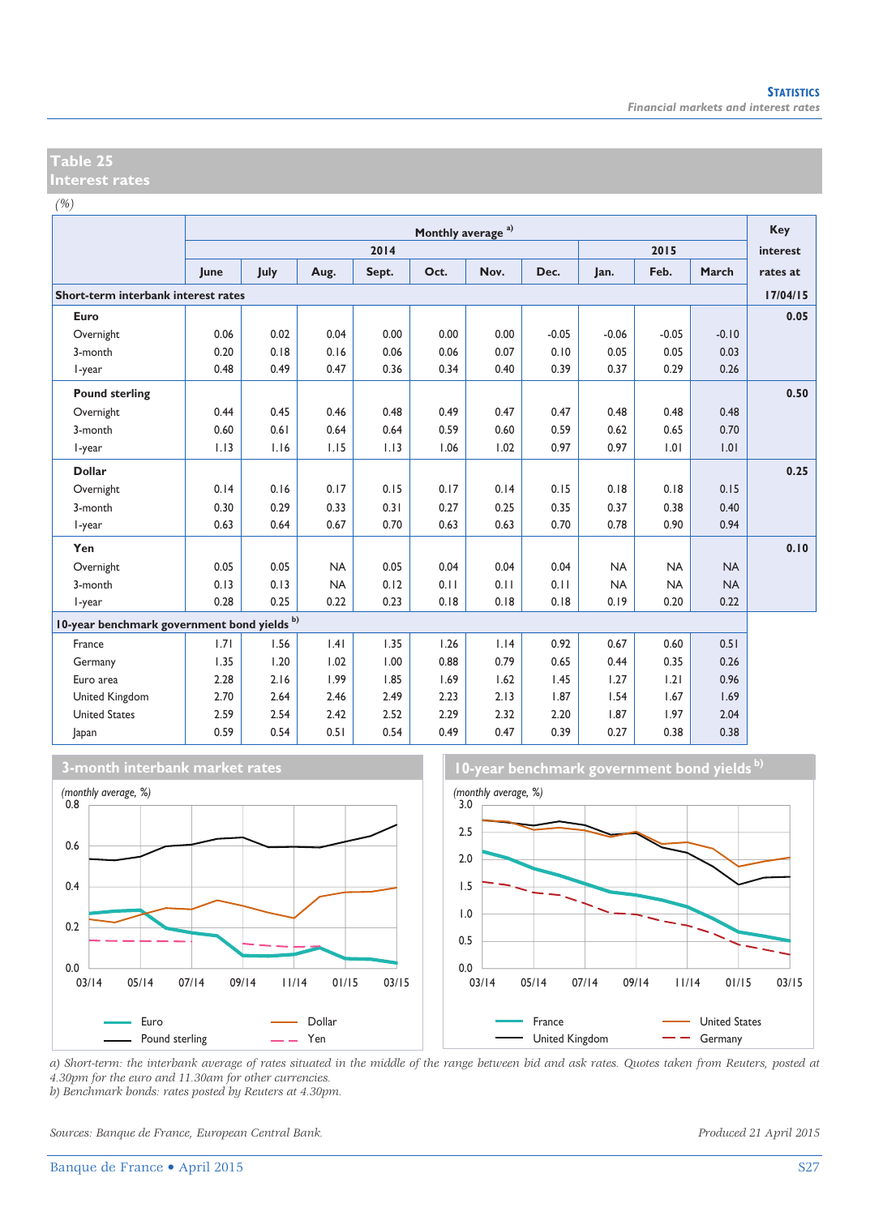## Table 25
## Interest rates

*(%)*

| | Monthly average a) | | | | | | | | | | Key interest rates at |
|---|---|---|---|---|---|---|---|---|---|---|---|
| | 2014 | | | | | | | 2015 | | | |
| | June | July | Aug. | Sept. | Oct. | Nov. | Dec. | Jan. | Feb. | March | |
| **Short-term interbank interest rates** | | | | | | | | | | | **17/04/15** |
| **Euro** | | | | | | | | | | | **0.05** |
| Overnight | 0.06 | 0.02 | 0.04 | 0.00 | 0.00 | 0.00 | -0.05 | -0.06 | -0.05 | -0.10 | |
| 3-month | 0.20 | 0.18 | 0.16 | 0.06 | 0.06 | 0.07 | 0.10 | 0.05 | 0.05 | 0.03 | |
| 1-year | 0.48 | 0.49 | 0.47 | 0.36 | 0.34 | 0.40 | 0.39 | 0.37 | 0.29 | 0.26 | |
| **Pound sterling** | | | | | | | | | | | **0.50** |
| Overnight | 0.44 | 0.45 | 0.46 | 0.48 | 0.49 | 0.47 | 0.47 | 0.48 | 0.48 | 0.48 | |
| 3-month | 0.60 | 0.61 | 0.64 | 0.64 | 0.59 | 0.60 | 0.59 | 0.62 | 0.65 | 0.70 | |
| 1-year | 1.13 | 1.16 | 1.15 | 1.13 | 1.06 | 1.02 | 0.97 | 0.97 | 1.01 | 1.01 | |
| **Dollar** | | | | | | | | | | | **0.25** |
| Overnight | 0.14 | 0.16 | 0.17 | 0.15 | 0.17 | 0.14 | 0.15 | 0.18 | 0.18 | 0.15 | |
| 3-month | 0.30 | 0.29 | 0.33 | 0.31 | 0.27 | 0.25 | 0.35 | 0.37 | 0.38 | 0.40 | |
| 1-year | 0.63 | 0.64 | 0.67 | 0.70 | 0.63 | 0.63 | 0.70 | 0.78 | 0.90 | 0.94 | |
| **Yen** | | | | | | | | | | | **0.10** |
| Overnight | 0.05 | 0.05 | NA | 0.05 | 0.04 | 0.04 | 0.04 | NA | NA | NA | |
| 3-month | 0.13 | 0.13 | NA | 0.12 | 0.11 | 0.11 | 0.11 | NA | NA | NA | |
| 1-year | 0.28 | 0.25 | 0.22 | 0.23 | 0.18 | 0.18 | 0.18 | 0.19 | 0.20 | 0.22 | |
| **10-year benchmark government bond yields b)** | | | | | | | | | | | |
| France | 1.71 | 1.56 | 1.41 | 1.35 | 1.26 | 1.14 | 0.92 | 0.67 | 0.60 | 0.51 | |
| Germany | 1.35 | 1.20 | 1.02 | 1.00 | 0.88 | 0.79 | 0.65 | 0.44 | 0.35 | 0.26 | |
| Euro area | 2.28 | 2.16 | 1.99 | 1.85 | 1.69 | 1.62 | 1.45 | 1.27 | 1.21 | 0.96 | |
| United Kingdom | 2.70 | 2.64 | 2.46 | 2.49 | 2.23 | 2.13 | 1.87 | 1.54 | 1.67 | 1.69 | |
| United States | 2.59 | 2.54 | 2.42 | 2.52 | 2.29 | 2.32 | 2.20 | 1.87 | 1.97 | 2.04 | |
| Japan | 0.59 | 0.54 | 0.51 | 0.54 | 0.49 | 0.47 | 0.39 | 0.27 | 0.38 | 0.38 | |

### 3-month interbank market rates

*(monthly average, %)*

Legend: Euro, Dollar, Pound sterling, Yen

### 10-year benchmark government bond yields b)

*(monthly average, %)*

Legend: France, United States, United Kingdom, Germany

*a) Short-term: the interbank average of rates situated in the middle of the range between bid and ask rates. Quotes taken from Reuters, posted at 4.30pm for the euro and 11.30am for other currencies.*
*b) Benchmark bonds: rates posted by Reuters at 4.30pm.*

*Sources: Banque de France, European Central Bank.*

*Produced 21 April 2015*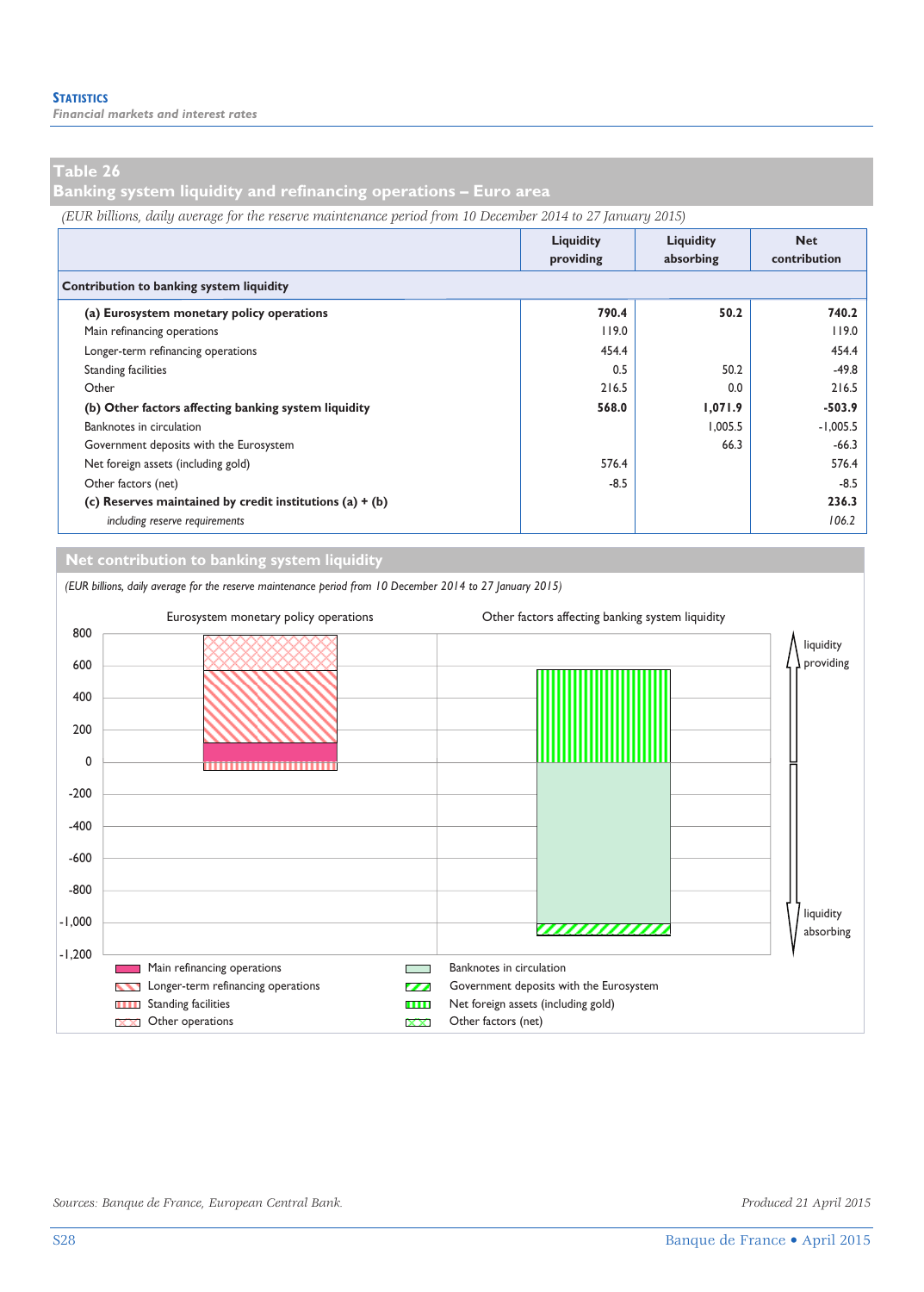## Table 26
## Banking system liquidity and refinancing operations – Euro area

*(EUR billions, daily average for the reserve maintenance period from 10 December 2014 to 27 January 2015)*

| | Liquidity providing | Liquidity absorbing | Net contribution |
|---|---|---|---|
| **Contribution to banking system liquidity** | | | |
| **(a) Eurosystem monetary policy operations** | **790.4** | **50.2** | **740.2** |
| Main refinancing operations | 119.0 | | 119.0 |
| Longer-term refinancing operations | 454.4 | | 454.4 |
| Standing facilities | 0.5 | 50.2 | -49.8 |
| Other | 216.5 | 0.0 | 216.5 |
| **(b) Other factors affecting banking system liquidity** | **568.0** | **1,071.9** | **-503.9** |
| Banknotes in circulation | | 1,005.5 | -1,005.5 |
| Government deposits with the Eurosystem | | 66.3 | -66.3 |
| Net foreign assets (including gold) | 576.4 | | 576.4 |
| Other factors (net) | -8.5 | | -8.5 |
| **(c) Reserves maintained by credit institutions (a) + (b)** | | | **236.3** |
| *including reserve requirements* | | | *106.2* |

## Net contribution to banking system liquidity

*(EUR billions, daily average for the reserve maintenance period from 10 December 2014 to 27 January 2015)*

*Sources: Banque de France, European Central Bank.*

*Produced 21 April 2015*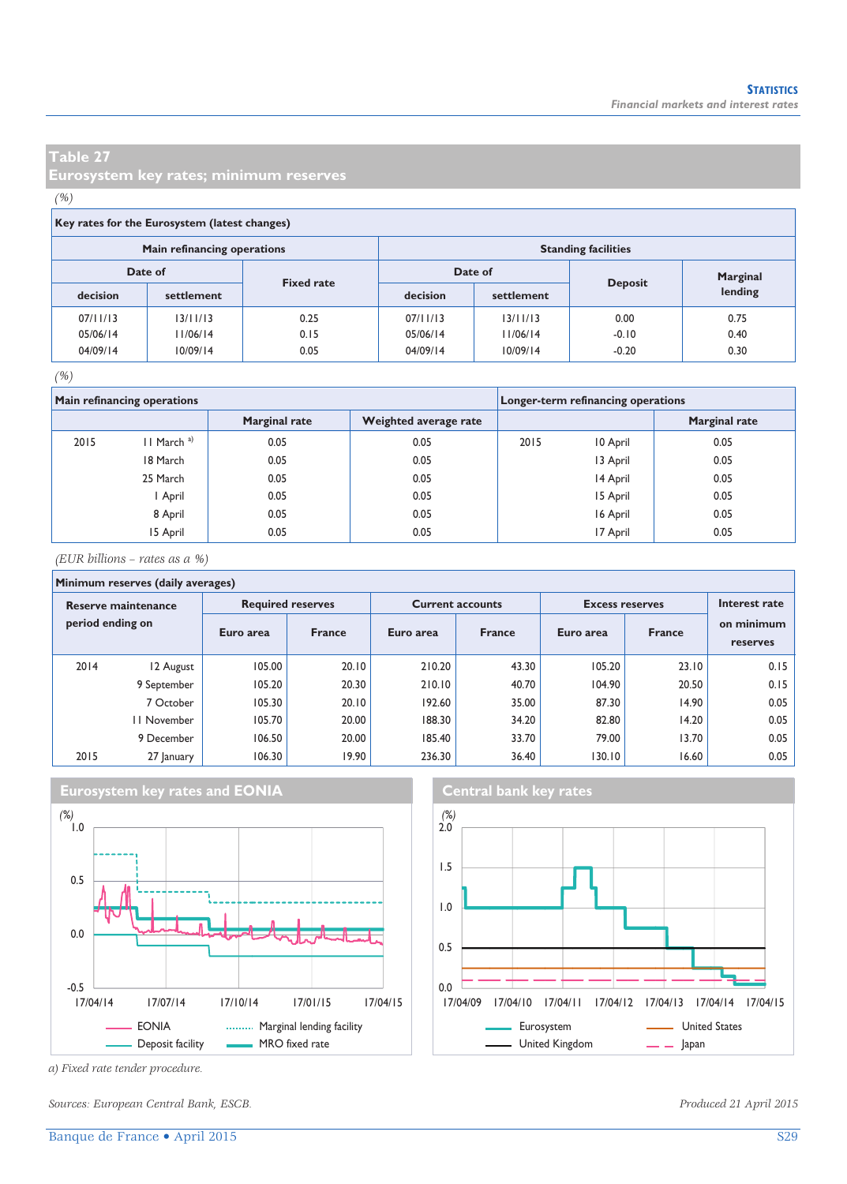## Table 27
## Eurosystem key rates; minimum reserves

*(%)*

**Key rates for the Eurosystem (latest changes)**

| Main refinancing operations | | | Standing facilities | | | |
|---|---|---|---|---|---|---|
| Date of | | Fixed rate | Date of | | Deposit | Marginal lending |
| decision | settlement | | decision | settlement | | |
| 07/11/13 | 13/11/13 | 0.25 | 07/11/13 | 13/11/13 | 0.00 | 0.75 |
| 05/06/14 | 11/06/14 | 0.15 | 05/06/14 | 11/06/14 | -0.10 | 0.40 |
| 04/09/14 | 10/09/14 | 0.05 | 04/09/14 | 10/09/14 | -0.20 | 0.30 |

*(%)*

| Main refinancing operations | | Marginal rate | Weighted average rate | Longer-term refinancing operations | | Marginal rate |
|---|---|---|---|---|---|---|
| 2015 | 11 March [a)] | 0.05 | 0.05 | 2015 | 10 April | 0.05 |
| | 18 March | 0.05 | 0.05 | | 13 April | 0.05 |
| | 25 March | 0.05 | 0.05 | | 14 April | 0.05 |
| | 1 April | 0.05 | 0.05 | | 15 April | 0.05 |
| | 8 April | 0.05 | 0.05 | | 16 April | 0.05 |
| | 15 April | 0.05 | 0.05 | | 17 April | 0.05 |

*(EUR billions – rates as a %)*

**Minimum reserves (daily averages)**

| Reserve maintenance period ending on | | Required reserves | | Current accounts | | Excess reserves | | Interest rate on minimum reserves |
|---|---|---|---|---|---|---|---|---|
| | | Euro area | France | Euro area | France | Euro area | France | |
| 2014 | 12 August | 105.00 | 20.10 | 210.20 | 43.30 | 105.20 | 23.10 | 0.15 |
| | 9 September | 105.20 | 20.30 | 210.10 | 40.70 | 104.90 | 20.50 | 0.15 |
| | 7 October | 105.30 | 20.10 | 192.60 | 35.00 | 87.30 | 14.90 | 0.05 |
| | 11 November | 105.70 | 20.00 | 188.30 | 34.20 | 82.80 | 14.20 | 0.05 |
| | 9 December | 106.50 | 20.00 | 185.40 | 33.70 | 79.00 | 13.70 | 0.05 |
| 2015 | 27 January | 106.30 | 19.90 | 236.30 | 36.40 | 130.10 | 16.60 | 0.05 |

### Eurosystem key rates and EONIA

### Central bank key rates

*a) Fixed rate tender procedure.*

*Sources: European Central Bank, ESCB.*

*Produced 21 April 2015*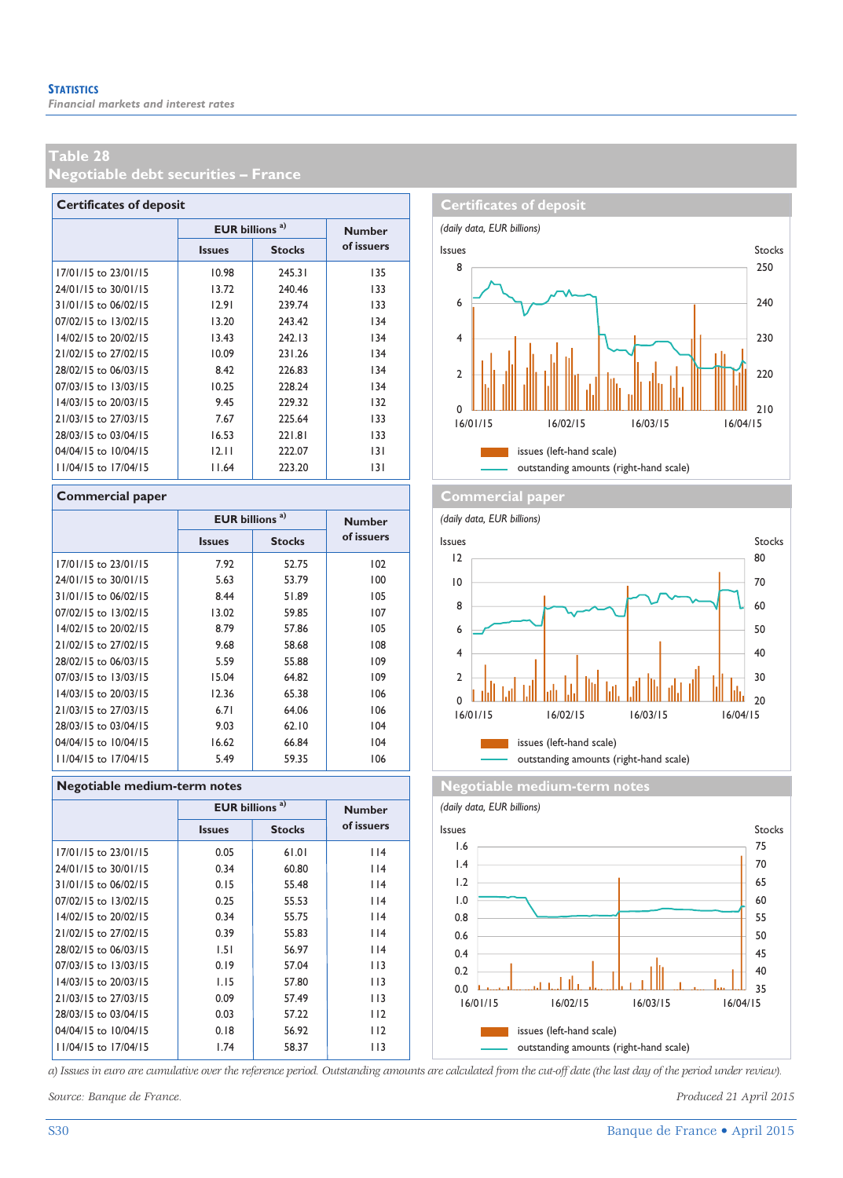# Table 28
## Negotiable debt securities – France

### Certificates of deposit

| | EUR billions [a] | | Number of issuers |
|---|---|---|---|
| | Issues | Stocks | |
| 17/01/15 to 23/01/15 | 10.98 | 245.31 | 135 |
| 24/01/15 to 30/01/15 | 13.72 | 240.46 | 133 |
| 31/01/15 to 06/02/15 | 12.91 | 239.74 | 133 |
| 07/02/15 to 13/02/15 | 13.20 | 243.42 | 134 |
| 14/02/15 to 20/02/15 | 13.43 | 242.13 | 134 |
| 21/02/15 to 27/02/15 | 10.09 | 231.26 | 134 |
| 28/02/15 to 06/03/15 | 8.42 | 226.83 | 134 |
| 07/03/15 to 13/03/15 | 10.25 | 228.24 | 134 |
| 14/03/15 to 20/03/15 | 9.45 | 229.32 | 132 |
| 21/03/15 to 27/03/15 | 7.67 | 225.64 | 133 |
| 28/03/15 to 03/04/15 | 16.53 | 221.81 | 133 |
| 04/04/15 to 10/04/15 | 12.11 | 222.07 | 131 |
| 11/04/15 to 17/04/15 | 11.64 | 223.20 | 131 |

**Certificates of deposit**

*(daily data, EUR billions)*

Issues (left-hand scale); outstanding amounts (right-hand scale)

### Commercial paper

| | EUR billions [a] | | Number of issuers |
|---|---|---|---|
| | Issues | Stocks | |
| 17/01/15 to 23/01/15 | 7.92 | 52.75 | 102 |
| 24/01/15 to 30/01/15 | 5.63 | 53.79 | 100 |
| 31/01/15 to 06/02/15 | 8.44 | 51.89 | 105 |
| 07/02/15 to 13/02/15 | 13.02 | 59.85 | 107 |
| 14/02/15 to 20/02/15 | 8.79 | 57.86 | 105 |
| 21/02/15 to 27/02/15 | 9.68 | 58.68 | 108 |
| 28/02/15 to 06/03/15 | 5.59 | 55.88 | 109 |
| 07/03/15 to 13/03/15 | 15.04 | 64.82 | 109 |
| 14/03/15 to 20/03/15 | 12.36 | 65.38 | 106 |
| 21/03/15 to 27/03/15 | 6.71 | 64.06 | 106 |
| 28/03/15 to 03/04/15 | 9.03 | 62.10 | 104 |
| 04/04/15 to 10/04/15 | 16.62 | 66.84 | 104 |
| 11/04/15 to 17/04/15 | 5.49 | 59.35 | 106 |

**Commercial paper**

*(daily data, EUR billions)*

Issues (left-hand scale); outstanding amounts (right-hand scale)

### Negotiable medium-term notes

| | EUR billions [a] | | Number of issuers |
|---|---|---|---|
| | Issues | Stocks | |
| 17/01/15 to 23/01/15 | 0.05 | 61.01 | 114 |
| 24/01/15 to 30/01/15 | 0.34 | 60.80 | 114 |
| 31/01/15 to 06/02/15 | 0.15 | 55.48 | 114 |
| 07/02/15 to 13/02/15 | 0.25 | 55.53 | 114 |
| 14/02/15 to 20/02/15 | 0.34 | 55.75 | 114 |
| 21/02/15 to 27/02/15 | 0.39 | 55.83 | 114 |
| 28/02/15 to 06/03/15 | 1.51 | 56.97 | 114 |
| 07/03/15 to 13/03/15 | 0.19 | 57.04 | 113 |
| 14/03/15 to 20/03/15 | 1.15 | 57.80 | 113 |
| 21/03/15 to 27/03/15 | 0.09 | 57.49 | 113 |
| 28/03/15 to 03/04/15 | 0.03 | 57.22 | 112 |
| 04/04/15 to 10/04/15 | 0.18 | 56.92 | 112 |
| 11/04/15 to 17/04/15 | 1.74 | 58.37 | 113 |

**Negotiable medium-term notes**

*(daily data, EUR billions)*

Issues (left-hand scale); outstanding amounts (right-hand scale)

*a) Issues in euro are cumulative over the reference period. Outstanding amounts are calculated from the cut-off date (the last day of the period under review).*

*Source: Banque de France.*

*Produced 21 April 2015*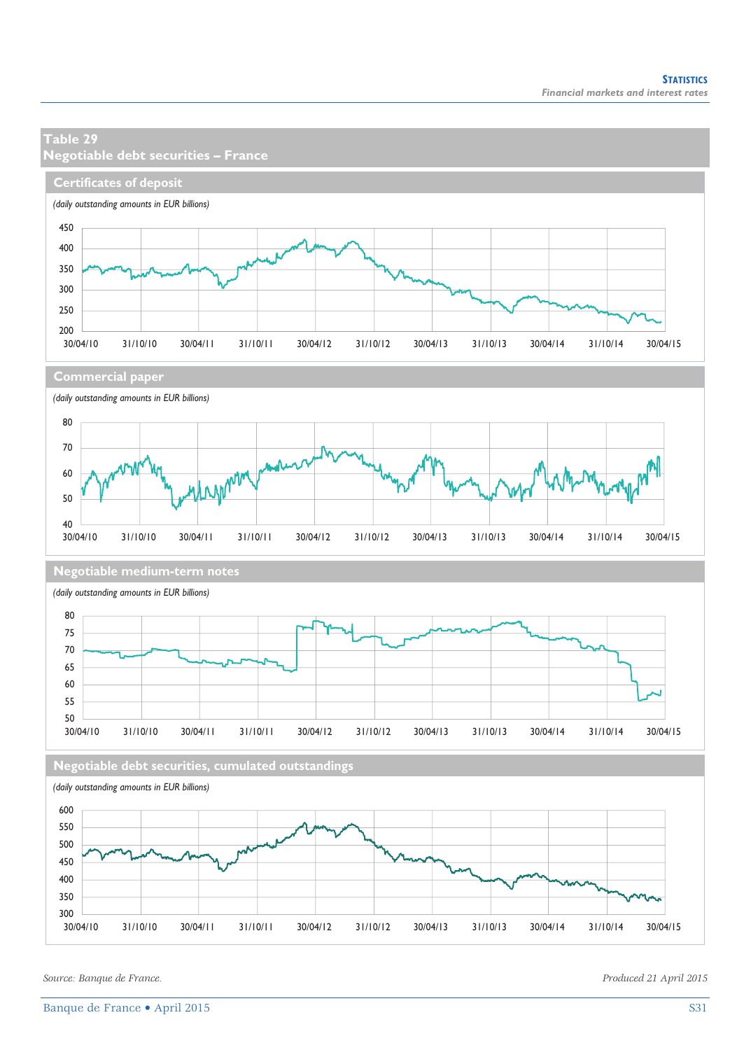## Table 29
## Negotiable debt securities – France

### Certificates of deposit

*(daily outstanding amounts in EUR billions)*

### Commercial paper

*(daily outstanding amounts in EUR billions)*

### Negotiable medium-term notes

*(daily outstanding amounts in EUR billions)*

### Negotiable debt securities, cumulated outstandings

*(daily outstanding amounts in EUR billions)*

*Source: Banque de France.*

*Produced 21 April 2015*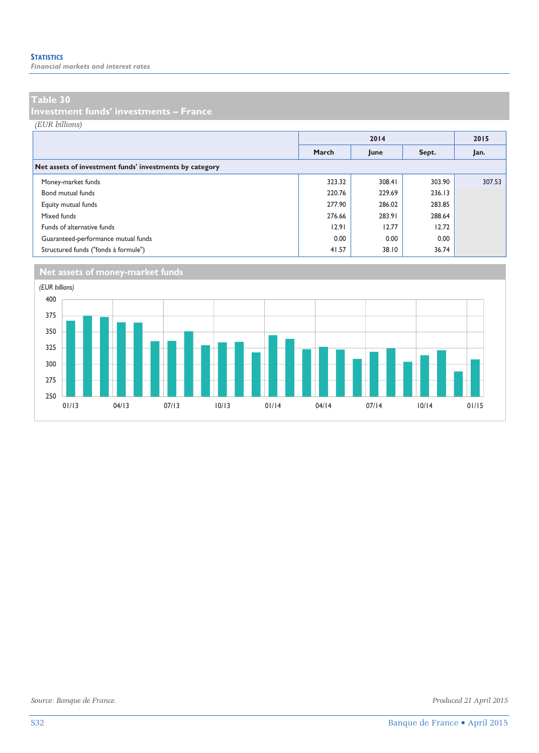## Table 30
## Investment funds' investments – France

*(EUR billions)*

| | 2014 | | | 2015 |
|---|---|---|---|---|
| | March | June | Sept. | Jan. |
| **Net assets of investment funds' investments by category** | | | | |
| Money-market funds | 323.32 | 308.41 | 303.90 | 307.53 |
| Bond mutual funds | 220.76 | 229.69 | 236.13 | |
| Equity mutual funds | 277.90 | 286.02 | 283.85 | |
| Mixed funds | 276.66 | 283.91 | 288.64 | |
| Funds of alternative funds | 12.91 | 12.77 | 12.72 | |
| Guaranteed-performance mutual funds | 0.00 | 0.00 | 0.00 | |
| Structured funds ("fonds à formule") | 41.57 | 38.10 | 36.74 | |

## Net assets of money-market funds

*(EUR billions)*

Source: Banque de France.

Produced 21 April 2015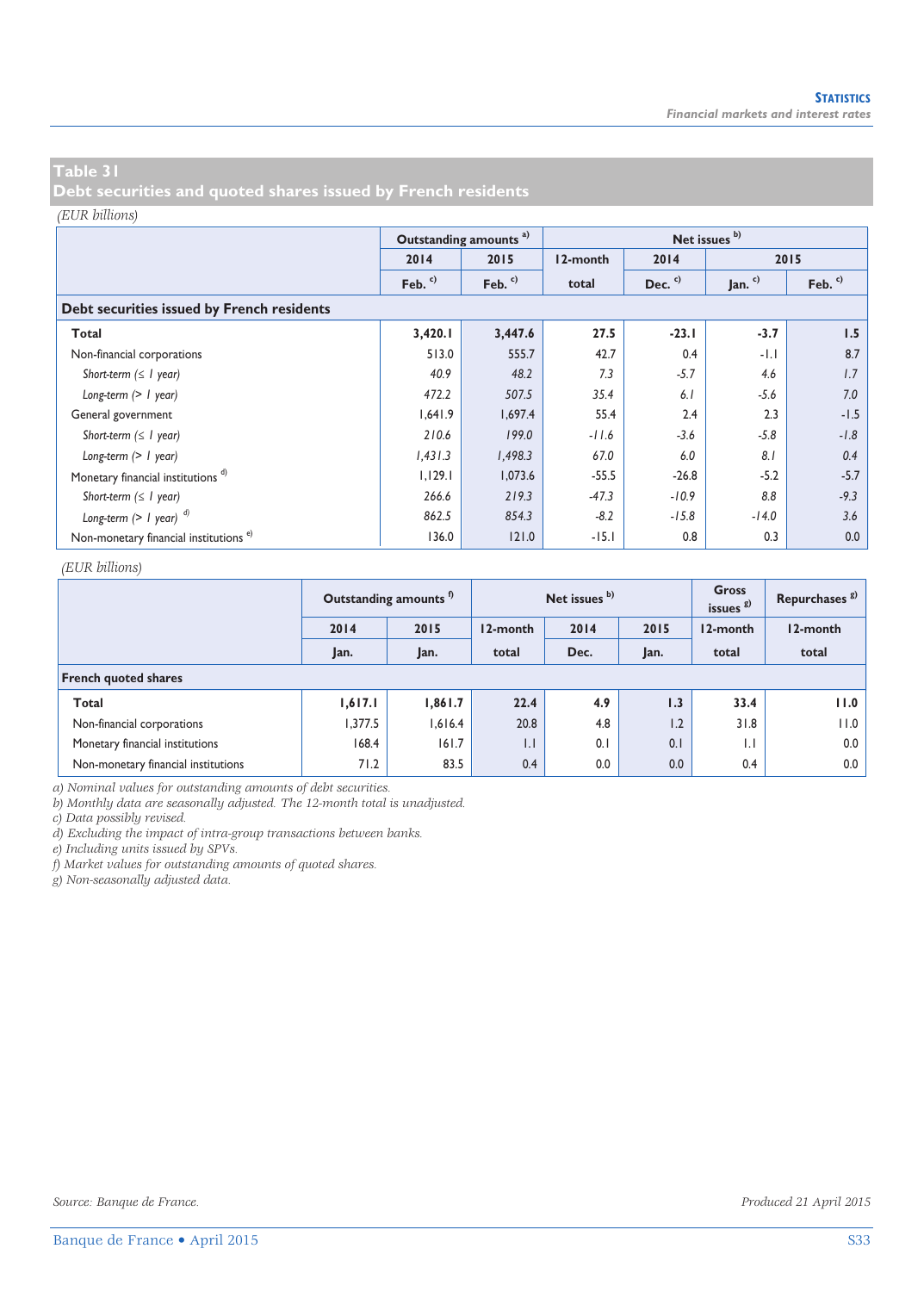## Table 31
## Debt securities and quoted shares issued by French residents

*(EUR billions)*

| | Outstanding amounts [a] | | Net issues [b] | | | |
|---|---|---|---|---|---|---|
| | 2014 | 2015 | 12-month | 2014 | 2015 | |
| | Feb. [c] | Feb. [c] | total | Dec. [c] | Jan. [c] | Feb. [c] |
| **Debt securities issued by French residents** | | | | | | |
| **Total** | **3,420.1** | **3,447.6** | **27.5** | **-23.1** | **-3.7** | **1.5** |
| Non-financial corporations | 513.0 | 555.7 | 42.7 | 0.4 | -1.1 | 8.7 |
| *Short-term (≤ 1 year)* | *40.9* | *48.2* | *7.3* | *-5.7* | *4.6* | *1.7* |
| *Long-term (> 1 year)* | *472.2* | *507.5* | *35.4* | *6.1* | *-5.6* | *7.0* |
| General government | 1,641.9 | 1,697.4 | 55.4 | 2.4 | 2.3 | -1.5 |
| *Short-term (≤ 1 year)* | *210.6* | *199.0* | *-11.6* | *-3.6* | *-5.8* | *-1.8* |
| *Long-term (> 1 year)* | *1,431.3* | *1,498.3* | *67.0* | *6.0* | *8.1* | *0.4* |
| Monetary financial institutions [d] | 1,129.1 | 1,073.6 | -55.5 | -26.8 | -5.2 | -5.7 |
| *Short-term (≤ 1 year)* | *266.6* | *219.3* | *-47.3* | *-10.9* | *8.8* | *-9.3* |
| *Long-term (> 1 year)* [d] | *862.5* | *854.3* | *-8.2* | *-15.8* | *-14.0* | *3.6* |
| Non-monetary financial institutions [e] | 136.0 | 121.0 | -15.1 | 0.8 | 0.3 | 0.0 |

*(EUR billions)*

| | Outstanding amounts [f] | | Net issues [b] | | | Gross issues [g] | Repurchases [g] |
|---|---|---|---|---|---|---|---|
| | 2014 | 2015 | 12-month | 2014 | 2015 | 12-month | 12-month |
| | Jan. | Jan. | total | Dec. | Jan. | total | total |
| **French quoted shares** | | | | | | | |
| **Total** | **1,617.1** | **1,861.7** | **22.4** | **4.9** | **1.3** | **33.4** | **11.0** |
| Non-financial corporations | 1,377.5 | 1,616.4 | 20.8 | 4.8 | 1.2 | 31.8 | 11.0 |
| Monetary financial institutions | 168.4 | 161.7 | 1.1 | 0.1 | 0.1 | 1.1 | 0.0 |
| Non-monetary financial institutions | 71.2 | 83.5 | 0.4 | 0.0 | 0.0 | 0.4 | 0.0 |

*a) Nominal values for outstanding amounts of debt securities.*
*b) Monthly data are seasonally adjusted. The 12-month total is unadjusted.*
*c) Data possibly revised.*
*d) Excluding the impact of intra-group transactions between banks.*
*e) Including units issued by SPVs.*
*f) Market values for outstanding amounts of quoted shares.*
*g) Non-seasonally adjusted data.*

*Source: Banque de France.*

*Produced 21 April 2015*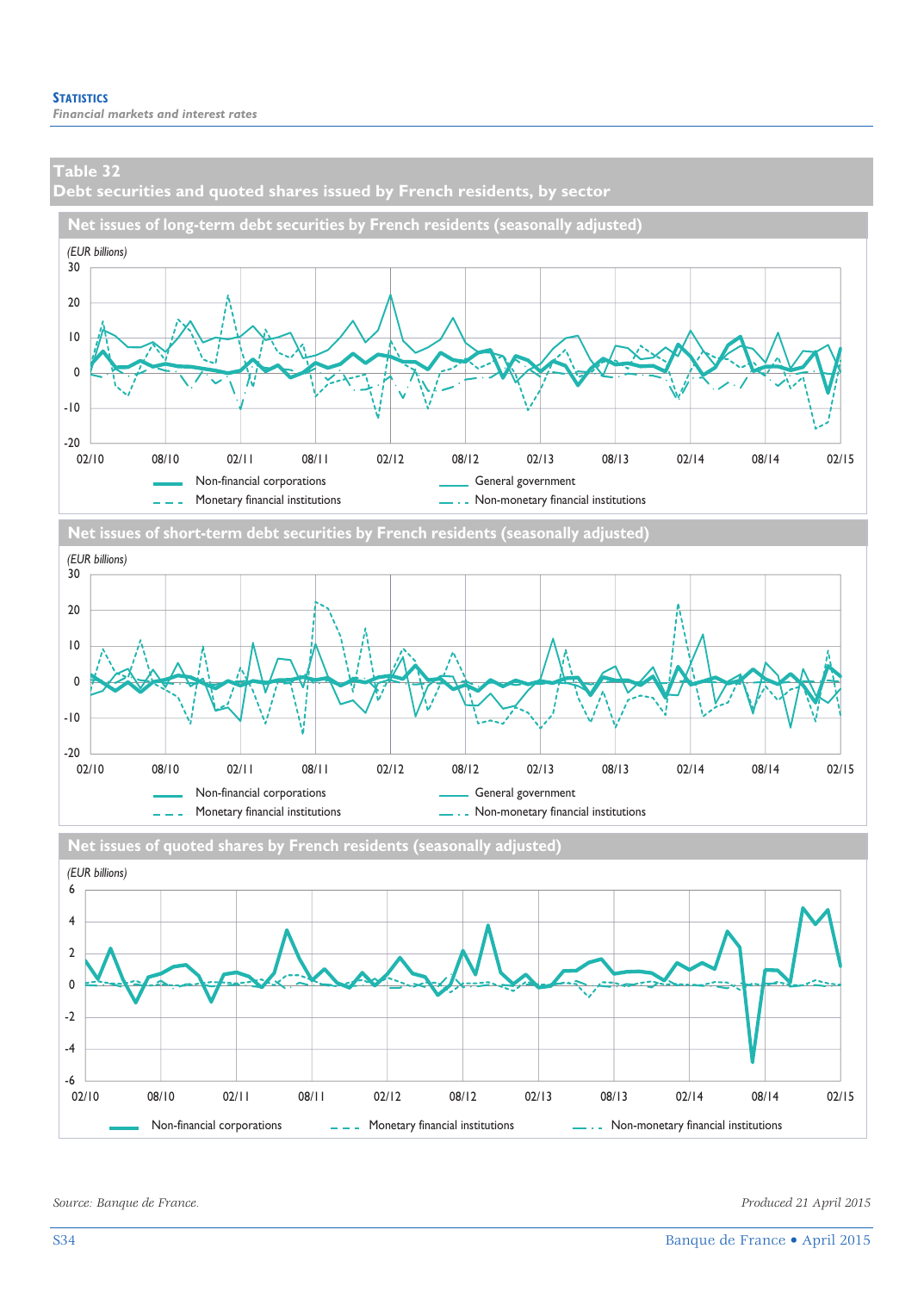## Table 32
## Debt securities and quoted shares issued by French residents, by sector

### Net issues of long-term debt securities by French residents (seasonally adjusted)

*(EUR billions)*

30
20
10
0
-10
-20

02/10 08/10 02/11 08/11 02/12 08/12 02/13 08/13 02/14 08/14 02/15

Non-financial corporations
General government
Monetary financial institutions
Non-monetary financial institutions

### Net issues of short-term debt securities by French residents (seasonally adjusted)

*(EUR billions)*

30
20
10
0
-10
-20

02/10 08/10 02/11 08/11 02/12 08/12 02/13 08/13 02/14 08/14 02/15

Non-financial corporations
General government
Monetary financial institutions
Non-monetary financial institutions

### Net issues of quoted shares by French residents (seasonally adjusted)

*(EUR billions)*

6
4
2
0
-2
-4
-6

02/10 08/10 02/11 08/11 02/12 08/12 02/13 08/13 02/14 08/14 02/15

Non-financial corporations
Monetary financial institutions
Non-monetary financial institutions

*Source: Banque de France.*

*Produced 21 April 2015*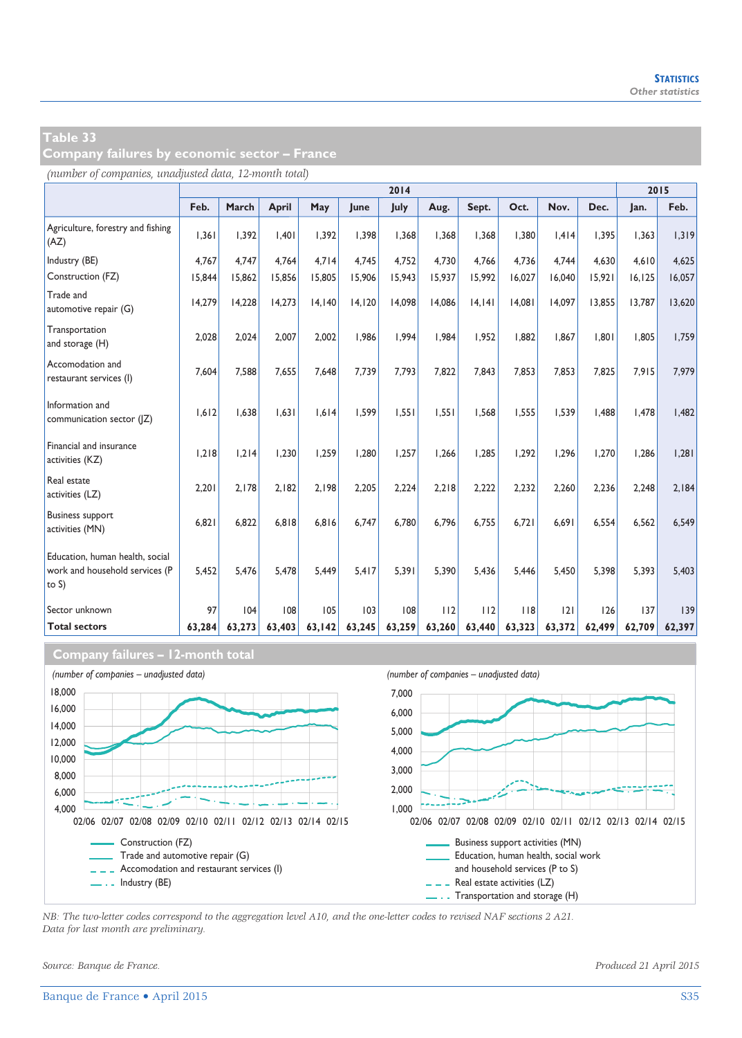## Table 33
## Company failures by economic sector – France

*(number of companies, unadjusted data, 12-month total)*

| | 2014 | | | | | | | | | | | 2015 | |
|---|---|---|---|---|---|---|---|---|---|---|---|---|---|
| | Feb. | March | April | May | June | July | Aug. | Sept. | Oct. | Nov. | Dec. | Jan. | Feb. |
| Agriculture, forestry and fishing (AZ) | 1,361 | 1,392 | 1,401 | 1,392 | 1,398 | 1,368 | 1,368 | 1,368 | 1,380 | 1,414 | 1,395 | 1,363 | 1,319 |
| Industry (BE) | 4,767 | 4,747 | 4,764 | 4,714 | 4,745 | 4,752 | 4,730 | 4,766 | 4,736 | 4,744 | 4,630 | 4,610 | 4,625 |
| Construction (FZ) | 15,844 | 15,862 | 15,856 | 15,805 | 15,906 | 15,943 | 15,937 | 15,992 | 16,027 | 16,040 | 15,921 | 16,125 | 16,057 |
| Trade and automotive repair (G) | 14,279 | 14,228 | 14,273 | 14,140 | 14,120 | 14,098 | 14,086 | 14,141 | 14,081 | 14,097 | 13,855 | 13,787 | 13,620 |
| Transportation and storage (H) | 2,028 | 2,024 | 2,007 | 2,002 | 1,986 | 1,994 | 1,984 | 1,952 | 1,882 | 1,867 | 1,801 | 1,805 | 1,759 |
| Accomodation and restaurant services (I) | 7,604 | 7,588 | 7,655 | 7,648 | 7,739 | 7,793 | 7,822 | 7,843 | 7,853 | 7,853 | 7,825 | 7,915 | 7,979 |
| Information and communication sector (JZ) | 1,612 | 1,638 | 1,631 | 1,614 | 1,599 | 1,551 | 1,551 | 1,568 | 1,555 | 1,539 | 1,488 | 1,478 | 1,482 |
| Financial and insurance activities (KZ) | 1,218 | 1,214 | 1,230 | 1,259 | 1,280 | 1,257 | 1,266 | 1,285 | 1,292 | 1,296 | 1,270 | 1,286 | 1,281 |
| Real estate activities (LZ) | 2,201 | 2,178 | 2,182 | 2,198 | 2,205 | 2,224 | 2,218 | 2,222 | 2,232 | 2,260 | 2,236 | 2,248 | 2,184 |
| Business support activities (MN) | 6,821 | 6,822 | 6,818 | 6,816 | 6,747 | 6,780 | 6,796 | 6,755 | 6,721 | 6,691 | 6,554 | 6,562 | 6,549 |
| Education, human health, social work and household services (P to S) | 5,452 | 5,476 | 5,478 | 5,449 | 5,417 | 5,391 | 5,390 | 5,436 | 5,446 | 5,450 | 5,398 | 5,393 | 5,403 |
| Sector unknown | 97 | 104 | 108 | 105 | 103 | 108 | 112 | 112 | 118 | 121 | 126 | 137 | 139 |
| **Total sectors** | **63,284** | **63,273** | **63,403** | **63,142** | **63,245** | **63,259** | **63,260** | **63,440** | **63,323** | **63,372** | **62,499** | **62,709** | **62,397** |

### Company failures – 12-month total

*(number of companies – unadjusted data)*

Construction (FZ)
Trade and automotive repair (G)
Accomodation and restaurant services (I)
Industry (BE)

*(number of companies – unadjusted data)*

Business support activities (MN)
Education, human health, social work and household services (P to S)
Real estate activities (LZ)
Transportation and storage (H)

*NB: The two-letter codes correspond to the aggregation level A10, and the one-letter codes to revised NAF sections 2 A21.*
*Data for last month are preliminary.*

*Source: Banque de France.*

*Produced 21 April 2015*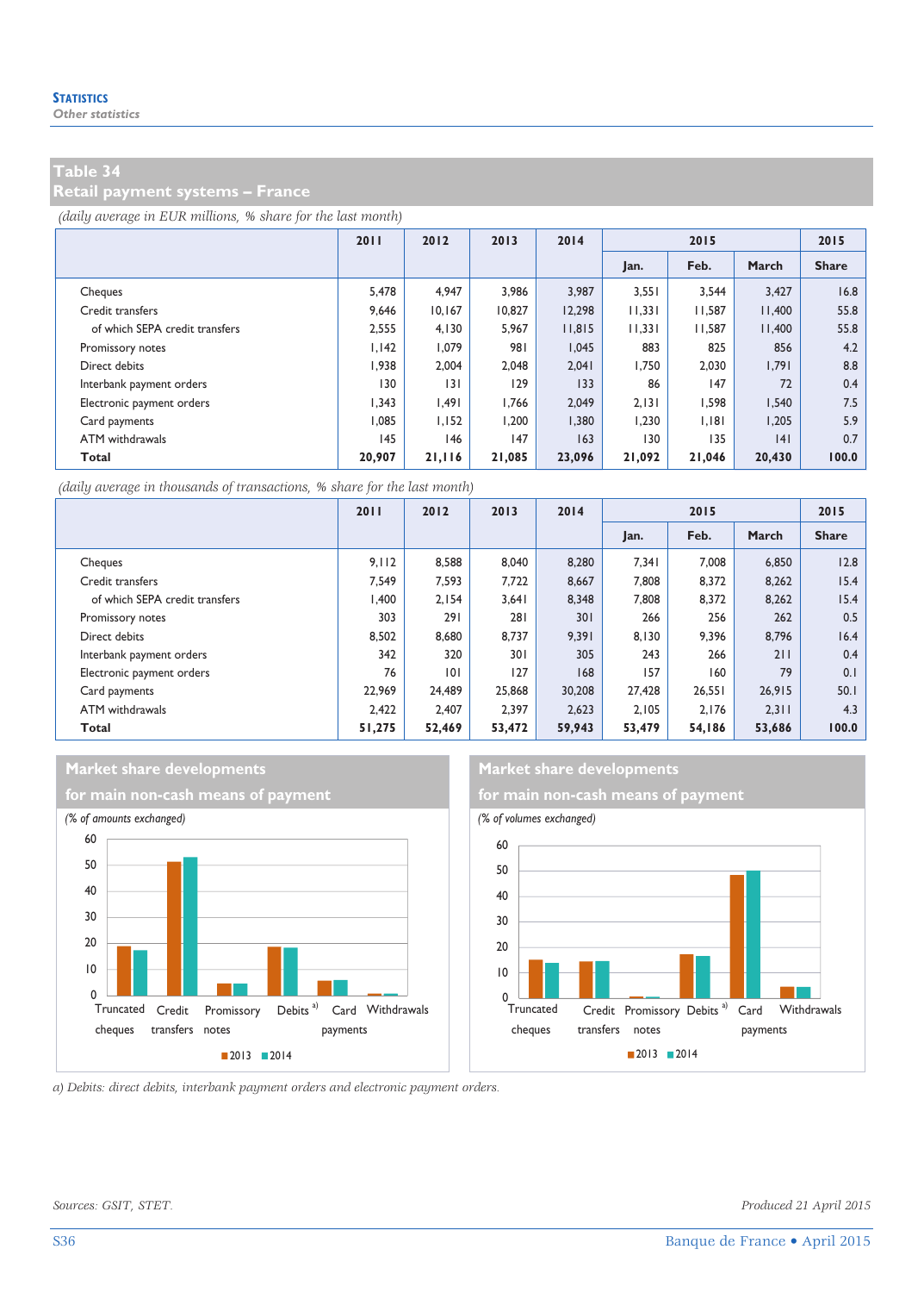## Table 34
## Retail payment systems – France

*(daily average in EUR millions, % share for the last month)*

| | 2011 | 2012 | 2013 | 2014 | 2015 | | | 2015 |
|---|---|---|---|---|---|---|---|---|
| | | | | | Jan. | Feb. | March | Share |
| Cheques | 5,478 | 4,947 | 3,986 | 3,987 | 3,551 | 3,544 | 3,427 | 16.8 |
| Credit transfers | 9,646 | 10,167 | 10,827 | 12,298 | 11,331 | 11,587 | 11,400 | 55.8 |
| of which SEPA credit transfers | 2,555 | 4,130 | 5,967 | 11,815 | 11,331 | 11,587 | 11,400 | 55.8 |
| Promissory notes | 1,142 | 1,079 | 981 | 1,045 | 883 | 825 | 856 | 4.2 |
| Direct debits | 1,938 | 2,004 | 2,048 | 2,041 | 1,750 | 2,030 | 1,791 | 8.8 |
| Interbank payment orders | 130 | 131 | 129 | 133 | 86 | 147 | 72 | 0.4 |
| Electronic payment orders | 1,343 | 1,491 | 1,766 | 2,049 | 2,131 | 1,598 | 1,540 | 7.5 |
| Card payments | 1,085 | 1,152 | 1,200 | 1,380 | 1,230 | 1,181 | 1,205 | 5.9 |
| ATM withdrawals | 145 | 146 | 147 | 163 | 130 | 135 | 141 | 0.7 |
| **Total** | **20,907** | **21,116** | **21,085** | **23,096** | **21,092** | **21,046** | **20,430** | **100.0** |

*(daily average in thousands of transactions, % share for the last month)*

| | 2011 | 2012 | 2013 | 2014 | 2015 | | | 2015 |
|---|---|---|---|---|---|---|---|---|
| | | | | | Jan. | Feb. | March | Share |
| Cheques | 9,112 | 8,588 | 8,040 | 8,280 | 7,341 | 7,008 | 6,850 | 12.8 |
| Credit transfers | 7,549 | 7,593 | 7,722 | 8,667 | 7,808 | 8,372 | 8,262 | 15.4 |
| of which SEPA credit transfers | 1,400 | 2,154 | 3,641 | 8,348 | 7,808 | 8,372 | 8,262 | 15.4 |
| Promissory notes | 303 | 291 | 281 | 301 | 266 | 256 | 262 | 0.5 |
| Direct debits | 8,502 | 8,680 | 8,737 | 9,391 | 8,130 | 9,396 | 8,796 | 16.4 |
| Interbank payment orders | 342 | 320 | 301 | 305 | 243 | 266 | 211 | 0.4 |
| Electronic payment orders | 76 | 101 | 127 | 168 | 157 | 160 | 79 | 0.1 |
| Card payments | 22,969 | 24,489 | 25,868 | 30,208 | 27,428 | 26,551 | 26,915 | 50.1 |
| ATM withdrawals | 2,422 | 2,407 | 2,397 | 2,623 | 2,105 | 2,176 | 2,311 | 4.3 |
| **Total** | **51,275** | **52,469** | **53,472** | **59,943** | **53,479** | **54,186** | **53,686** | **100.0** |

### Market share developments for main non-cash means of payment

*(% of amounts exchanged)*

### Market share developments for main non-cash means of payment

*(% of volumes exchanged)*

*a) Debits: direct debits, interbank payment orders and electronic payment orders.*

*Sources: GSIT, STET.*

*Produced 21 April 2015*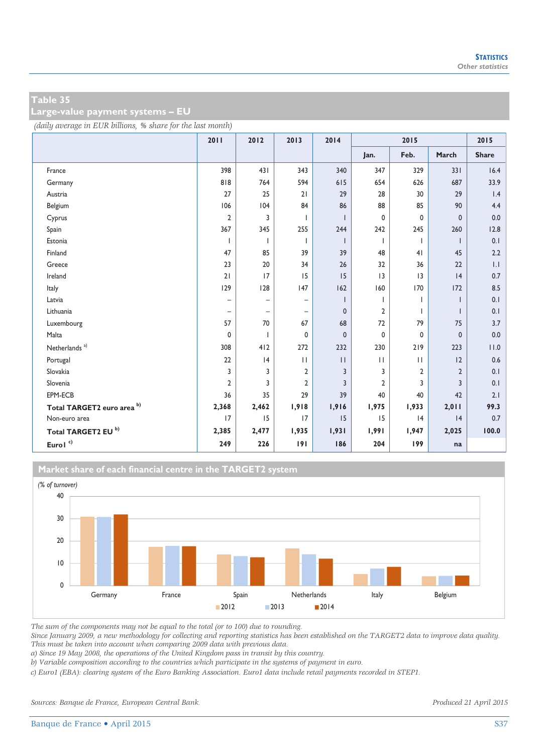## Table 35
## Large-value payment systems – EU

*(daily average in EUR billions, % share for the last month)*

| | 2011 | 2012 | 2013 | 2014 | 2015 | | | 2015 |
|---|---|---|---|---|---|---|---|---|
| | | | | | Jan. | Feb. | March | Share |
| France | 398 | 431 | 343 | 340 | 347 | 329 | 331 | 16.4 |
| Germany | 818 | 764 | 594 | 615 | 654 | 626 | 687 | 33.9 |
| Austria | 27 | 25 | 21 | 29 | 28 | 30 | 29 | 1.4 |
| Belgium | 106 | 104 | 84 | 86 | 88 | 85 | 90 | 4.4 |
| Cyprus | 2 | 3 | 1 | 1 | 0 | 0 | 0 | 0.0 |
| Spain | 367 | 345 | 255 | 244 | 242 | 245 | 260 | 12.8 |
| Estonia | 1 | 1 | 1 | 1 | 1 | 1 | 1 | 0.1 |
| Finland | 47 | 85 | 39 | 39 | 48 | 41 | 45 | 2.2 |
| Greece | 23 | 20 | 34 | 26 | 32 | 36 | 22 | 1.1 |
| Ireland | 21 | 17 | 15 | 15 | 13 | 13 | 14 | 0.7 |
| Italy | 129 | 128 | 147 | 162 | 160 | 170 | 172 | 8.5 |
| Latvia | – | – | – | 1 | 1 | 1 | 1 | 0.1 |
| Lithuania | – | – | – | 0 | 2 | 1 | 1 | 0.1 |
| Luxembourg | 57 | 70 | 67 | 68 | 72 | 79 | 75 | 3.7 |
| Malta | 0 | 1 | 0 | 0 | 0 | 0 | 0 | 0.0 |
| Netherlands [a] | 308 | 412 | 272 | 232 | 230 | 219 | 223 | 11.0 |
| Portugal | 22 | 14 | 11 | 11 | 11 | 11 | 12 | 0.6 |
| Slovakia | 3 | 3 | 2 | 3 | 3 | 2 | 2 | 0.1 |
| Slovenia | 2 | 3 | 2 | 3 | 2 | 3 | 3 | 0.1 |
| EPM-ECB | 36 | 35 | 29 | 39 | 40 | 40 | 42 | 2.1 |
| **Total TARGET2 euro area [b]** | **2,368** | **2,462** | **1,918** | **1,916** | **1,975** | **1,933** | **2,011** | **99.3** |
| Non-euro area | 17 | 15 | 17 | 15 | 15 | 14 | 14 | 0.7 |
| **Total TARGET2 EU [b]** | **2,385** | **2,477** | **1,935** | **1,931** | **1,991** | **1,947** | **2,025** | **100.0** |
| **Euro1 [c]** | **249** | **226** | **191** | **186** | **204** | **199** | **na** | |

### Market share of each financial centre in the TARGET2 system

*(% of turnover)*

The sum of the components may not be equal to the total (or to 100) due to rounding.
Since January 2009, a new methodology for collecting and reporting statistics has been established on the TARGET2 data to improve data quality. This must be taken into account when comparing 2009 data with previous data.
a) Since 19 May 2008, the operations of the United Kingdom pass in transit by this country.
b) Variable composition according to the countries which participate in the systems of payment in euro.
c) Euro1 (EBA): clearing system of the Euro Banking Association. Euro1 data include retail payments recorded in STEP1.

*Sources: Banque de France, European Central Bank.*

*Produced 21 April 2015*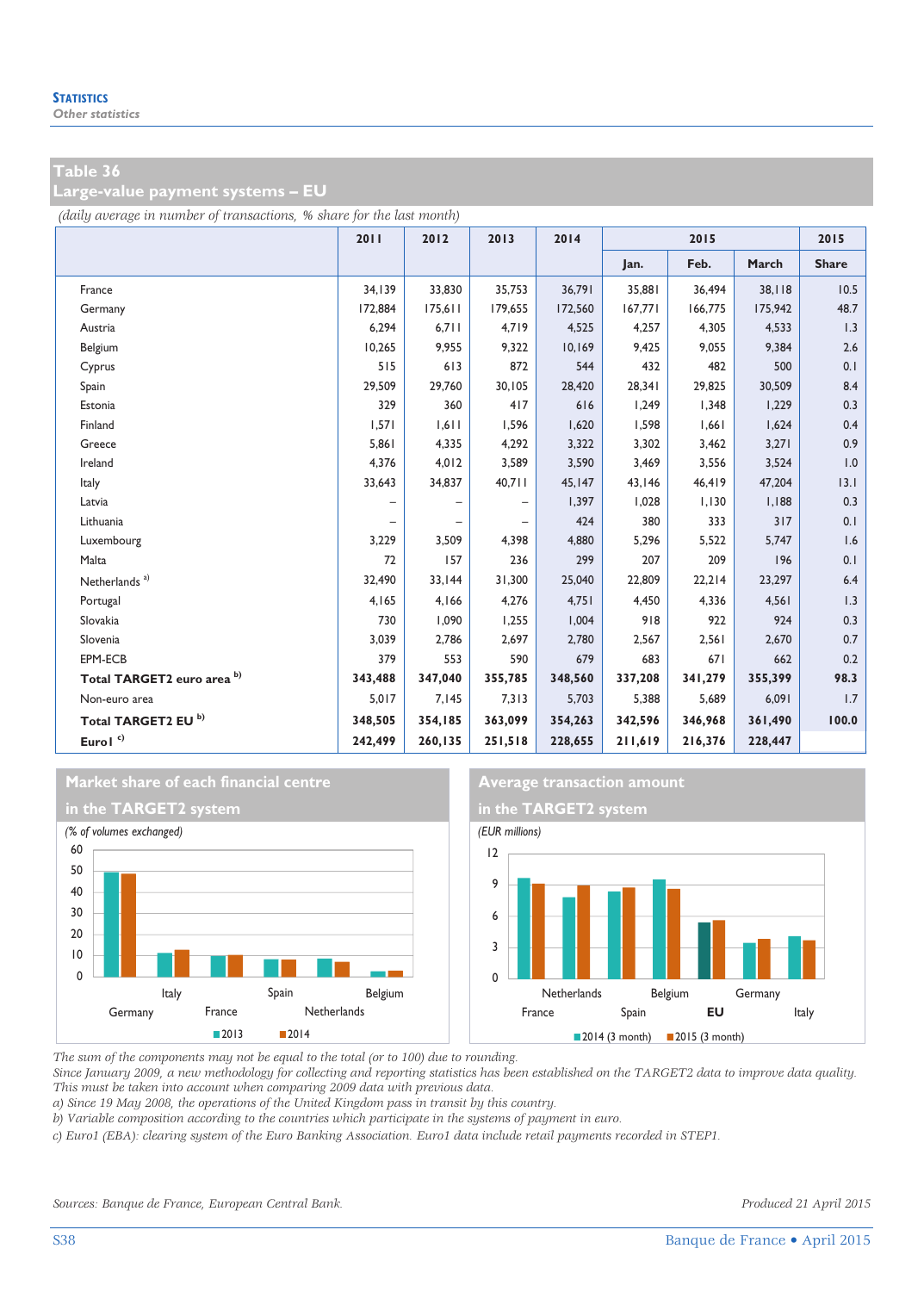## Table 36
## Large-value payment systems – EU

*(daily average in number of transactions, % share for the last month)*

| | 2011 | 2012 | 2013 | 2014 | 2015 | | | 2015 |
|---|---|---|---|---|---|---|---|---|
| | | | | | Jan. | Feb. | March | Share |
| France | 34,139 | 33,830 | 35,753 | 36,791 | 35,881 | 36,494 | 38,118 | 10.5 |
| Germany | 172,884 | 175,611 | 179,655 | 172,560 | 167,771 | 166,775 | 175,942 | 48.7 |
| Austria | 6,294 | 6,711 | 4,719 | 4,525 | 4,257 | 4,305 | 4,533 | 1.3 |
| Belgium | 10,265 | 9,955 | 9,322 | 10,169 | 9,425 | 9,055 | 9,384 | 2.6 |
| Cyprus | 515 | 613 | 872 | 544 | 432 | 482 | 500 | 0.1 |
| Spain | 29,509 | 29,760 | 30,105 | 28,420 | 28,341 | 29,825 | 30,509 | 8.4 |
| Estonia | 329 | 360 | 417 | 616 | 1,249 | 1,348 | 1,229 | 0.3 |
| Finland | 1,571 | 1,611 | 1,596 | 1,620 | 1,598 | 1,661 | 1,624 | 0.4 |
| Greece | 5,861 | 4,335 | 4,292 | 3,322 | 3,302 | 3,462 | 3,271 | 0.9 |
| Ireland | 4,376 | 4,012 | 3,589 | 3,590 | 3,469 | 3,556 | 3,524 | 1.0 |
| Italy | 33,643 | 34,837 | 40,711 | 45,147 | 43,146 | 46,419 | 47,204 | 13.1 |
| Latvia | – | – | – | 1,397 | 1,028 | 1,130 | 1,188 | 0.3 |
| Lithuania | – | – | – | 424 | 380 | 333 | 317 | 0.1 |
| Luxembourg | 3,229 | 3,509 | 4,398 | 4,880 | 5,296 | 5,522 | 5,747 | 1.6 |
| Malta | 72 | 157 | 236 | 299 | 207 | 209 | 196 | 0.1 |
| Netherlands [a] | 32,490 | 33,144 | 31,300 | 25,040 | 22,809 | 22,214 | 23,297 | 6.4 |
| Portugal | 4,165 | 4,166 | 4,276 | 4,751 | 4,450 | 4,336 | 4,561 | 1.3 |
| Slovakia | 730 | 1,090 | 1,255 | 1,004 | 918 | 922 | 924 | 0.3 |
| Slovenia | 3,039 | 2,786 | 2,697 | 2,780 | 2,567 | 2,561 | 2,670 | 0.7 |
| EPM-ECB | 379 | 553 | 590 | 679 | 683 | 671 | 662 | 0.2 |
| **Total TARGET2 euro area [b]** | **343,488** | **347,040** | **355,785** | **348,560** | **337,208** | **341,279** | **355,399** | **98.3** |
| Non-euro area | 5,017 | 7,145 | 7,313 | 5,703 | 5,388 | 5,689 | 6,091 | 1.7 |
| **Total TARGET2 EU [b]** | **348,505** | **354,185** | **363,099** | **354,263** | **342,596** | **346,968** | **361,490** | **100.0** |
| **Euro1 [c]** | **242,499** | **260,135** | **251,518** | **228,655** | **211,619** | **216,376** | **228,447** | |

**Market share of each financial centre in the TARGET2 system**

*(% of volumes exchanged)*

**Average transaction amount in the TARGET2 system**

*(EUR millions)*

*The sum of the components may not be equal to the total (or to 100) due to rounding.*
*Since January 2009, a new methodology for collecting and reporting statistics has been established on the TARGET2 data to improve data quality. This must be taken into account when comparing 2009 data with previous data.*
*a) Since 19 May 2008, the operations of the United Kingdom pass in transit by this country.*
*b) Variable composition according to the countries which participate in the systems of payment in euro.*
*c) Euro1 (EBA): clearing system of the Euro Banking Association. Euro1 data include retail payments recorded in STEP1.*

*Sources: Banque de France, European Central Bank.*

*Produced 21 April 2015*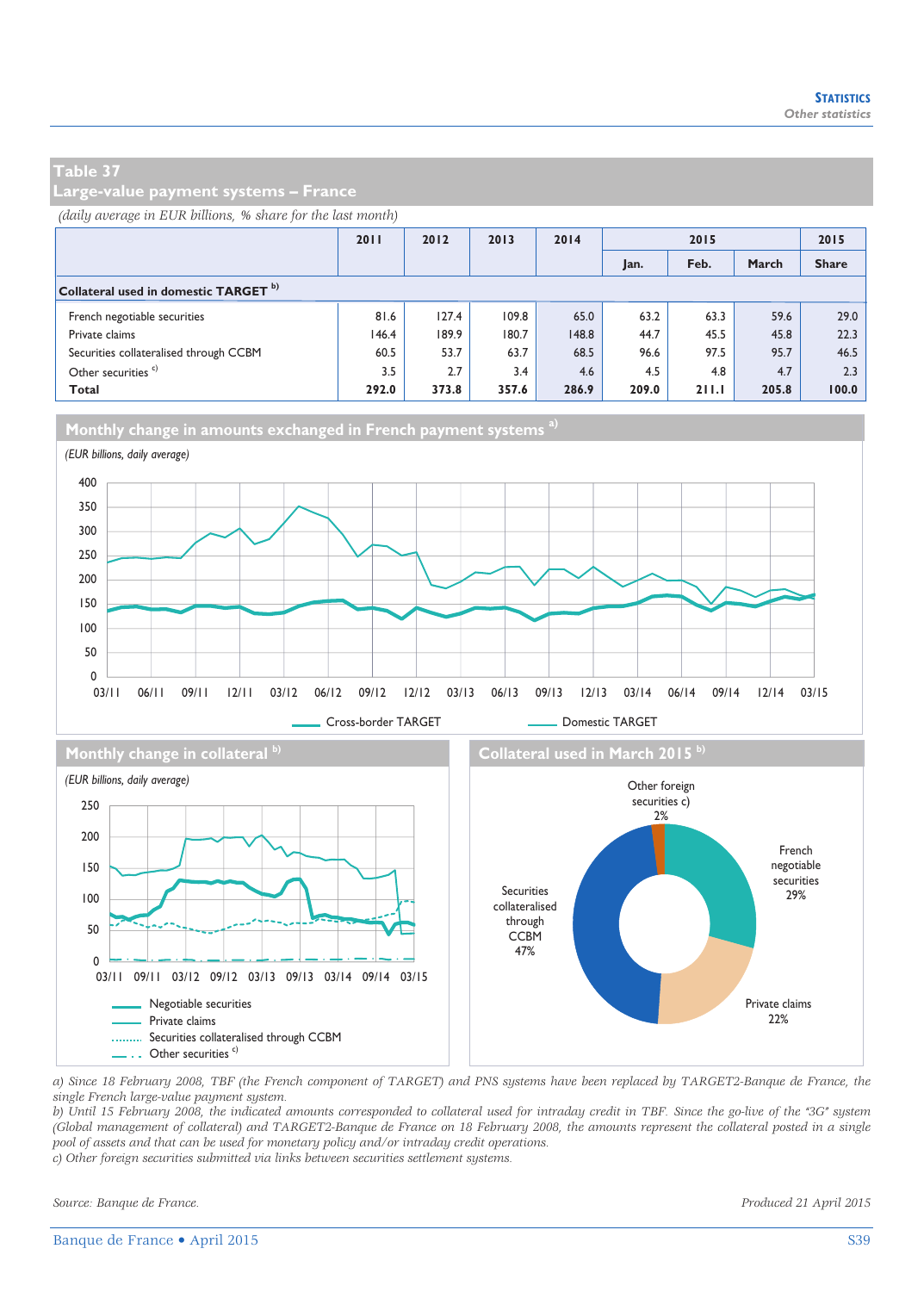## Table 37
## Large-value payment systems – France

*(daily average in EUR billions, % share for the last month)*

| | 2011 | 2012 | 2013 | 2014 | 2015 | | | 2015 |
|---|---|---|---|---|---|---|---|---|
| | | | | | Jan. | Feb. | March | Share |
| **Collateral used in domestic TARGET** [b] | | | | | | | | |
| French negotiable securities | 81.6 | 127.4 | 109.8 | 65.0 | 63.2 | 63.3 | 59.6 | 29.0 |
| Private claims | 146.4 | 189.9 | 180.7 | 148.8 | 44.7 | 45.5 | 45.8 | 22.3 |
| Securities collateralised through CCBM | 60.5 | 53.7 | 63.7 | 68.5 | 96.6 | 97.5 | 95.7 | 46.5 |
| Other securities [c] | 3.5 | 2.7 | 3.4 | 4.6 | 4.5 | 4.8 | 4.7 | 2.3 |
| **Total** | **292.0** | **373.8** | **357.6** | **286.9** | **209.0** | **211.1** | **205.8** | **100.0** |

### Monthly change in amounts exchanged in French payment systems [a]

*(EUR billions, daily average)*

### Monthly change in collateral [b]

*(EUR billions, daily average)*

### Collateral used in March 2015 [b]

*a) Since 18 February 2008, TBF (the French component of TARGET) and PNS systems have been replaced by TARGET2-Banque de France, the single French large-value payment system.*
*b) Until 15 February 2008, the indicated amounts corresponded to collateral used for intraday credit in TBF. Since the go-live of the "3G" system (Global management of collateral) and TARGET2-Banque de France on 18 February 2008, the amounts represent the collateral posted in a single pool of assets and that can be used for monetary policy and/or intraday credit operations.*
*c) Other foreign securities submitted via links between securities settlement systems.*

*Source: Banque de France.*

*Produced 21 April 2015*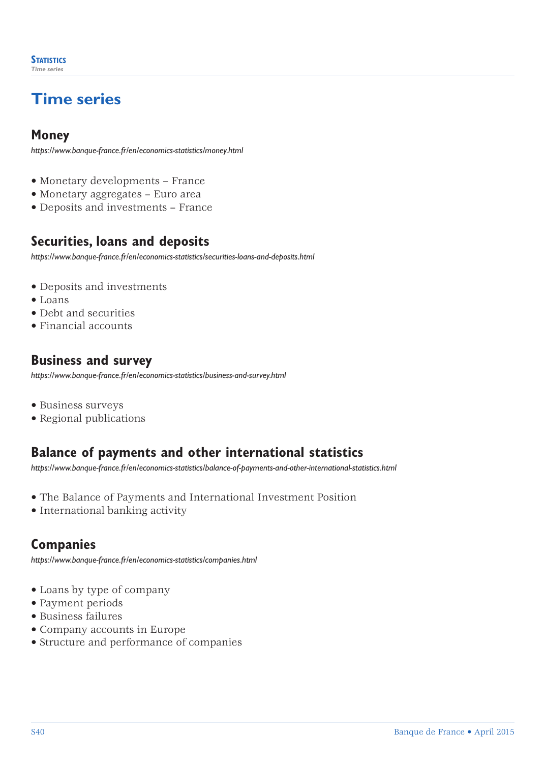# Time series

## Money

*https://www.banque-france.fr/en/economics-statistics/money.html*

- Monetary developments – France
- Monetary aggregates – Euro area
- Deposits and investments – France

## Securities, loans and deposits

*https://www.banque-france.fr/en/economics-statistics/securities-loans-and-deposits.html*

- Deposits and investments
- Loans
- Debt and securities
- Financial accounts

## Business and survey

*https://www.banque-france.fr/en/economics-statistics/business-and-survey.html*

- Business surveys
- Regional publications

## Balance of payments and other international statistics

*https://www.banque-france.fr/en/economics-statistics/balance-of-payments-and-other-international-statistics.html*

- The Balance of Payments and International Investment Position
- International banking activity

## Companies

*https://www.banque-france.fr/en/economics-statistics/companies.html*

- Loans by type of company
- Payment periods
- Business failures
- Company accounts in Europe
- Structure and performance of companies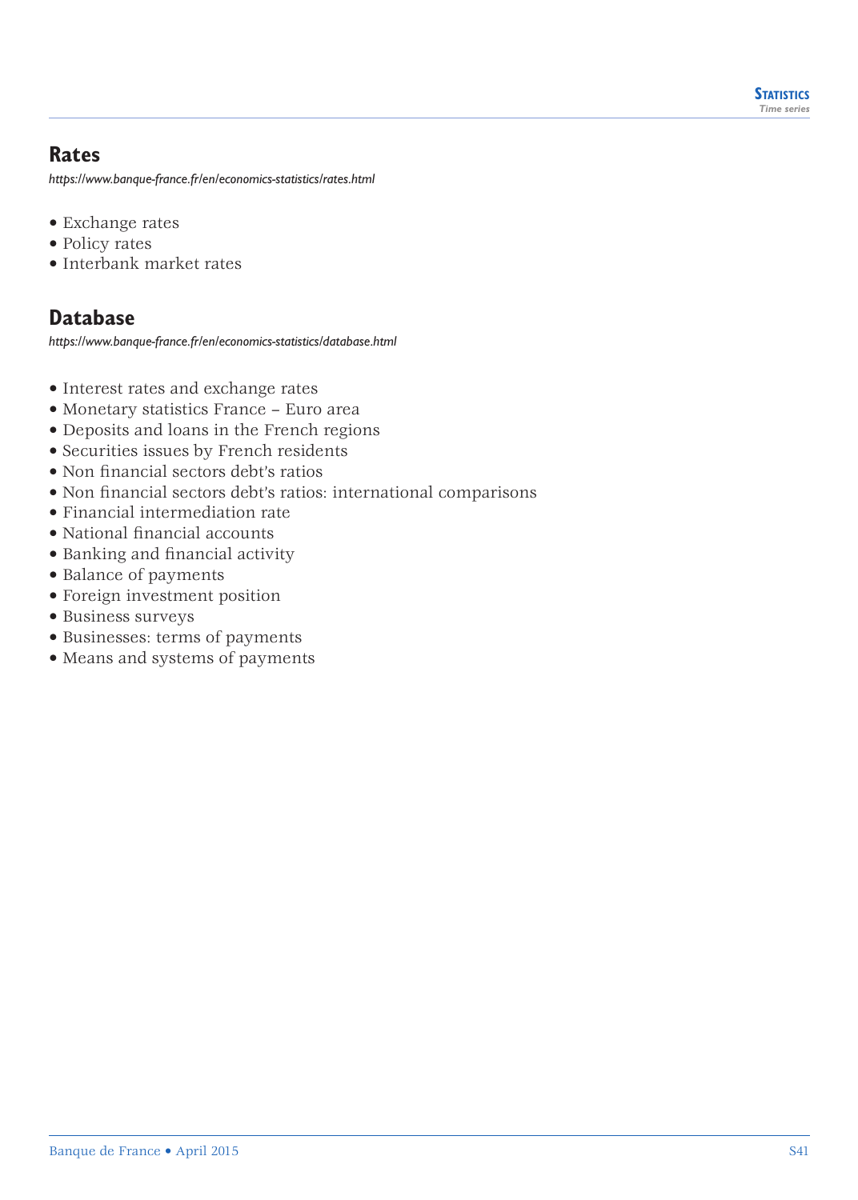## Rates

*https://www.banque-france.fr/en/economics-statistics/rates.html*

- Exchange rates
- Policy rates
- Interbank market rates

## Database

*https://www.banque-france.fr/en/economics-statistics/database.html*

- Interest rates and exchange rates
- Monetary statistics France – Euro area
- Deposits and loans in the French regions
- Securities issues by French residents
- Non financial sectors debt's ratios
- Non financial sectors debt's ratios: international comparisons
- Financial intermediation rate
- National financial accounts
- Banking and financial activity
- Balance of payments
- Foreign investment position
- Business surveys
- Businesses: terms of payments
- Means and systems of payments